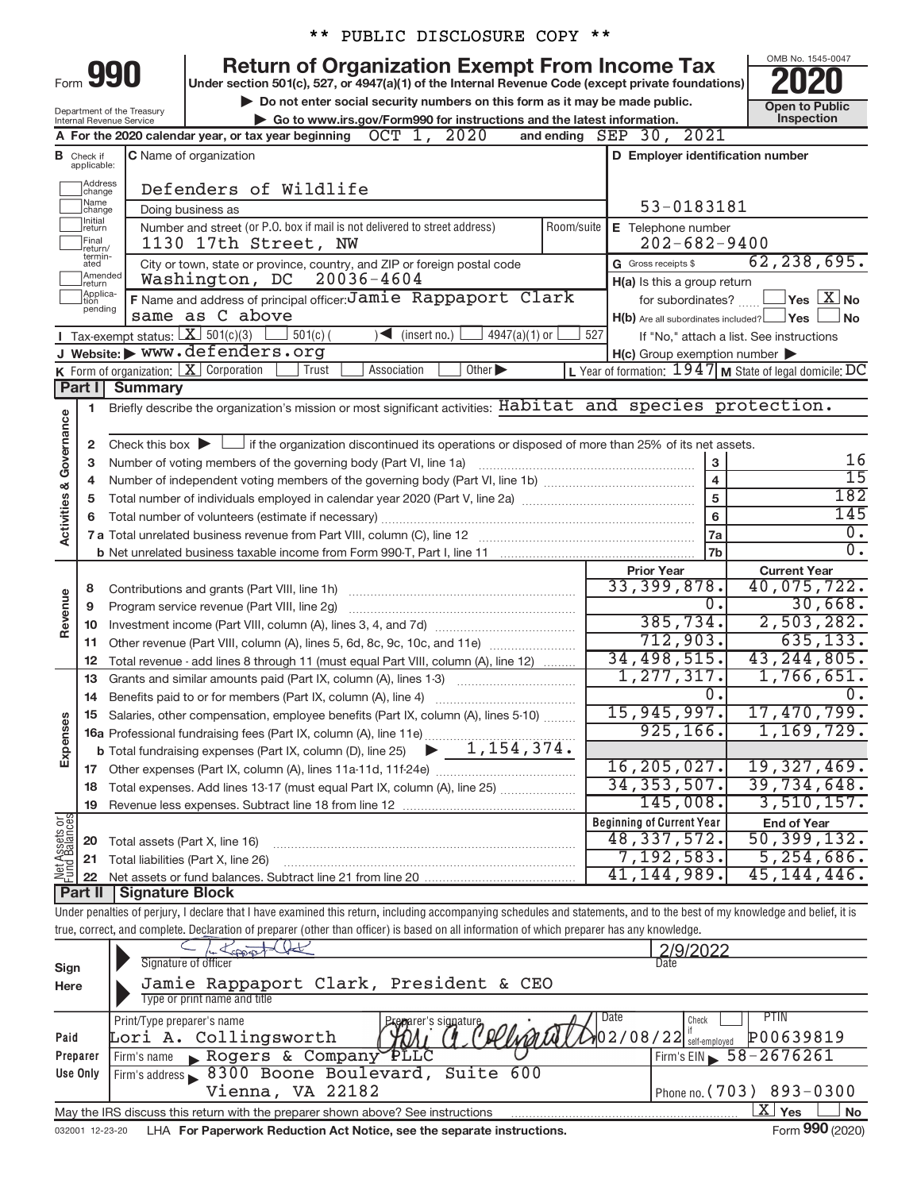** PUBLIC DISCLOSURE COPY **

# Form 990 — Return of Organization Exempt From Income Tax

Under section 501(c), 527, or 4947(a)(1) of the Internal Revenue Code (except private foundations)

▶ Do not enter social security numbers on this form as it may be made public.

▶ Go to www.irs.gov/Form990 for instructions and the latest information.

Department of the Treasury
Internal Revenue Service

OMB No. 1545-0047

**2020**

**Open to Public Inspection**

**A** For the 2020 calendar year, or tax year beginning OCT 1, 2020 and ending SEP 30, 2021

**B** Check if applicable: Address change; Name change; Initial return; Final return/terminated; Amended return; Application pending

**C** Name of organization: Defenders of Wildlife

Doing business as

Number and street (or P.O. box if mail is not delivered to street address): 1130 17th Street, NW — Room/suite

City or town, state or province, country, and ZIP or foreign postal code: Washington, DC 20036-4604

**D** Employer identification number: 53-0183181

**E** Telephone number: 202-682-9400

**G** Gross receipts $ 62,238,695.

**F** Name and address of principal officer: Jamie Rappaport Clark, same as C above

**H(a)** Is this a group return for subordinates? ☐ Yes ☒ No

**H(b)** Are all subordinates included? ☐ Yes ☐ No — If "No," attach a list. See instructions

**H(c)** Group exemption number ▶

**I** Tax-exempt status: ☒ 501(c)(3) ☐ 501(c)( ) ◀ (insert no.) ☐ 4947(a)(1) or ☐ 527

**J** Website: ▶ www.defenders.org

**K** Form of organization: ☒ Corporation ☐ Trust ☐ Association ☐ Other ▶

**L** Year of formation: 1947 **M** State of legal domicile: DC

## Part I Summary

**Activities & Governance**

| Line | Description | | Value |
|---|---|---|---|
| 1 | Briefly describe the organization's mission or most significant activities: Habitat and species protection. | | |
| 2 | Check this box ▶ ☐ if the organization discontinued its operations or disposed of more than 25% of its net assets. | | |
| 3 | Number of voting members of the governing body (Part VI, line 1a) | 3 | 16 |
| 4 | Number of independent voting members of the governing body (Part VI, line 1b) | 4 | 15 |
| 5 | Total number of individuals employed in calendar year 2020 (Part V, line 2a) | 5 | 182 |
| 6 | Total number of volunteers (estimate if necessary) | 6 | 145 |
| 7a | Total unrelated business revenue from Part VIII, column (C), line 12 | 7a | 0. |
| 7b | Net unrelated business taxable income from Form 990-T, Part I, line 11 | 7b | 0. |

| | Line | Description | Prior Year | Current Year |
|---|---|---|---|---|
| Revenue | 8 | Contributions and grants (Part VIII, line 1h) | 33,399,878. | 40,075,722. |
| | 9 | Program service revenue (Part VIII, line 2g) | 0. | 30,668. |
| | 10 | Investment income (Part VIII, column (A), lines 3, 4, and 7d) | 385,734. | 2,503,282. |
| | 11 | Other revenue (Part VIII, column (A), lines 5, 6d, 8c, 9c, 10c, and 11e) | 712,903. | 635,133. |
| | 12 | Total revenue - add lines 8 through 11 (must equal Part VIII, column (A), line 12) | 34,498,515. | 43,244,805. |
| Expenses | 13 | Grants and similar amounts paid (Part IX, column (A), lines 1-3) | 1,277,317. | 1,766,651. |
| | 14 | Benefits paid to or for members (Part IX, column (A), line 4) | 0. | 0. |
| | 15 | Salaries, other compensation, employee benefits (Part IX, column (A), lines 5-10) | 15,945,997. | 17,470,799. |
| | 16a | Professional fundraising fees (Part IX, column (A), line 11e) | 925,166. | 1,169,729. |
| | b | Total fundraising expenses (Part IX, column (D), line 25) ▶ 1,154,374. | | |
| | 17 | Other expenses (Part IX, column (A), lines 11a-11d, 11f-24e) | 16,205,027. | 19,327,469. |
| | 18 | Total expenses. Add lines 13-17 (must equal Part IX, column (A), line 25) | 34,353,507. | 39,734,648. |
| | 19 | Revenue less expenses. Subtract line 18 from line 12 | 145,008. | 3,510,157. |

| | Line | Description | Beginning of Current Year | End of Year |
|---|---|---|---|---|
| Net Assets or Fund Balances | 20 | Total assets (Part X, line 16) | 48,337,572. | 50,399,132. |
| | 21 | Total liabilities (Part X, line 26) | 7,192,583. | 5,254,686. |
| | 22 | Net assets or fund balances. Subtract line 21 from line 20 | 41,144,989. | 45,144,446. |

## Part II Signature Block

Under penalties of perjury, I declare that I have examined this return, including accompanying schedules and statements, and to the best of my knowledge and belief, it is true, correct, and complete. Declaration of preparer (other than officer) is based on all information of which preparer has any knowledge.

**Sign Here**

Signature of officer — Date: 2/9/2022

Jamie Rappaport Clark, President & CEO
Type or print name and title

**Paid Preparer Use Only**

| Print/Type preparer's name | Preparer's signature | Date | Check if self-employed | PTIN |
|---|---|---|---|---|
| Lori A. Collingsworth | | 02/08/22 | ☐ | P00639819 |

Firm's name ▶ Rogers & Company PLLC — Firm's EIN ▶ 58-2676261

Firm's address ▶ 8300 Boone Boulevard, Suite 600, Vienna, VA 22182 — Phone no. (703) 893-0300

May the IRS discuss this return with the preparer shown above? See instructions ☒ Yes ☐ No

032001 12-23-20 LHA For Paperwork Reduction Act Notice, see the separate instructions. Form **990** (2020)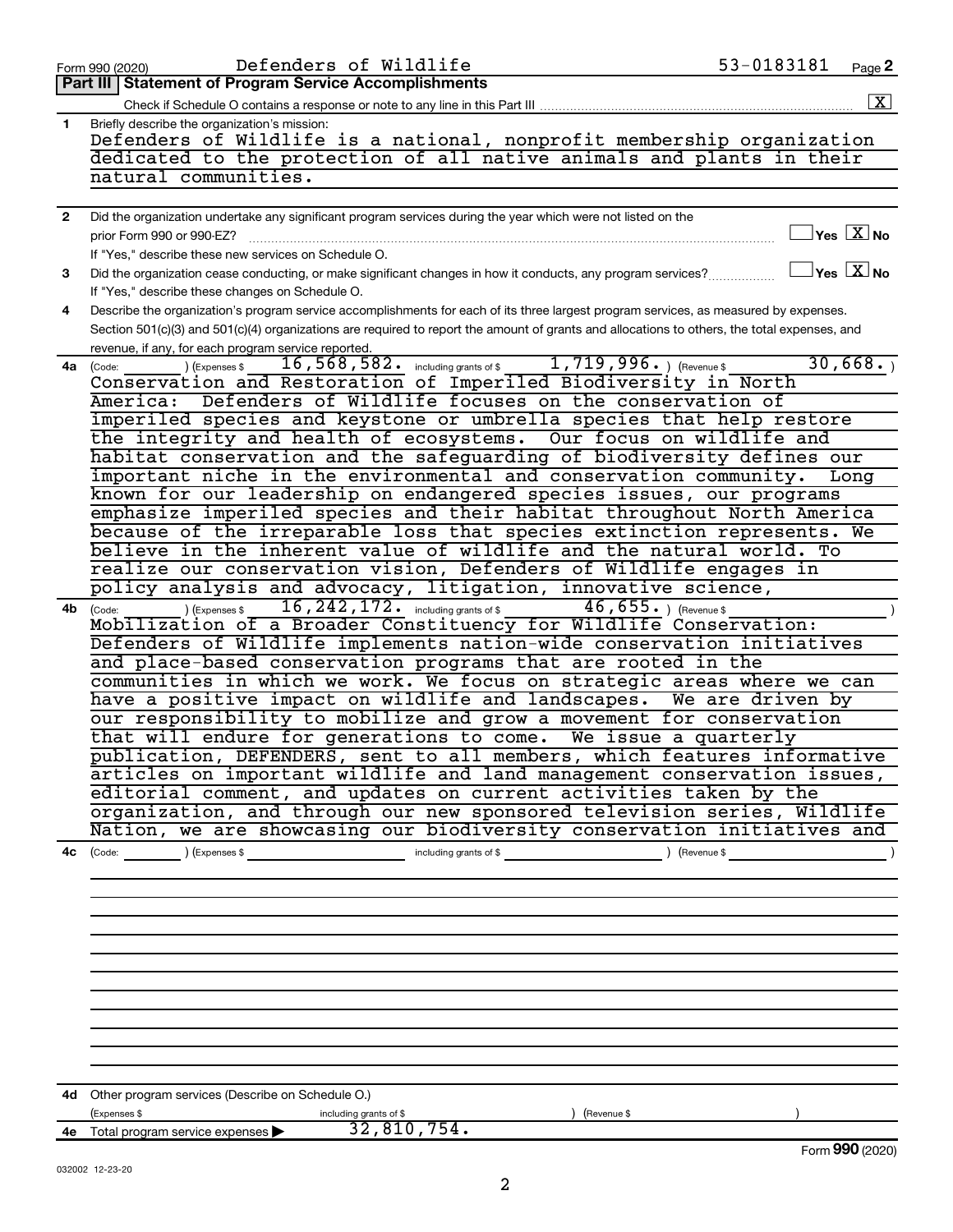Form 990 (2020) Defenders of Wildlife 53-0183181

## Part III | Statement of Program Service Accomplishments

Check if Schedule O contains a response or note to any line in this Part III ..... [X]

**1** Briefly describe the organization's mission:

Defenders of Wildlife is a national, nonprofit membership organization dedicated to the protection of all native animals and plants in their natural communities.

**2** Did the organization undertake any significant program services during the year which were not listed on the prior Form 990 or 990-EZ? ..... [ ] Yes [X] No

If "Yes," describe these new services on Schedule O.

**3** Did the organization cease conducting, or make significant changes in how it conducts, any program services? ..... [ ] Yes [X] No

If "Yes," describe these changes on Schedule O.

**4** Describe the organization's program service accomplishments for each of its three largest program services, as measured by expenses. Section 501(c)(3) and 501(c)(4) organizations are required to report the amount of grants and allocations to others, the total expenses, and revenue, if any, for each program service reported.

**4a** (Code: ) (Expenses $ 16,568,582. including grants of $ 1,719,996. ) (Revenue $ 30,668. )

Conservation and Restoration of Imperiled Biodiversity in North America: Defenders of Wildlife focuses on the conservation of imperiled species and keystone or umbrella species that help restore the integrity and health of ecosystems. Our focus on wildlife and habitat conservation and the safeguarding of biodiversity defines our important niche in the environmental and conservation community. Long known for our leadership on endangered species issues, our programs emphasize imperiled species and their habitat throughout North America because of the irreparable loss that species extinction represents. We believe in the inherent value of wildlife and the natural world. To realize our conservation vision, Defenders of Wildlife engages in policy analysis and advocacy, litigation, innovative science,

**4b** (Code: ) (Expenses $ 16,242,172. including grants of $ 46,655. ) (Revenue $ )

Mobilization of a Broader Constituency for Wildlife Conservation: Defenders of Wildlife implements nation-wide conservation initiatives and place-based conservation programs that are rooted in the communities in which we work. We focus on strategic areas where we can have a positive impact on wildlife and landscapes. We are driven by our responsibility to mobilize and grow a movement for conservation that will endure for generations to come. We issue a quarterly publication, DEFENDERS, sent to all members, which features informative articles on important wildlife and land management conservation issues, editorial comment, and updates on current activities taken by the organization, and through our new sponsored television series, Wildlife Nation, we are showcasing our biodiversity conservation initiatives and

**4c** (Code: ) (Expenses $ including grants of $ ) (Revenue $ )

**4d** Other program services (Describe on Schedule O.)

(Expenses $ including grants of $ ) (Revenue $ )

**4e** Total program service expenses ▶ 32,810,754.

Form **990** (2020)

032002 12-23-20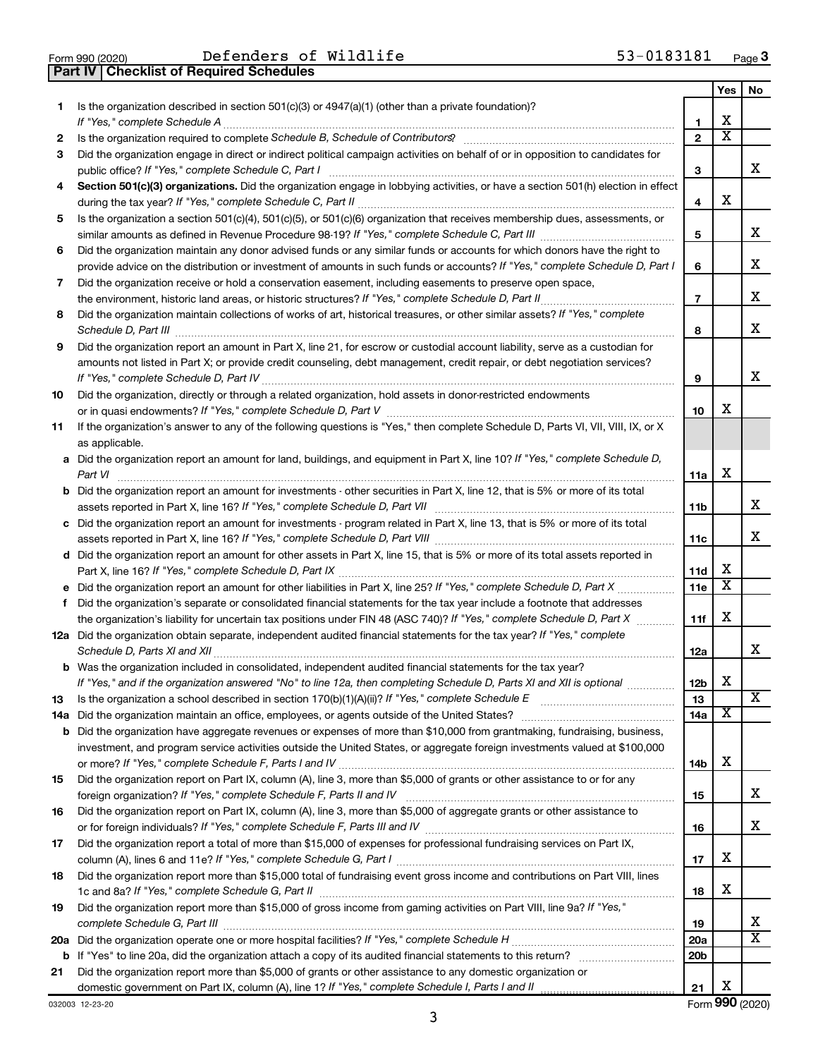Form 990 (2020) Defenders of Wildlife 53-0183181 Page 3

**Part IV | Checklist of Required Schedules**

| | | | Yes | No |
|---|---|---|---|---|
| 1 | Is the organization described in section 501(c)(3) or 4947(a)(1) (other than a private foundation)? *If "Yes," complete Schedule A* | 1 | X | |
| 2 | Is the organization required to complete *Schedule B, Schedule of Contributors*? | 2 | X | |
| 3 | Did the organization engage in direct or indirect political campaign activities on behalf of or in opposition to candidates for public office? *If "Yes," complete Schedule C, Part I* | 3 | | X |
| 4 | **Section 501(c)(3) organizations.** Did the organization engage in lobbying activities, or have a section 501(h) election in effect during the tax year? *If "Yes," complete Schedule C, Part II* | 4 | X | |
| 5 | Is the organization a section 501(c)(4), 501(c)(5), or 501(c)(6) organization that receives membership dues, assessments, or similar amounts as defined in Revenue Procedure 98-19? *If "Yes," complete Schedule C, Part III* | 5 | | X |
| 6 | Did the organization maintain any donor advised funds or any similar funds or accounts for which donors have the right to provide advice on the distribution or investment of amounts in such funds or accounts? *If "Yes," complete Schedule D, Part I* | 6 | | X |
| 7 | Did the organization receive or hold a conservation easement, including easements to preserve open space, the environment, historic land areas, or historic structures? *If "Yes," complete Schedule D, Part II* | 7 | | X |
| 8 | Did the organization maintain collections of works of art, historical treasures, or other similar assets? *If "Yes," complete Schedule D, Part III* | 8 | | X |
| 9 | Did the organization report an amount in Part X, line 21, for escrow or custodial account liability, serve as a custodian for amounts not listed in Part X; or provide credit counseling, debt management, credit repair, or debt negotiation services? *If "Yes," complete Schedule D, Part IV* | 9 | | X |
| 10 | Did the organization, directly or through a related organization, hold assets in donor-restricted endowments or in quasi endowments? *If "Yes," complete Schedule D, Part V* | 10 | X | |
| 11 | If the organization's answer to any of the following questions is "Yes," then complete Schedule D, Parts VI, VII, VIII, IX, or X as applicable. | | | |
| a | Did the organization report an amount for land, buildings, and equipment in Part X, line 10? *If "Yes," complete Schedule D, Part VI* | 11a | X | |
| b | Did the organization report an amount for investments - other securities in Part X, line 12, that is 5% or more of its total assets reported in Part X, line 16? *If "Yes," complete Schedule D, Part VII* | 11b | | X |
| c | Did the organization report an amount for investments - program related in Part X, line 13, that is 5% or more of its total assets reported in Part X, line 16? *If "Yes," complete Schedule D, Part VIII* | 11c | | X |
| d | Did the organization report an amount for other assets in Part X, line 15, that is 5% or more of its total assets reported in Part X, line 16? *If "Yes," complete Schedule D, Part IX* | 11d | X | |
| e | Did the organization report an amount for other liabilities in Part X, line 25? *If "Yes," complete Schedule D, Part X* | 11e | X | |
| f | Did the organization's separate or consolidated financial statements for the tax year include a footnote that addresses the organization's liability for uncertain tax positions under FIN 48 (ASC 740)? *If "Yes," complete Schedule D, Part X* | 11f | X | |
| 12a | Did the organization obtain separate, independent audited financial statements for the tax year? *If "Yes," complete Schedule D, Parts XI and XII* | 12a | | X |
| b | Was the organization included in consolidated, independent audited financial statements for the tax year? *If "Yes," and if the organization answered "No" to line 12a, then completing Schedule D, Parts XI and XII is optional* | 12b | X | |
| 13 | Is the organization a school described in section 170(b)(1)(A)(ii)? *If "Yes," complete Schedule E* | 13 | | X |
| 14a | Did the organization maintain an office, employees, or agents outside of the United States? | 14a | X | |
| b | Did the organization have aggregate revenues or expenses of more than $10,000 from grantmaking, fundraising, business, investment, and program service activities outside the United States, or aggregate foreign investments valued at $100,000 or more? *If "Yes," complete Schedule F, Parts I and IV* | 14b | X | |
| 15 | Did the organization report on Part IX, column (A), line 3, more than $5,000 of grants or other assistance to or for any foreign organization? *If "Yes," complete Schedule F, Parts II and IV* | 15 | | X |
| 16 | Did the organization report on Part IX, column (A), line 3, more than $5,000 of aggregate grants or other assistance to or for foreign individuals? *If "Yes," complete Schedule F, Parts III and IV* | 16 | | X |
| 17 | Did the organization report a total of more than $15,000 of expenses for professional fundraising services on Part IX, column (A), lines 6 and 11e? *If "Yes," complete Schedule G, Part I* | 17 | X | |
| 18 | Did the organization report more than $15,000 total of fundraising event gross income and contributions on Part VIII, lines 1c and 8a? *If "Yes," complete Schedule G, Part II* | 18 | X | |
| 19 | Did the organization report more than $15,000 of gross income from gaming activities on Part VIII, line 9a? *If "Yes," complete Schedule G, Part III* | 19 | | X |
| 20a | Did the organization operate one or more hospital facilities? *If "Yes," complete Schedule H* | 20a | | X |
| b | If "Yes" to line 20a, did the organization attach a copy of its audited financial statements to this return? | 20b | | |
| 21 | Did the organization report more than $5,000 of grants or other assistance to any domestic organization or domestic government on Part IX, column (A), line 1? *If "Yes," complete Schedule I, Parts I and II* | 21 | X | |

032003 12-23-20 Form **990** (2020)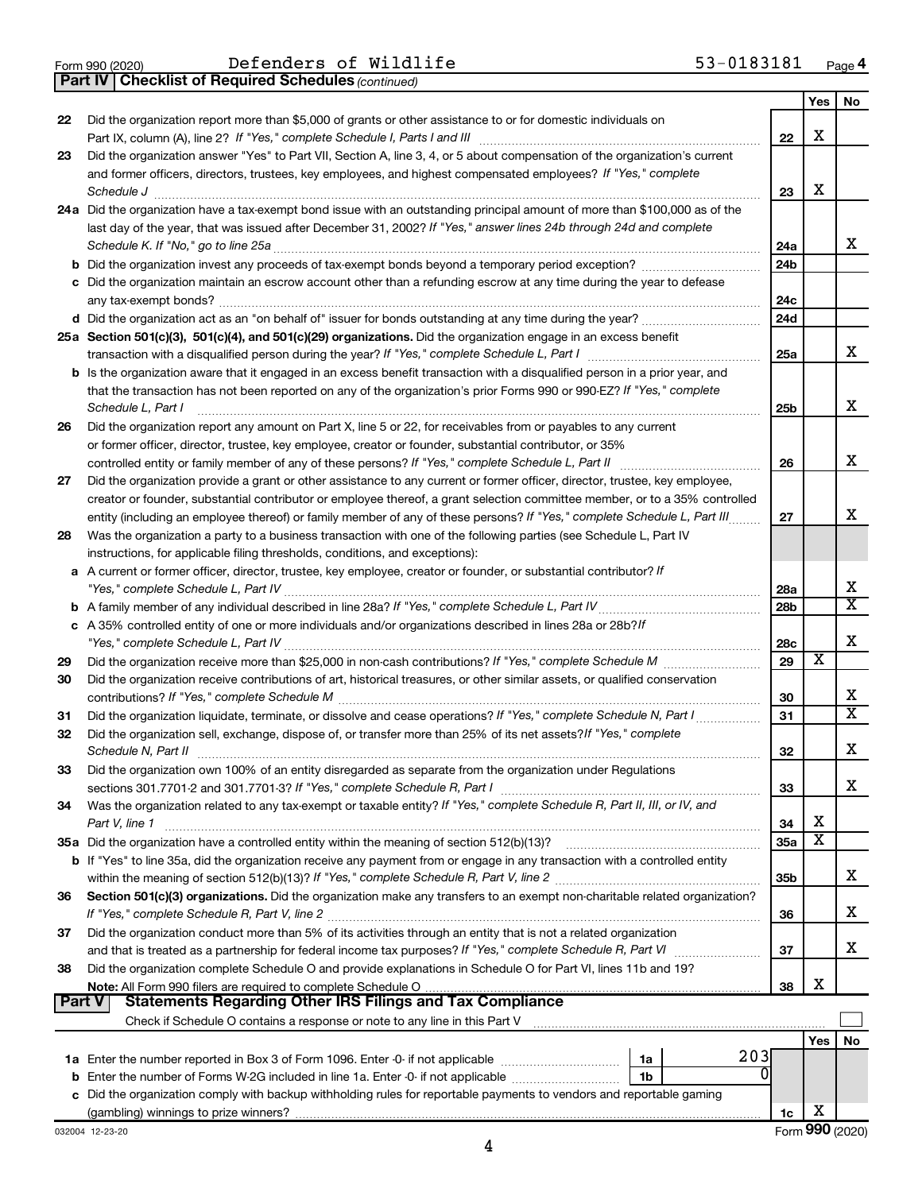Form 990 (2020) Defenders of Wildlife 53-0183181 Page 4

**Part IV | Checklist of Required Schedules** *(continued)*

| | | | Yes | No |
|---|---|---|---|---|
| 22 | Did the organization report more than $5,000 of grants or other assistance to or for domestic individuals on Part IX, column (A), line 2? *If "Yes," complete Schedule I, Parts I and III* | 22 | X | |
| 23 | Did the organization answer "Yes" to Part VII, Section A, line 3, 4, or 5 about compensation of the organization's current and former officers, directors, trustees, key employees, and highest compensated employees? *If "Yes," complete Schedule J* | 23 | X | |
| 24a | Did the organization have a tax-exempt bond issue with an outstanding principal amount of more than $100,000 as of the last day of the year, that was issued after December 31, 2002? *If "Yes," answer lines 24b through 24d and complete Schedule K. If "No," go to line 25a* | 24a | | X |
| b | Did the organization invest any proceeds of tax-exempt bonds beyond a temporary period exception? | 24b | | |
| c | Did the organization maintain an escrow account other than a refunding escrow at any time during the year to defease any tax-exempt bonds? | 24c | | |
| d | Did the organization act as an "on behalf of" issuer for bonds outstanding at any time during the year? | 24d | | |
| 25a | **Section 501(c)(3), 501(c)(4), and 501(c)(29) organizations.** Did the organization engage in an excess benefit transaction with a disqualified person during the year? *If "Yes," complete Schedule L, Part I* | 25a | | X |
| b | Is the organization aware that it engaged in an excess benefit transaction with a disqualified person in a prior year, and that the transaction has not been reported on any of the organization's prior Forms 990 or 990-EZ? *If "Yes," complete Schedule L, Part I* | 25b | | X |
| 26 | Did the organization report any amount on Part X, line 5 or 22, for receivables from or payables to any current or former officer, director, trustee, key employee, creator or founder, substantial contributor, or 35% controlled entity or family member of any of these persons? *If "Yes," complete Schedule L, Part II* | 26 | | X |
| 27 | Did the organization provide a grant or other assistance to any current or former officer, director, trustee, key employee, creator or founder, substantial contributor or employee thereof, a grant selection committee member, or to a 35% controlled entity (including an employee thereof) or family member of any of these persons? *If "Yes," complete Schedule L, Part III* | 27 | | X |
| 28 | Was the organization a party to a business transaction with one of the following parties (see Schedule L, Part IV instructions, for applicable filing thresholds, conditions, and exceptions): | | | |
| a | A current or former officer, director, trustee, key employee, creator or founder, or substantial contributor? *If "Yes," complete Schedule L, Part IV* | 28a | | X |
| b | A family member of any individual described in line 28a? *If "Yes," complete Schedule L, Part IV* | 28b | | X |
| c | A 35% controlled entity of one or more individuals and/or organizations described in lines 28a or 28b? *If "Yes," complete Schedule L, Part IV* | 28c | | X |
| 29 | Did the organization receive more than $25,000 in non-cash contributions? *If "Yes," complete Schedule M* | 29 | X | |
| 30 | Did the organization receive contributions of art, historical treasures, or other similar assets, or qualified conservation contributions? *If "Yes," complete Schedule M* | 30 | | X |
| 31 | Did the organization liquidate, terminate, or dissolve and cease operations? *If "Yes," complete Schedule N, Part I* | 31 | | X |
| 32 | Did the organization sell, exchange, dispose of, or transfer more than 25% of its net assets? *If "Yes," complete Schedule N, Part II* | 32 | | X |
| 33 | Did the organization own 100% of an entity disregarded as separate from the organization under Regulations sections 301.7701-2 and 301.7701-3? *If "Yes," complete Schedule R, Part I* | 33 | | X |
| 34 | Was the organization related to any tax-exempt or taxable entity? *If "Yes," complete Schedule R, Part II, III, or IV, and Part V, line 1* | 34 | X | |
| 35a | Did the organization have a controlled entity within the meaning of section 512(b)(13)? | 35a | X | |
| b | If "Yes" to line 35a, did the organization receive any payment from or engage in any transaction with a controlled entity within the meaning of section 512(b)(13)? *If "Yes," complete Schedule R, Part V, line 2* | 35b | | X |
| 36 | **Section 501(c)(3) organizations.** Did the organization make any transfers to an exempt non-charitable related organization? *If "Yes," complete Schedule R, Part V, line 2* | 36 | | X |
| 37 | Did the organization conduct more than 5% of its activities through an entity that is not a related organization and that is treated as a partnership for federal income tax purposes? *If "Yes," complete Schedule R, Part VI* | 37 | | X |
| 38 | Did the organization complete Schedule O and provide explanations in Schedule O for Part VI, lines 11b and 19? **Note:** All Form 990 filers are required to complete Schedule O | 38 | X | |

**Part V | Statements Regarding Other IRS Filings and Tax Compliance**

Check if Schedule O contains a response or note to any line in this Part V ☐

| | | | | | Yes | No |
|---|---|---|---|---|---|---|
| 1a | Enter the number reported in Box 3 of Form 1096. Enter -0- if not applicable | 1a | 203 | | | |
| b | Enter the number of Forms W-2G included in line 1a. Enter -0- if not applicable | 1b | 0 | | | |
| c | Did the organization comply with backup withholding rules for reportable payments to vendors and reportable gaming (gambling) winnings to prize winners? | | | 1c | X | |

032004 12-23-20 Form **990** (2020)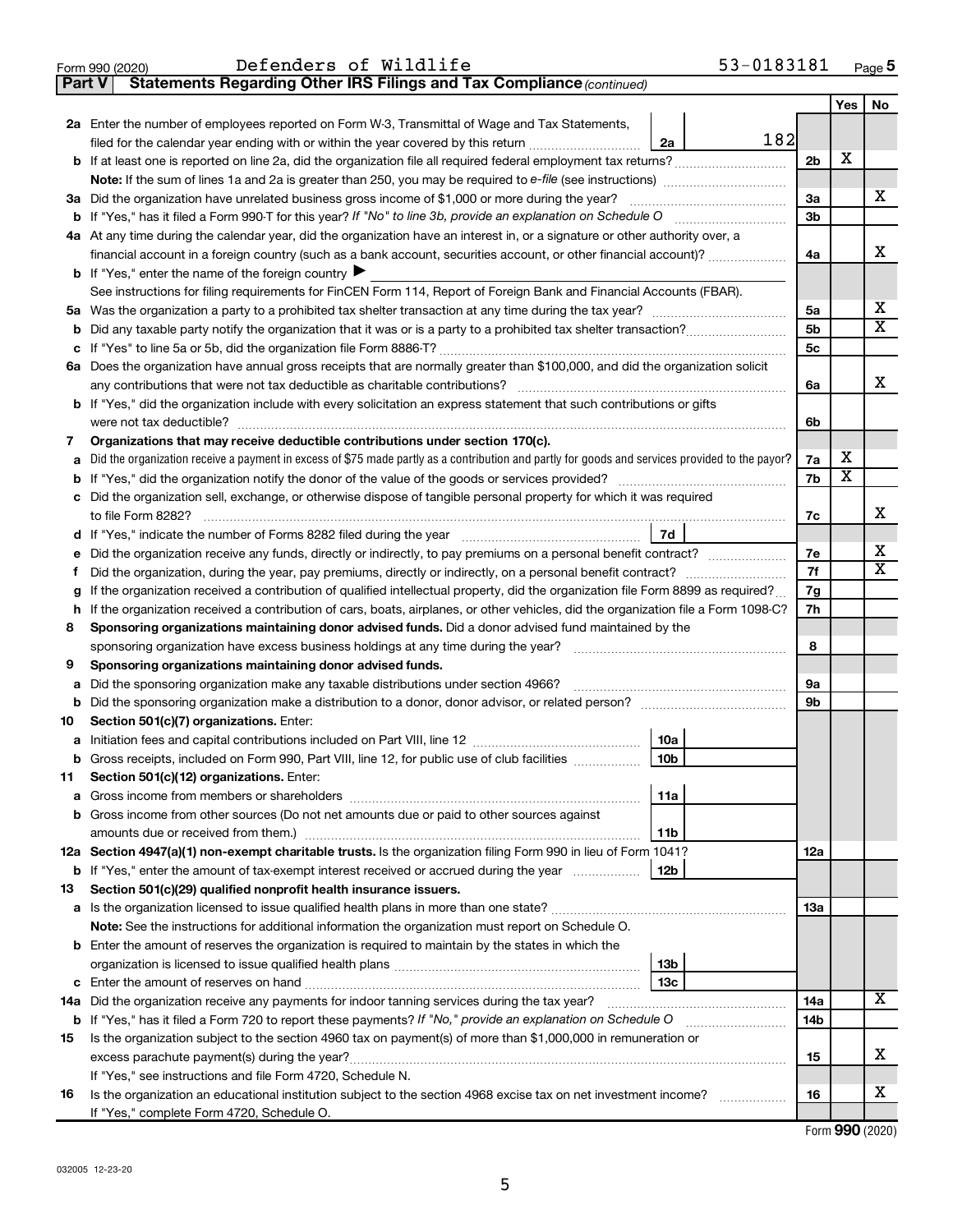Form 990 (2020) Defenders of Wildlife 53-0183181 Page 5

**Part V Statements Regarding Other IRS Filings and Tax Compliance** *(continued)*

| | | | | Yes | No |
|---|---|---|---|---|---|
| **2a** | Enter the number of employees reported on Form W-3, Transmittal of Wage and Tax Statements, filed for the calendar year ending with or within the year covered by this return | 2a | 182 | | |
| **b** | If at least one is reported on line 2a, did the organization file all required federal employment tax returns? | | 2b | X | |
| | **Note:** If the sum of lines 1a and 2a is greater than 250, you may be required to *e-file* (see instructions) | | | | |
| **3a** | Did the organization have unrelated business gross income of $1,000 or more during the year? | | 3a | | X |
| **b** | If "Yes," has it filed a Form 990-T for this year? *If "No" to line 3b, provide an explanation on Schedule O* | | 3b | | |
| **4a** | At any time during the calendar year, did the organization have an interest in, or a signature or other authority over, a financial account in a foreign country (such as a bank account, securities account, or other financial account)? | | 4a | | X |
| **b** | If "Yes," enter the name of the foreign country ▶ | | | | |
| | See instructions for filing requirements for FinCEN Form 114, Report of Foreign Bank and Financial Accounts (FBAR). | | | | |
| **5a** | Was the organization a party to a prohibited tax shelter transaction at any time during the tax year? | | 5a | | X |
| **b** | Did any taxable party notify the organization that it was or is a party to a prohibited tax shelter transaction? | | 5b | | X |
| **c** | If "Yes" to line 5a or 5b, did the organization file Form 8886-T? | | 5c | | |
| **6a** | Does the organization have annual gross receipts that are normally greater than $100,000, and did the organization solicit any contributions that were not tax deductible as charitable contributions? | | 6a | | X |
| **b** | If "Yes," did the organization include with every solicitation an express statement that such contributions or gifts were not tax deductible? | | 6b | | |
| **7** | **Organizations that may receive deductible contributions under section 170(c).** | | | | |
| **a** | Did the organization receive a payment in excess of $75 made partly as a contribution and partly for goods and services provided to the payor? | | 7a | X | |
| **b** | If "Yes," did the organization notify the donor of the value of the goods or services provided? | | 7b | X | |
| **c** | Did the organization sell, exchange, or otherwise dispose of tangible personal property for which it was required to file Form 8282? | | 7c | | X |
| **d** | If "Yes," indicate the number of Forms 8282 filed during the year | 7d | | | |
| **e** | Did the organization receive any funds, directly or indirectly, to pay premiums on a personal benefit contract? | | 7e | | X |
| **f** | Did the organization, during the year, pay premiums, directly or indirectly, on a personal benefit contract? | | 7f | | X |
| **g** | If the organization received a contribution of qualified intellectual property, did the organization file Form 8899 as required? | | 7g | | |
| **h** | If the organization received a contribution of cars, boats, airplanes, or other vehicles, did the organization file a Form 1098-C? | | 7h | | |
| **8** | **Sponsoring organizations maintaining donor advised funds.** Did a donor advised fund maintained by the sponsoring organization have excess business holdings at any time during the year? | | 8 | | |
| **9** | **Sponsoring organizations maintaining donor advised funds.** | | | | |
| **a** | Did the sponsoring organization make any taxable distributions under section 4966? | | 9a | | |
| **b** | Did the sponsoring organization make a distribution to a donor, donor advisor, or related person? | | 9b | | |
| **10** | **Section 501(c)(7) organizations.** Enter: | | | | |
| **a** | Initiation fees and capital contributions included on Part VIII, line 12 | 10a | | | |
| **b** | Gross receipts, included on Form 990, Part VIII, line 12, for public use of club facilities | 10b | | | |
| **11** | **Section 501(c)(12) organizations.** Enter: | | | | |
| **a** | Gross income from members or shareholders | 11a | | | |
| **b** | Gross income from other sources (Do not net amounts due or paid to other sources against amounts due or received from them.) | 11b | | | |
| **12a** | **Section 4947(a)(1) non-exempt charitable trusts.** Is the organization filing Form 990 in lieu of Form 1041? | | 12a | | |
| **b** | If "Yes," enter the amount of tax-exempt interest received or accrued during the year | 12b | | | |
| **13** | **Section 501(c)(29) qualified nonprofit health insurance issuers.** | | | | |
| **a** | Is the organization licensed to issue qualified health plans in more than one state? | | 13a | | |
| | **Note:** See the instructions for additional information the organization must report on Schedule O. | | | | |
| **b** | Enter the amount of reserves the organization is required to maintain by the states in which the organization is licensed to issue qualified health plans | 13b | | | |
| **c** | Enter the amount of reserves on hand | 13c | | | |
| **14a** | Did the organization receive any payments for indoor tanning services during the tax year? | | 14a | | X |
| **b** | If "Yes," has it filed a Form 720 to report these payments? *If "No," provide an explanation on Schedule O* | | 14b | | |
| **15** | Is the organization subject to the section 4960 tax on payment(s) of more than $1,000,000 in remuneration or excess parachute payment(s) during the year? | | 15 | | X |
| | If "Yes," see instructions and file Form 4720, Schedule N. | | | | |
| **16** | Is the organization an educational institution subject to the section 4968 excise tax on net investment income? | | 16 | | X |
| | If "Yes," complete Form 4720, Schedule O. | | | | |

Form **990** (2020)

032005 12-23-20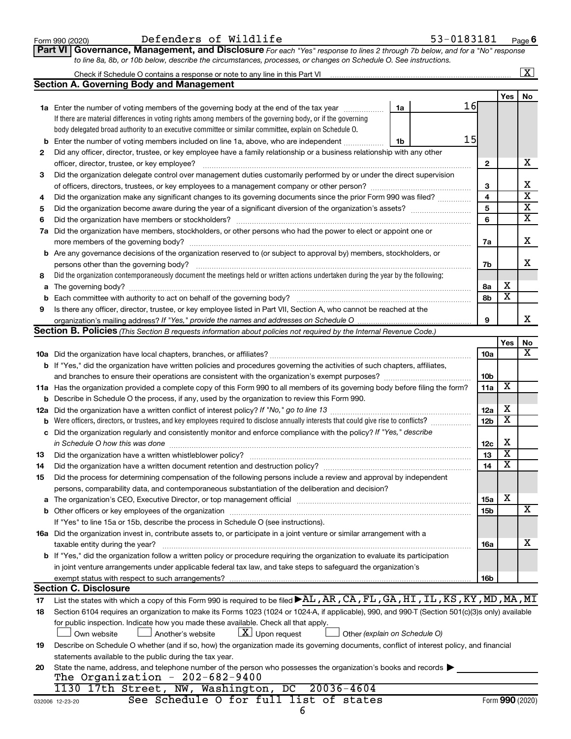Form 990 (2020) Defenders of Wildlife 53-0183181 Page 6

**Part VI Governance, Management, and Disclosure** *For each "Yes" response to lines 2 through 7b below, and for a "No" response to line 8a, 8b, or 10b below, describe the circumstances, processes, or changes on Schedule O. See instructions.*

Check if Schedule O contains a response or note to any line in this Part VI ..... [X]

## Section A. Governing Body and Management

| | | | | Yes | No |
|---|---|---|---|---|---|
| **1a** | Enter the number of voting members of the governing body at the end of the tax year ..... **1a** 16<br>If there are material differences in voting rights among members of the governing body, or if the governing body delegated broad authority to an executive committee or similar committee, explain on Schedule O. | | | | |
| **b** | Enter the number of voting members included on line 1a, above, who are independent ..... **1b** 15 | | | | |
| **2** | Did any officer, director, trustee, or key employee have a family relationship or a business relationship with any other officer, director, trustee, or key employee? | | 2 | | X |
| **3** | Did the organization delegate control over management duties customarily performed by or under the direct supervision of officers, directors, trustees, or key employees to a management company or other person? | | 3 | | X |
| **4** | Did the organization make any significant changes to its governing documents since the prior Form 990 was filed? | | 4 | | X |
| **5** | Did the organization become aware during the year of a significant diversion of the organization's assets? | | 5 | | X |
| **6** | Did the organization have members or stockholders? | | 6 | | X |
| **7a** | Did the organization have members, stockholders, or other persons who had the power to elect or appoint one or more members of the governing body? | | 7a | | X |
| **b** | Are any governance decisions of the organization reserved to (or subject to approval by) members, stockholders, or persons other than the governing body? | | 7b | | X |
| **8** | Did the organization contemporaneously document the meetings held or written actions undertaken during the year by the following: | | | | |
| **a** | The governing body? | | 8a | X | |
| **b** | Each committee with authority to act on behalf of the governing body? | | 8b | X | |
| **9** | Is there any officer, director, trustee, or key employee listed in Part VII, Section A, who cannot be reached at the organization's mailing address? *If "Yes," provide the names and addresses on Schedule O* | | 9 | | X |

## Section B. Policies *(This Section B requests information about policies not required by the Internal Revenue Code.)*

| | | | Yes | No |
|---|---|---|---|---|
| **10a** | Did the organization have local chapters, branches, or affiliates? | 10a | | X |
| **b** | If "Yes," did the organization have written policies and procedures governing the activities of such chapters, affiliates, and branches to ensure their operations are consistent with the organization's exempt purposes? | 10b | | |
| **11a** | Has the organization provided a complete copy of this Form 990 to all members of its governing body before filing the form? | 11a | X | |
| **b** | Describe in Schedule O the process, if any, used by the organization to review this Form 990. | | | |
| **12a** | Did the organization have a written conflict of interest policy? *If "No," go to line 13* | 12a | X | |
| **b** | Were officers, directors, or trustees, and key employees required to disclose annually interests that could give rise to conflicts? | 12b | X | |
| **c** | Did the organization regularly and consistently monitor and enforce compliance with the policy? *If "Yes," describe in Schedule O how this was done* | 12c | X | |
| **13** | Did the organization have a written whistleblower policy? | 13 | X | |
| **14** | Did the organization have a written document retention and destruction policy? | 14 | X | |
| **15** | Did the process for determining compensation of the following persons include a review and approval by independent persons, comparability data, and contemporaneous substantiation of the deliberation and decision? | | | |
| **a** | The organization's CEO, Executive Director, or top management official | 15a | X | |
| **b** | Other officers or key employees of the organization<br>If "Yes" to line 15a or 15b, describe the process in Schedule O (see instructions). | 15b | | X |
| **16a** | Did the organization invest in, contribute assets to, or participate in a joint venture or similar arrangement with a taxable entity during the year? | 16a | | X |
| **b** | If "Yes," did the organization follow a written policy or procedure requiring the organization to evaluate its participation in joint venture arrangements under applicable federal tax law, and take steps to safeguard the organization's exempt status with respect to such arrangements? | 16b | | |

## Section C. Disclosure

**17** List the states with which a copy of this Form 990 is required to be filed ▶ AL,AR,CA,FL,GA,HI,IL,KS,KY,MD,MA,MI

**18** Section 6104 requires an organization to make its Forms 1023 (1024 or 1024-A, if applicable), 990, and 990-T (Section 501(c)(3)s only) available for public inspection. Indicate how you made these available. Check all that apply.

[ ] Own website [ ] Another's website [X] Upon request [ ] Other *(explain on Schedule O)*

**19** Describe on Schedule O whether (and if so, how) the organization made its governing documents, conflict of interest policy, and financial statements available to the public during the tax year.

**20** State the name, address, and telephone number of the person who possesses the organization's books and records ▶
The Organization - 202-682-9400
1130 17th Street, NW, Washington, DC 20036-4604

See Schedule O for full list of states

032006 12-23-20 Form **990** (2020)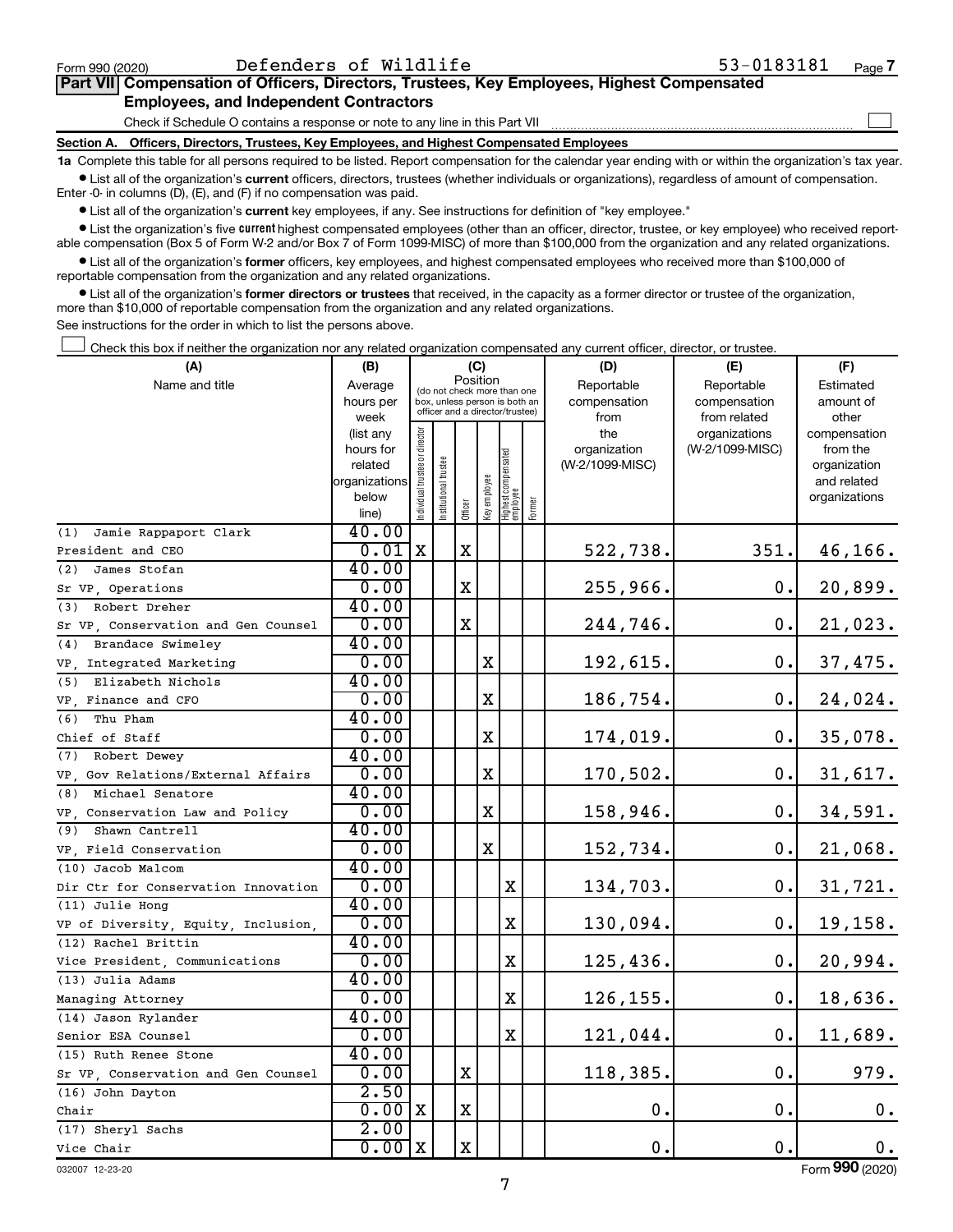Form 990 (2020) Defenders of Wildlife 53-0183181

## Part VII Compensation of Officers, Directors, Trustees, Key Employees, Highest Compensated Employees, and Independent Contractors

Check if Schedule O contains a response or note to any line in this Part VII ☐

### Section A. Officers, Directors, Trustees, Key Employees, and Highest Compensated Employees

**1a** Complete this table for all persons required to be listed. Report compensation for the calendar year ending with or within the organization's tax year.

- List all of the organization's **current** officers, directors, trustees (whether individuals or organizations), regardless of amount of compensation. Enter -0- in columns (D), (E), and (F) if no compensation was paid.
- List all of the organization's **current** key employees, if any. See instructions for definition of "key employee."
- List the organization's five **current** highest compensated employees (other than an officer, director, trustee, or key employee) who received reportable compensation (Box 5 of Form W-2 and/or Box 7 of Form 1099-MISC) of more than $100,000 from the organization and any related organizations.
- List all of the organization's **former** officers, key employees, and highest compensated employees who received more than $100,000 of reportable compensation from the organization and any related organizations.
- List all of the organization's **former directors or trustees** that received, in the capacity as a former director or trustee of the organization, more than $10,000 of reportable compensation from the organization and any related organizations.

See instructions for the order in which to list the persons above.

☐ Check this box if neither the organization nor any related organization compensated any current officer, director, or trustee.

| (A) Name and title | (B) Average hours per week (list any hours for related organizations below line) | (C) Position (do not check more than one box, unless person is both an officer and a director/trustee) | | | | | | (D) Reportable compensation from the organization (W-2/1099-MISC) | (E) Reportable compensation from related organizations (W-2/1099-MISC) | (F) Estimated amount of other compensation from the organization and related organizations |
|---|---|---|---|---|---|---|---|---|---|---|
| | | Individual trustee or director | Institutional trustee | Officer | Key employee | Highest compensated employee | Former | | | |
| (1) Jamie Rappaport Clark<br>President and CEO | 40.00<br>0.01 | X | | X | | | | 522,738. | 351. | 46,166. |
| (2) James Stofan<br>Sr VP, Operations | 40.00<br>0.00 | | | X | | | | 255,966. | 0. | 20,899. |
| (3) Robert Dreher<br>Sr VP, Conservation and Gen Counsel | 40.00<br>0.00 | | | X | | | | 244,746. | 0. | 21,023. |
| (4) Brandace Swimeley<br>VP, Integrated Marketing | 40.00<br>0.00 | | | | X | | | 192,615. | 0. | 37,475. |
| (5) Elizabeth Nichols<br>VP, Finance and CFO | 40.00<br>0.00 | | | | X | | | 186,754. | 0. | 24,024. |
| (6) Thu Pham<br>Chief of Staff | 40.00<br>0.00 | | | | X | | | 174,019. | 0. | 35,078. |
| (7) Robert Dewey<br>VP, Gov Relations/External Affairs | 40.00<br>0.00 | | | | X | | | 170,502. | 0. | 31,617. |
| (8) Michael Senatore<br>VP, Conservation Law and Policy | 40.00<br>0.00 | | | | X | | | 158,946. | 0. | 34,591. |
| (9) Shawn Cantrell<br>VP, Field Conservation | 40.00<br>0.00 | | | | X | | | 152,734. | 0. | 21,068. |
| (10) Jacob Malcom<br>Dir Ctr for Conservation Innovation | 40.00<br>0.00 | | | | | X | | 134,703. | 0. | 31,721. |
| (11) Julie Hong<br>VP of Diversity, Equity, Inclusion, | 40.00<br>0.00 | | | | | X | | 130,094. | 0. | 19,158. |
| (12) Rachel Brittin<br>Vice President, Communications | 40.00<br>0.00 | | | | | X | | 125,436. | 0. | 20,994. |
| (13) Julia Adams<br>Managing Attorney | 40.00<br>0.00 | | | | | X | | 126,155. | 0. | 18,636. |
| (14) Jason Rylander<br>Senior ESA Counsel | 40.00<br>0.00 | | | | | X | | 121,044. | 0. | 11,689. |
| (15) Ruth Renee Stone<br>Sr VP, Conservation and Gen Counsel | 40.00<br>0.00 | | | X | | | | 118,385. | 0. | 979. |
| (16) John Dayton<br>Chair | 2.50<br>0.00 | X | | X | | | | 0. | 0. | 0. |
| (17) Sheryl Sachs<br>Vice Chair | 2.00<br>0.00 | X | | X | | | | 0. | 0. | 0. |

032007 12-23-20 Form **990** (2020)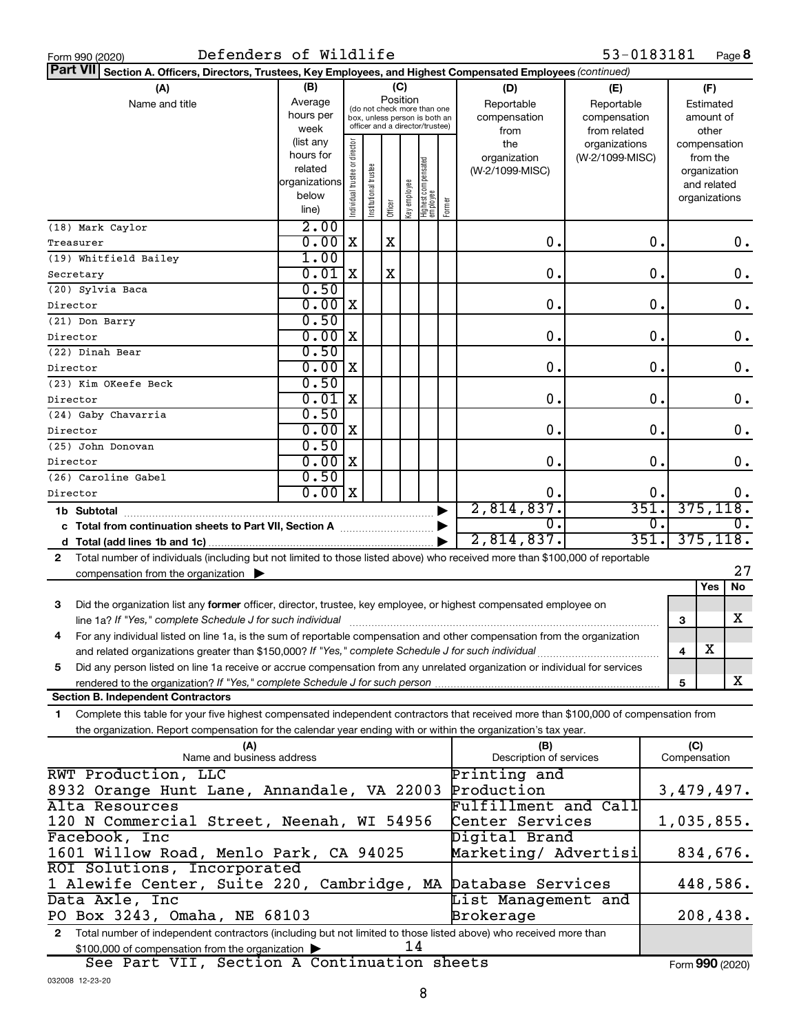Form 990 (2020) Defenders of Wildlife 53-0183181 Page 8

**Part VII Section A. Officers, Directors, Trustees, Key Employees, and Highest Compensated Employees** *(continued)*

| (A) Name and title | (B) Average hours per week (list any hours for related organizations below line) | (C) Position: Individual trustee or director | Institutional trustee | Officer | Key employee | Highest compensated employee | Former | (D) Reportable compensation from the organization (W-2/1099-MISC) | (E) Reportable compensation from related organizations (W-2/1099-MISC) | (F) Estimated amount of other compensation from the organization and related organizations |
|---|---|---|---|---|---|---|---|---|---|---|
| (18) Mark Caylor<br>Treasurer | 2.00<br>0.00 | X | | X | | | | 0. | 0. | 0. |
| (19) Whitfield Bailey<br>Secretary | 1.00<br>0.01 | X | | X | | | | 0. | 0. | 0. |
| (20) Sylvia Baca<br>Director | 0.50<br>0.00 | X | | | | | | 0. | 0. | 0. |
| (21) Don Barry<br>Director | 0.50<br>0.00 | X | | | | | | 0. | 0. | 0. |
| (22) Dinah Bear<br>Director | 0.50<br>0.00 | X | | | | | | 0. | 0. | 0. |
| (23) Kim OKeefe Beck<br>Director | 0.50<br>0.01 | X | | | | | | 0. | 0. | 0. |
| (24) Gaby Chavarria<br>Director | 0.50<br>0.00 | X | | | | | | 0. | 0. | 0. |
| (25) John Donovan<br>Director | 0.50<br>0.00 | X | | | | | | 0. | 0. | 0. |
| (26) Caroline Gabel<br>Director | 0.50<br>0.00 | X | | | | | | 0. | 0. | 0. |
| **1b Subtotal** | | | | | | | | 2,814,837. | 351. | 375,118. |
| **c Total from continuation sheets to Part VII, Section A** | | | | | | | | 0. | 0. | 0. |
| **d Total (add lines 1b and 1c)** | | | | | | | | 2,814,837. | 351. | 375,118. |

**2** Total number of individuals (including but not limited to those listed above) who received more than $100,000 of reportable compensation from the organization ▶ 27

| | | | Yes | No |
|---|---|---|---|---|
| **3** | Did the organization list any **former** officer, director, trustee, key employee, or highest compensated employee on line 1a? *If "Yes," complete Schedule J for such individual* | 3 | | X |
| **4** | For any individual listed on line 1a, is the sum of reportable compensation and other compensation from the organization and related organizations greater than $150,000? *If "Yes," complete Schedule J for such individual* | 4 | X | |
| **5** | Did any person listed on line 1a receive or accrue compensation from any unrelated organization or individual for services rendered to the organization? *If "Yes," complete Schedule J for such person* | 5 | | X |

**Section B. Independent Contractors**

**1** Complete this table for your five highest compensated independent contractors that received more than $100,000 of compensation from the organization. Report compensation for the calendar year ending with or within the organization's tax year.

| (A) Name and business address | (B) Description of services | (C) Compensation |
|---|---|---|
| RWT Production, LLC<br>8932 Orange Hunt Lane, Annandale, VA 22003 | Printing and Production | 3,479,497. |
| Alta Resources<br>120 N Commercial Street, Neenah, WI 54956 | Fulfillment and Call Center Services | 1,035,855. |
| Facebook, Inc<br>1601 Willow Road, Menlo Park, CA 94025 | Digital Brand Marketing/ Advertisi | 834,676. |
| ROI Solutions, Incorporated<br>1 Alewife Center, Suite 220, Cambridge, MA | Database Services | 448,586. |
| Data Axle, Inc<br>PO Box 3243, Omaha, NE 68103 | List Management and Brokerage | 208,438. |

**2** Total number of independent contractors (including but not limited to those listed above) who received more than $100,000 of compensation from the organization ▶ 14

See Part VII, Section A Continuation sheets

032008 12-23-20

Form **990** (2020)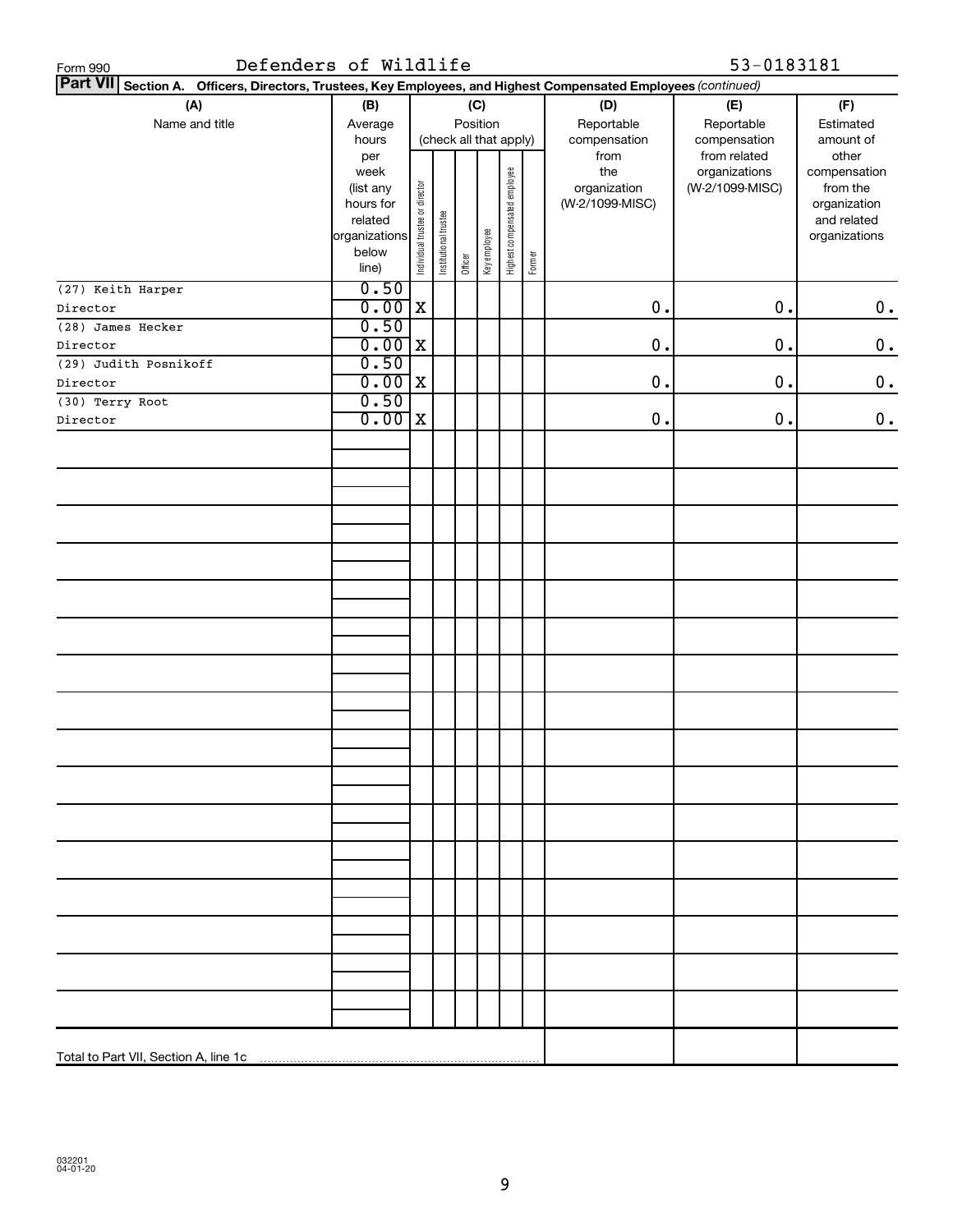Form 990 Defenders of Wildlife 53-0183181

**Part VII Section A. Officers, Directors, Trustees, Key Employees, and Highest Compensated Employees** *(continued)*

| (A) Name and title | (B) Average hours per week (list any hours for related organizations below line) | (C) Position (check all that apply): Individual trustee or director | Institutional trustee | Officer | Key employee | Highest compensated employee | Former | (D) Reportable compensation from the organization (W-2/1099-MISC) | (E) Reportable compensation from related organizations (W-2/1099-MISC) | (F) Estimated amount of other compensation from the organization and related organizations |
|---|---|---|---|---|---|---|---|---|---|---|
| (27) Keith Harper<br>Director | 0.50<br>0.00 | X | | | | | | 0. | 0. | 0. |
| (28) James Hecker<br>Director | 0.50<br>0.00 | X | | | | | | 0. | 0. | 0. |
| (29) Judith Posnikoff<br>Director | 0.50<br>0.00 | X | | | | | | 0. | 0. | 0. |
| (30) Terry Root<br>Director | 0.50<br>0.00 | X | | | | | | 0. | 0. | 0. |
| Total to Part VII, Section A, line 1c | | | | | | | | | | |

032201 04-01-20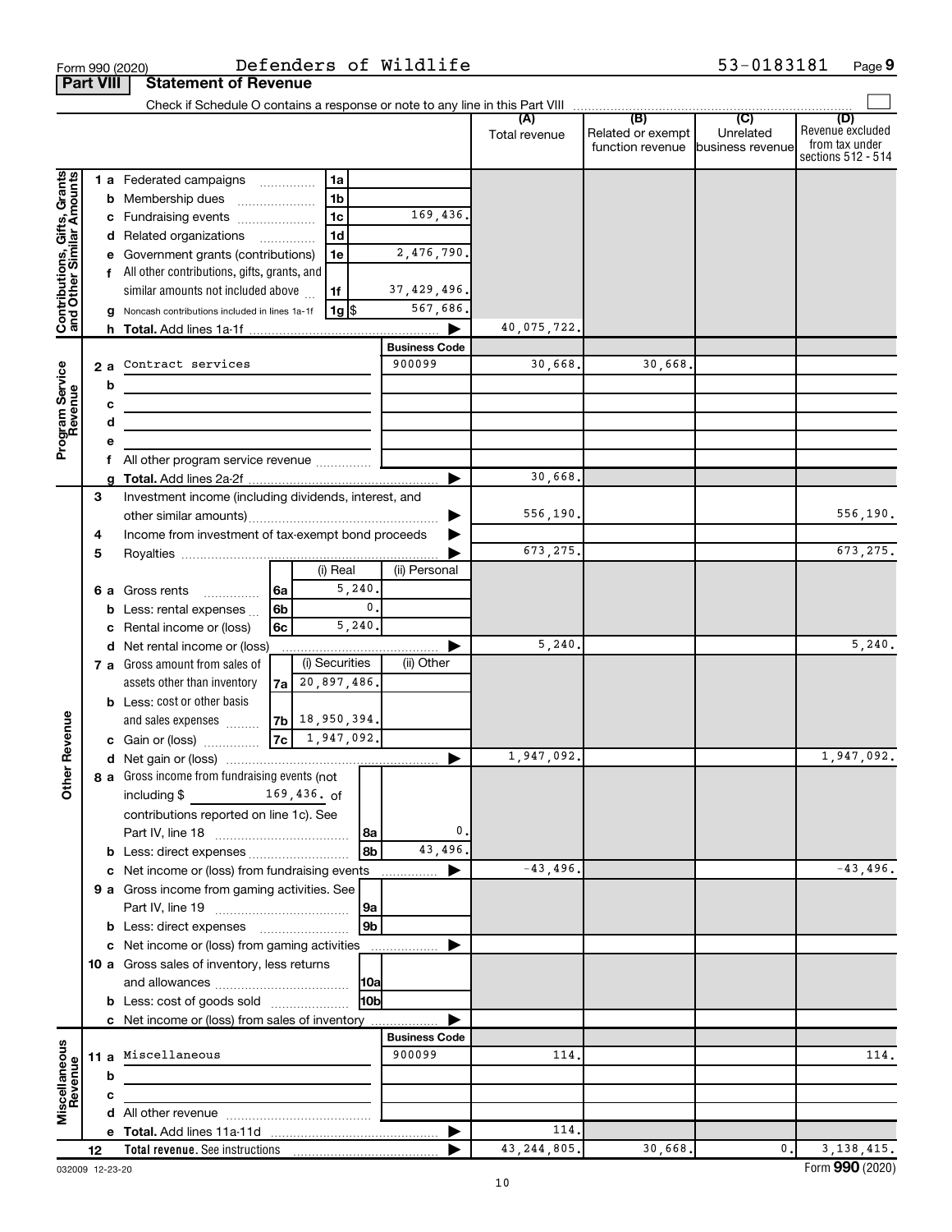Form 990 (2020) Defenders of Wildlife 53-0183181 Page **9**

**Part VIII Statement of Revenue**

Check if Schedule O contains a response or note to any line in this Part VIII

| | | | | (A) Total revenue | (B) Related or exempt function revenue | (C) Unrelated business revenue | (D) Revenue excluded from tax under sections 512 - 514 |
|---|---|---|---|---|---|---|---|
| **Contributions, Gifts, Grants and Other Similar Amounts** | 1 a Federated campaigns | 1a | | | | | |
| | b Membership dues | 1b | | | | | |
| | c Fundraising events | 1c | 169,436. | | | | |
| | d Related organizations | 1d | | | | | |
| | e Government grants (contributions) | 1e | 2,476,790. | | | | |
| | f All other contributions, gifts, grants, and similar amounts not included above | 1f | 37,429,496. | | | | |
| | g Noncash contributions included in lines 1a-1f | 1g $ | 567,686. | | | | |
| | h **Total.** Add lines 1a-1f | | | 40,075,722. | | | |
| **Program Service Revenue** | | | **Business Code** | | | | |
| | 2 a Contract services | | 900099 | 30,668. | 30,668. | | |
| | b | | | | | | |
| | c | | | | | | |
| | d | | | | | | |
| | e | | | | | | |
| | f All other program service revenue | | | | | | |
| | g **Total.** Add lines 2a-2f | | | 30,668. | | | |
| **Other Revenue** | 3 Investment income (including dividends, interest, and other similar amounts) | | | 556,190. | | | 556,190. |
| | 4 Income from investment of tax-exempt bond proceeds | | | | | | |
| | 5 Royalties | | | 673,275. | | | 673,275. |
| | | (i) Real | (ii) Personal | | | | |
| | 6 a Gross rents — 6a | 5,240. | | | | | |
| | b Less: rental expenses — 6b | 0. | | | | | |
| | c Rental income or (loss) — 6c | 5,240. | | | | | |
| | d Net rental income or (loss) | | | 5,240. | | | 5,240. |
| | | (i) Securities | (ii) Other | | | | |
| | 7 a Gross amount from sales of assets other than inventory — 7a | 20,897,486. | | | | | |
| | b Less: cost or other basis and sales expenses — 7b | 18,950,394. | | | | | |
| | c Gain or (loss) — 7c | 1,947,092. | | | | | |
| | d Net gain or (loss) | | | 1,947,092. | | | 1,947,092. |
| | 8 a Gross income from fundraising events (not including $ 169,436. of contributions reported on line 1c). See Part IV, line 18 | 8a | 0. | | | | |
| | b Less: direct expenses | 8b | 43,496. | | | | |
| | c Net income or (loss) from fundraising events | | | -43,496. | | | -43,496. |
| | 9 a Gross income from gaming activities. See Part IV, line 19 | 9a | | | | | |
| | b Less: direct expenses | 9b | | | | | |
| | c Net income or (loss) from gaming activities | | | | | | |
| | 10 a Gross sales of inventory, less returns and allowances | 10a | | | | | |
| | b Less: cost of goods sold | 10b | | | | | |
| | c Net income or (loss) from sales of inventory | | | | | | |
| **Miscellaneous Revenue** | | | **Business Code** | | | | |
| | 11 a Miscellaneous | | 900099 | 114. | | | 114. |
| | b | | | | | | |
| | c | | | | | | |
| | d All other revenue | | | | | | |
| | e **Total.** Add lines 11a-11d | | | 114. | | | |
| | 12 **Total revenue.** See instructions | | | 43,244,805. | 30,668. | 0. | 3,138,415. |

032009 12-23-20 Form **990** (2020)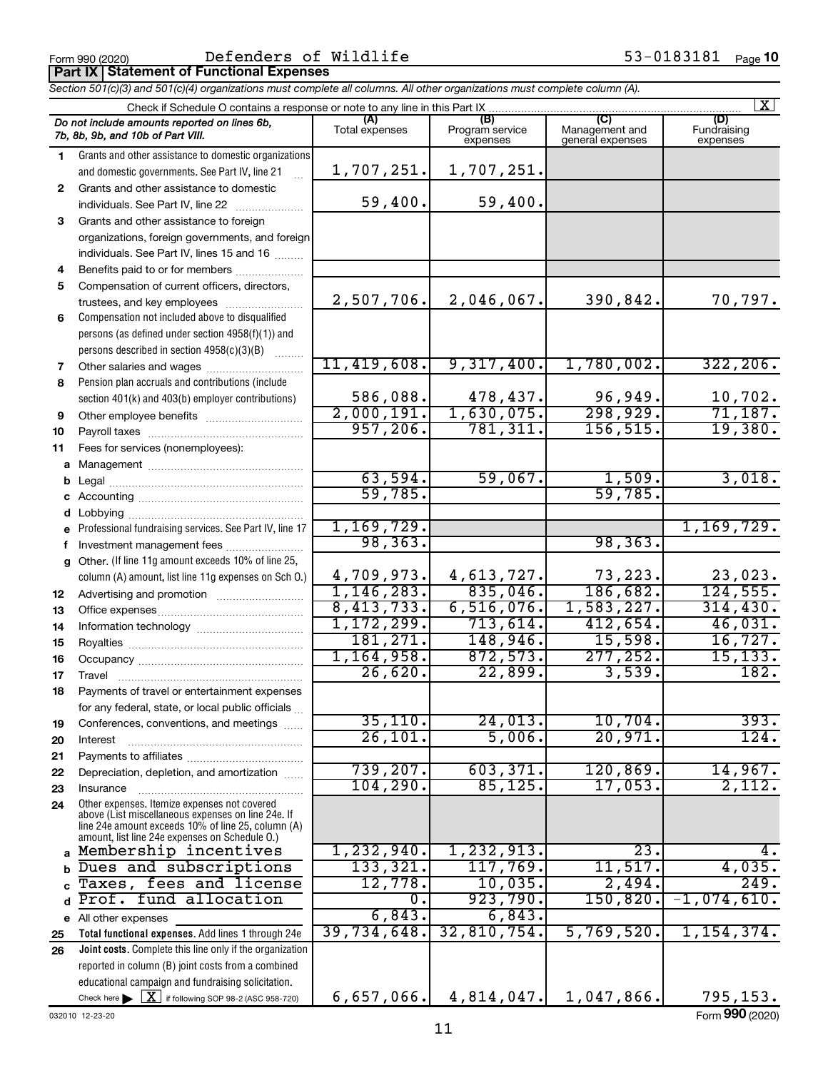Form 990 (2020) Defenders of Wildlife 53-0183181 Page 10

**Part IX Statement of Functional Expenses**

*Section 501(c)(3) and 501(c)(4) organizations must complete all columns. All other organizations must complete column (A).*

Check if Schedule O contains a response or note to any line in this Part IX [X]

| *Do not include amounts reported on lines 6b, 7b, 8b, 9b, and 10b of Part VIII.* | (A) Total expenses | (B) Program service expenses | (C) Management and general expenses | (D) Fundraising expenses |
|---|---|---|---|---|
| 1 Grants and other assistance to domestic organizations and domestic governments. See Part IV, line 21 | 1,707,251. | 1,707,251. | | |
| 2 Grants and other assistance to domestic individuals. See Part IV, line 22 | 59,400. | 59,400. | | |
| 3 Grants and other assistance to foreign organizations, foreign governments, and foreign individuals. See Part IV, lines 15 and 16 | | | | |
| 4 Benefits paid to or for members | | | | |
| 5 Compensation of current officers, directors, trustees, and key employees | 2,507,706. | 2,046,067. | 390,842. | 70,797. |
| 6 Compensation not included above to disqualified persons (as defined under section 4958(f)(1)) and persons described in section 4958(c)(3)(B) | | | | |
| 7 Other salaries and wages | 11,419,608. | 9,317,400. | 1,780,002. | 322,206. |
| 8 Pension plan accruals and contributions (include section 401(k) and 403(b) employer contributions) | 586,088. | 478,437. | 96,949. | 10,702. |
| 9 Other employee benefits | 2,000,191. | 1,630,075. | 298,929. | 71,187. |
| 10 Payroll taxes | 957,206. | 781,311. | 156,515. | 19,380. |
| 11 Fees for services (nonemployees): | | | | |
| a Management | | | | |
| b Legal | 63,594. | 59,067. | 1,509. | 3,018. |
| c Accounting | 59,785. | | 59,785. | |
| d Lobbying | | | | |
| e Professional fundraising services. See Part IV, line 17 | 1,169,729. | | | 1,169,729. |
| f Investment management fees | 98,363. | | 98,363. | |
| g Other. (If line 11g amount exceeds 10% of line 25, column (A) amount, list line 11g expenses on Sch O.) | 4,709,973. | 4,613,727. | 73,223. | 23,023. |
| 12 Advertising and promotion | 1,146,283. | 835,046. | 186,682. | 124,555. |
| 13 Office expenses | 8,413,733. | 6,516,076. | 1,583,227. | 314,430. |
| 14 Information technology | 1,172,299. | 713,614. | 412,654. | 46,031. |
| 15 Royalties | 181,271. | 148,946. | 15,598. | 16,727. |
| 16 Occupancy | 1,164,958. | 872,573. | 277,252. | 15,133. |
| 17 Travel | 26,620. | 22,899. | 3,539. | 182. |
| 18 Payments of travel or entertainment expenses for any federal, state, or local public officials | | | | |
| 19 Conferences, conventions, and meetings | 35,110. | 24,013. | 10,704. | 393. |
| 20 Interest | 26,101. | 5,006. | 20,971. | 124. |
| 21 Payments to affiliates | | | | |
| 22 Depreciation, depletion, and amortization | 739,207. | 603,371. | 120,869. | 14,967. |
| 23 Insurance | 104,290. | 85,125. | 17,053. | 2,112. |
| 24 Other expenses. Itemize expenses not covered above (List miscellaneous expenses on line 24e. If line 24e amount exceeds 10% of line 25, column (A) amount, list line 24e expenses on Schedule O.) | | | | |
| a Membership incentives | 1,232,940. | 1,232,913. | 23. | 4. |
| b Dues and subscriptions | 133,321. | 117,769. | 11,517. | 4,035. |
| c Taxes, fees and license | 12,778. | 10,035. | 2,494. | 249. |
| d Prof. fund allocation | 0. | 923,790. | 150,820. | -1,074,610. |
| e All other expenses | 6,843. | 6,843. | | |
| 25 **Total functional expenses.** Add lines 1 through 24e | 39,734,648. | 32,810,754. | 5,769,520. | 1,154,374. |
| 26 **Joint costs.** Complete this line only if the organization reported in column (B) joint costs from a combined educational campaign and fundraising solicitation. Check here [X] if following SOP 98-2 (ASC 958-720) | 6,657,066. | 4,814,047. | 1,047,866. | 795,153. |

032010 12-23-20 Form **990** (2020)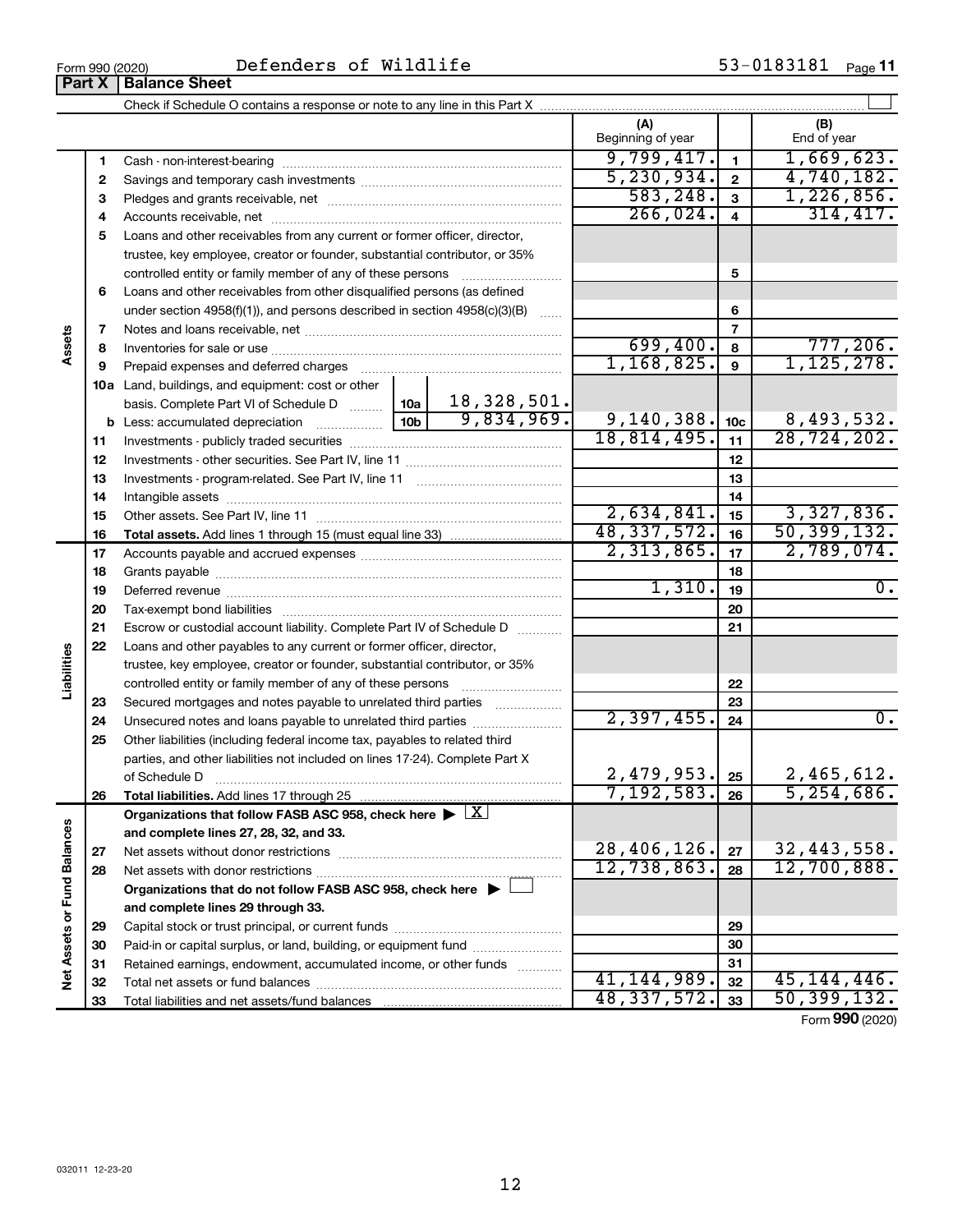Form 990 (2020) Defenders of Wildlife 53-0183181 Page **11**

## Part X Balance Sheet

Check if Schedule O contains a response or note to any line in this Part X ☐

| Section | Line | Description | | (A) Beginning of year | | (B) End of year |
|---|---|---|---|---|---|---|
| Assets | 1 | Cash - non-interest-bearing | | 9,799,417. | 1 | 1,669,623. |
| | 2 | Savings and temporary cash investments | | 5,230,934. | 2 | 4,740,182. |
| | 3 | Pledges and grants receivable, net | | 583,248. | 3 | 1,226,856. |
| | 4 | Accounts receivable, net | | 266,024. | 4 | 314,417. |
| | 5 | Loans and other receivables from any current or former officer, director, trustee, key employee, creator or founder, substantial contributor, or 35% controlled entity or family member of any of these persons | | | 5 | |
| | 6 | Loans and other receivables from other disqualified persons (as defined under section 4958(f)(1)), and persons described in section 4958(c)(3)(B) | | | 6 | |
| | 7 | Notes and loans receivable, net | | | 7 | |
| | 8 | Inventories for sale or use | | 699,400. | 8 | 777,206. |
| | 9 | Prepaid expenses and deferred charges | | 1,168,825. | 9 | 1,125,278. |
| | 10a | Land, buildings, and equipment: cost or other basis. Complete Part VI of Schedule D | 10a 18,328,501. | | | |
| | b | Less: accumulated depreciation | 10b 9,834,969. | 9,140,388. | 10c | 8,493,532. |
| | 11 | Investments - publicly traded securities | | 18,814,495. | 11 | 28,724,202. |
| | 12 | Investments - other securities. See Part IV, line 11 | | | 12 | |
| | 13 | Investments - program-related. See Part IV, line 11 | | | 13 | |
| | 14 | Intangible assets | | | 14 | |
| | 15 | Other assets. See Part IV, line 11 | | 2,634,841. | 15 | 3,327,836. |
| | 16 | **Total assets.** Add lines 1 through 15 (must equal line 33) | | 48,337,572. | 16 | 50,399,132. |
| Liabilities | 17 | Accounts payable and accrued expenses | | 2,313,865. | 17 | 2,789,074. |
| | 18 | Grants payable | | | 18 | |
| | 19 | Deferred revenue | | 1,310. | 19 | 0. |
| | 20 | Tax-exempt bond liabilities | | | 20 | |
| | 21 | Escrow or custodial account liability. Complete Part IV of Schedule D | | | 21 | |
| | 22 | Loans and other payables to any current or former officer, director, trustee, key employee, creator or founder, substantial contributor, or 35% controlled entity or family member of any of these persons | | | 22 | |
| | 23 | Secured mortgages and notes payable to unrelated third parties | | | 23 | |
| | 24 | Unsecured notes and loans payable to unrelated third parties | | 2,397,455. | 24 | 0. |
| | 25 | Other liabilities (including federal income tax, payables to related third parties, and other liabilities not included on lines 17-24). Complete Part X of Schedule D | | 2,479,953. | 25 | 2,465,612. |
| | 26 | **Total liabilities.** Add lines 17 through 25 | | 7,192,583. | 26 | 5,254,686. |
| Net Assets or Fund Balances | | **Organizations that follow FASB ASC 958, check here ▶ ☒ and complete lines 27, 28, 32, and 33.** | | | | |
| | 27 | Net assets without donor restrictions | | 28,406,126. | 27 | 32,443,558. |
| | 28 | Net assets with donor restrictions | | 12,738,863. | 28 | 12,700,888. |
| | | **Organizations that do not follow FASB ASC 958, check here ▶ ☐ and complete lines 29 through 33.** | | | | |
| | 29 | Capital stock or trust principal, or current funds | | | 29 | |
| | 30 | Paid-in or capital surplus, or land, building, or equipment fund | | | 30 | |
| | 31 | Retained earnings, endowment, accumulated income, or other funds | | | 31 | |
| | 32 | Total net assets or fund balances | | 41,144,989. | 32 | 45,144,446. |
| | 33 | Total liabilities and net assets/fund balances | | 48,337,572. | 33 | 50,399,132. |

Form **990** (2020)

032011 12-23-20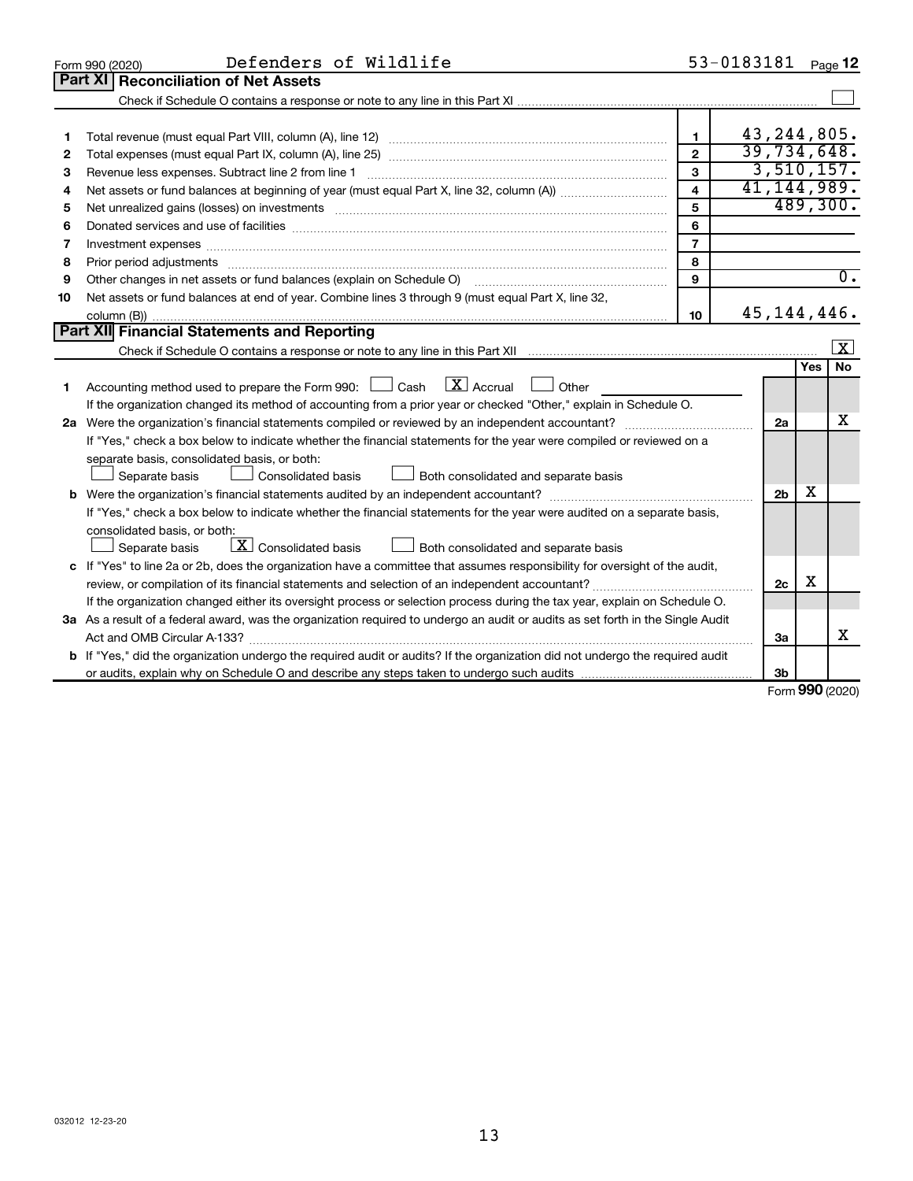Form 990 (2020) Defenders of Wildlife 53-0183181 Page **12**

## Part XI Reconciliation of Net Assets

Check if Schedule O contains a response or note to any line in this Part XI ☐

| | | | |
|---|---|---|---|
| 1 | Total revenue (must equal Part VIII, column (A), line 12) | 1 | 43,244,805. |
| 2 | Total expenses (must equal Part IX, column (A), line 25) | 2 | 39,734,648. |
| 3 | Revenue less expenses. Subtract line 2 from line 1 | 3 | 3,510,157. |
| 4 | Net assets or fund balances at beginning of year (must equal Part X, line 32, column (A)) | 4 | 41,144,989. |
| 5 | Net unrealized gains (losses) on investments | 5 | 489,300. |
| 6 | Donated services and use of facilities | 6 | |
| 7 | Investment expenses | 7 | |
| 8 | Prior period adjustments | 8 | |
| 9 | Other changes in net assets or fund balances (explain on Schedule O) | 9 | 0. |
| 10 | Net assets or fund balances at end of year. Combine lines 3 through 9 (must equal Part X, line 32, column (B)) | 10 | 45,144,446. |

## Part XII Financial Statements and Reporting

Check if Schedule O contains a response or note to any line in this Part XII ☒

| | | | Yes | No |
|---|---|---|---|---|
| 1 | Accounting method used to prepare the Form 990: ☐ Cash ☒ Accrual ☐ Other | | | |
| | If the organization changed its method of accounting from a prior year or checked "Other," explain in Schedule O. | | | |
| 2a | Were the organization's financial statements compiled or reviewed by an independent accountant? | 2a | | X |
| | If "Yes," check a box below to indicate whether the financial statements for the year were compiled or reviewed on a separate basis, consolidated basis, or both: ☐ Separate basis ☐ Consolidated basis ☐ Both consolidated and separate basis | | | |
| b | Were the organization's financial statements audited by an independent accountant? | 2b | X | |
| | If "Yes," check a box below to indicate whether the financial statements for the year were audited on a separate basis, consolidated basis, or both: ☐ Separate basis ☒ Consolidated basis ☐ Both consolidated and separate basis | | | |
| c | If "Yes" to line 2a or 2b, does the organization have a committee that assumes responsibility for oversight of the audit, review, or compilation of its financial statements and selection of an independent accountant? | 2c | X | |
| | If the organization changed either its oversight process or selection process during the tax year, explain on Schedule O. | | | |
| 3a | As a result of a federal award, was the organization required to undergo an audit or audits as set forth in the Single Audit Act and OMB Circular A-133? | 3a | | X |
| b | If "Yes," did the organization undergo the required audit or audits? If the organization did not undergo the required audit or audits, explain why on Schedule O and describe any steps taken to undergo such audits | 3b | | |

Form **990** (2020)

032012 12-23-20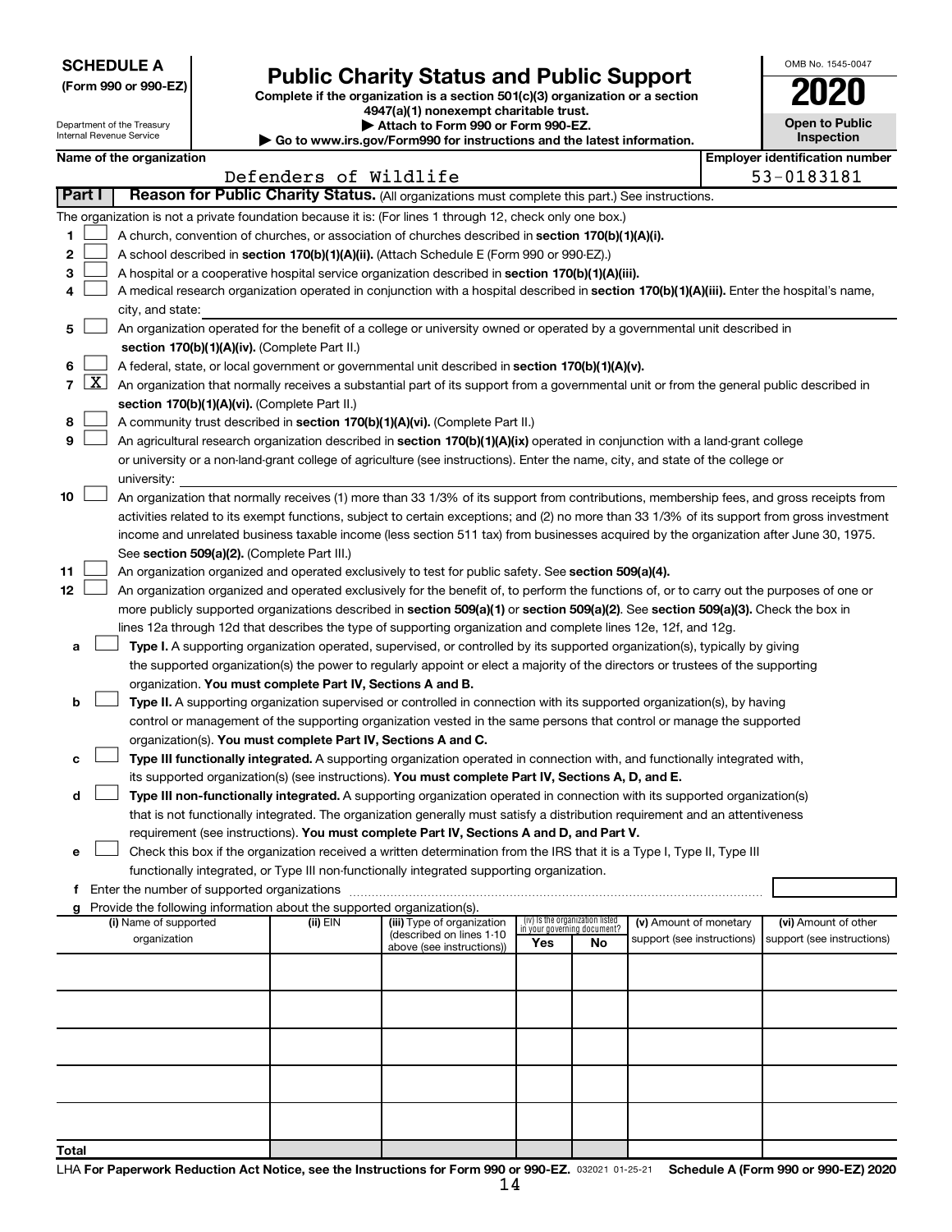**SCHEDULE A**
**(Form 990 or 990-EZ)**

Department of the Treasury
Internal Revenue Service

# Public Charity Status and Public Support

**Complete if the organization is a section 501(c)(3) organization or a section 4947(a)(1) nonexempt charitable trust.**
**▶ Attach to Form 990 or Form 990-EZ.**
**▶ Go to www.irs.gov/Form990 for instructions and the latest information.**

OMB No. 1545-0047

**2020**

**Open to Public Inspection**

**Name of the organization**: Defenders of Wildlife

**Employer identification number**: 53-0183181

**Part I** **Reason for Public Charity Status.** (All organizations must complete this part.) See instructions.

The organization is not a private foundation because it is: (For lines 1 through 12, check only one box.)

1 ☐ A church, convention of churches, or association of churches described in **section 170(b)(1)(A)(i).**

2 ☐ A school described in **section 170(b)(1)(A)(ii).** (Attach Schedule E (Form 990 or 990-EZ).)

3 ☐ A hospital or a cooperative hospital service organization described in **section 170(b)(1)(A)(iii).**

4 ☐ A medical research organization operated in conjunction with a hospital described in **section 170(b)(1)(A)(iii).** Enter the hospital's name, city, and state:

5 ☐ An organization operated for the benefit of a college or university owned or operated by a governmental unit described in **section 170(b)(1)(A)(iv).** (Complete Part II.)

6 ☐ A federal, state, or local government or governmental unit described in **section 170(b)(1)(A)(v).**

7 ☒ An organization that normally receives a substantial part of its support from a governmental unit or from the general public described in **section 170(b)(1)(A)(vi).** (Complete Part II.)

8 ☐ A community trust described in **section 170(b)(1)(A)(vi).** (Complete Part II.)

9 ☐ An agricultural research organization described in **section 170(b)(1)(A)(ix)** operated in conjunction with a land-grant college or university or a non-land-grant college of agriculture (see instructions). Enter the name, city, and state of the college or university:

10 ☐ An organization that normally receives (1) more than 33 1/3% of its support from contributions, membership fees, and gross receipts from activities related to its exempt functions, subject to certain exceptions; and (2) no more than 33 1/3% of its support from gross investment income and unrelated business taxable income (less section 511 tax) from businesses acquired by the organization after June 30, 1975. See **section 509(a)(2).** (Complete Part III.)

11 ☐ An organization organized and operated exclusively to test for public safety. See **section 509(a)(4).**

12 ☐ An organization organized and operated exclusively for the benefit of, to perform the functions of, or to carry out the purposes of one or more publicly supported organizations described in **section 509(a)(1)** or **section 509(a)(2).** See **section 509(a)(3).** Check the box in lines 12a through 12d that describes the type of supporting organization and complete lines 12e, 12f, and 12g.

a ☐ **Type I.** A supporting organization operated, supervised, or controlled by its supported organization(s), typically by giving the supported organization(s) the power to regularly appoint or elect a majority of the directors or trustees of the supporting organization. **You must complete Part IV, Sections A and B.**

b ☐ **Type II.** A supporting organization supervised or controlled in connection with its supported organization(s), by having control or management of the supporting organization vested in the same persons that control or manage the supported organization(s). **You must complete Part IV, Sections A and C.**

c ☐ **Type III functionally integrated.** A supporting organization operated in connection with, and functionally integrated with, its supported organization(s) (see instructions). **You must complete Part IV, Sections A, D, and E.**

d ☐ **Type III non-functionally integrated.** A supporting organization operated in connection with its supported organization(s) that is not functionally integrated. The organization generally must satisfy a distribution requirement and an attentiveness requirement (see instructions). **You must complete Part IV, Sections A and D, and Part V.**

e ☐ Check this box if the organization received a written determination from the IRS that it is a Type I, Type II, Type III functionally integrated, or Type III non-functionally integrated supporting organization.

f Enter the number of supported organizations

g Provide the following information about the supported organization(s).

| (i) Name of supported organization | (ii) EIN | (iii) Type of organization (described on lines 1-10 above (see instructions)) | (iv) Is the organization listed in your governing document? Yes | No | (v) Amount of monetary support (see instructions) | (vi) Amount of other support (see instructions) |
|---|---|---|---|---|---|---|
| | | | | | | |
| | | | | | | |
| | | | | | | |
| | | | | | | |
| | | | | | | |
| Total | | | | | | |

LHA **For Paperwork Reduction Act Notice, see the Instructions for Form 990 or 990-EZ.** 032021 01-25-21 **Schedule A (Form 990 or 990-EZ) 2020**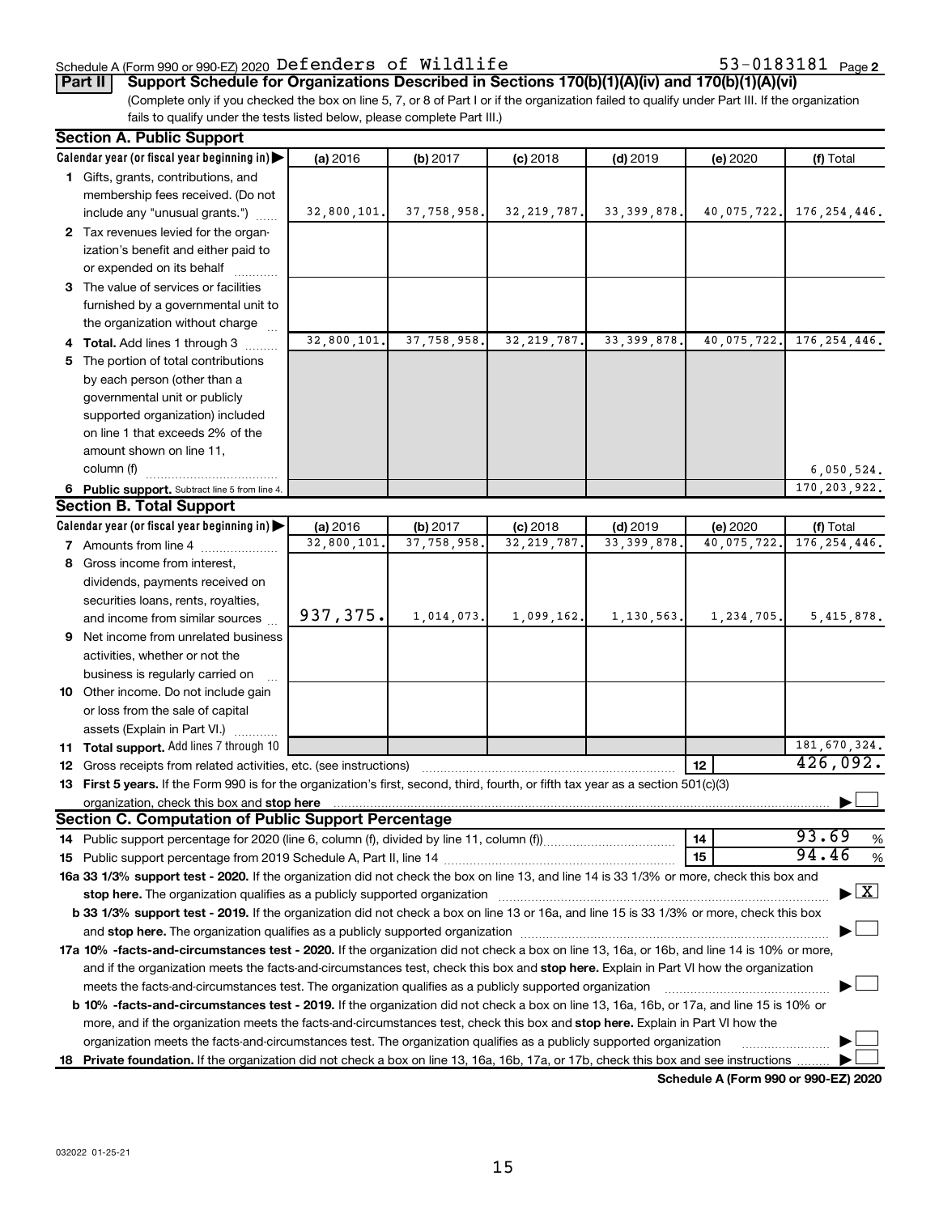Schedule A (Form 990 or 990-EZ) 2020 Defenders of Wildlife 53-0183181 Page 2

**Part II** **Support Schedule for Organizations Described in Sections 170(b)(1)(A)(iv) and 170(b)(1)(A)(vi)**

(Complete only if you checked the box on line 5, 7, or 8 of Part I or if the organization failed to qualify under Part III. If the organization fails to qualify under the tests listed below, please complete Part III.)

**Section A. Public Support**

| Calendar year (or fiscal year beginning in) ▶ | (a) 2016 | (b) 2017 | (c) 2018 | (d) 2019 | (e) 2020 | (f) Total |
|---|---|---|---|---|---|---|
| 1 Gifts, grants, contributions, and membership fees received. (Do not include any "unusual grants.") | 32,800,101. | 37,758,958. | 32,219,787. | 33,399,878. | 40,075,722. | 176,254,446. |
| 2 Tax revenues levied for the organization's benefit and either paid to or expended on its behalf | | | | | | |
| 3 The value of services or facilities furnished by a governmental unit to the organization without charge | | | | | | |
| 4 **Total.** Add lines 1 through 3 | 32,800,101. | 37,758,958. | 32,219,787. | 33,399,878. | 40,075,722. | 176,254,446. |
| 5 The portion of total contributions by each person (other than a governmental unit or publicly supported organization) included on line 1 that exceeds 2% of the amount shown on line 11, column (f) | | | | | | 6,050,524. |
| 6 **Public support.** Subtract line 5 from line 4. | | | | | | 170,203,922. |

**Section B. Total Support**

| Calendar year (or fiscal year beginning in) ▶ | (a) 2016 | (b) 2017 | (c) 2018 | (d) 2019 | (e) 2020 | (f) Total |
|---|---|---|---|---|---|---|
| 7 Amounts from line 4 | 32,800,101. | 37,758,958. | 32,219,787. | 33,399,878. | 40,075,722. | 176,254,446. |
| 8 Gross income from interest, dividends, payments received on securities loans, rents, royalties, and income from similar sources | 937,375. | 1,014,073. | 1,099,162. | 1,130,563. | 1,234,705. | 5,415,878. |
| 9 Net income from unrelated business activities, whether or not the business is regularly carried on | | | | | | |
| 10 Other income. Do not include gain or loss from the sale of capital assets (Explain in Part VI.) | | | | | | |
| 11 **Total support.** Add lines 7 through 10 | | | | | | 181,670,324. |

12 Gross receipts from related activities, etc. (see instructions) — 12 — 426,092.

13 **First 5 years.** If the Form 990 is for the organization's first, second, third, fourth, or fifth tax year as a section 501(c)(3) organization, check this box and **stop here** ☐

**Section C. Computation of Public Support Percentage**

14 Public support percentage for 2020 (line 6, column (f), divided by line 11, column (f)) — 14 — 93.69 %

15 Public support percentage from 2019 Schedule A, Part II, line 14 — 15 — 94.46 %

16a **33 1/3% support test - 2020.** If the organization did not check the box on line 13, and line 14 is 33 1/3% or more, check this box and **stop here.** The organization qualifies as a publicly supported organization ☒

b **33 1/3% support test - 2019.** If the organization did not check a box on line 13 or 16a, and line 15 is 33 1/3% or more, check this box and **stop here.** The organization qualifies as a publicly supported organization ☐

17a **10% -facts-and-circumstances test - 2020.** If the organization did not check a box on line 13, 16a, or 16b, and line 14 is 10% or more, and if the organization meets the facts-and-circumstances test, check this box and **stop here.** Explain in Part VI how the organization meets the facts-and-circumstances test. The organization qualifies as a publicly supported organization ☐

b **10% -facts-and-circumstances test - 2019.** If the organization did not check a box on line 13, 16a, 16b, or 17a, and line 15 is 10% or more, and if the organization meets the facts-and-circumstances test, check this box and **stop here.** Explain in Part VI how the organization meets the facts-and-circumstances test. The organization qualifies as a publicly supported organization ☐

18 **Private foundation.** If the organization did not check a box on line 13, 16a, 16b, 17a, or 17b, check this box and see instructions ☐

**Schedule A (Form 990 or 990-EZ) 2020**

032022 01-25-21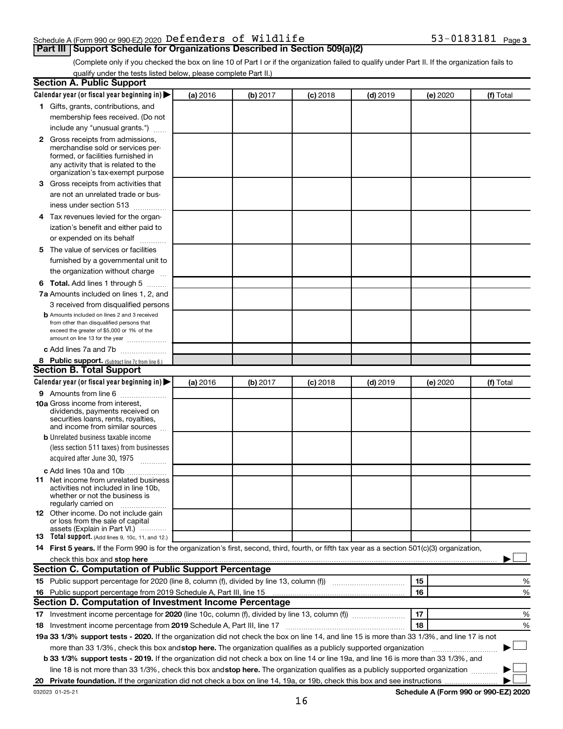Schedule A (Form 990 or 990-EZ) 2020 Defenders of Wildlife 53-0183181 Page 3

## Part III Support Schedule for Organizations Described in Section 509(a)(2)

(Complete only if you checked the box on line 10 of Part I or if the organization failed to qualify under Part II. If the organization fails to qualify under the tests listed below, please complete Part II.)

### Section A. Public Support

| Calendar year (or fiscal year beginning in) ▶ | (a) 2016 | (b) 2017 | (c) 2018 | (d) 2019 | (e) 2020 | (f) Total |
|---|---|---|---|---|---|---|
| 1 Gifts, grants, contributions, and membership fees received. (Do not include any "unusual grants.") | | | | | | |
| 2 Gross receipts from admissions, merchandise sold or services performed, or facilities furnished in any activity that is related to the organization's tax-exempt purpose | | | | | | |
| 3 Gross receipts from activities that are not an unrelated trade or business under section 513 | | | | | | |
| 4 Tax revenues levied for the organization's benefit and either paid to or expended on its behalf | | | | | | |
| 5 The value of services or facilities furnished by a governmental unit to the organization without charge | | | | | | |
| 6 Total. Add lines 1 through 5 | | | | | | |
| 7a Amounts included on lines 1, 2, and 3 received from disqualified persons | | | | | | |
| b Amounts included on lines 2 and 3 received from other than disqualified persons that exceed the greater of $5,000 or 1% of the amount on line 13 for the year | | | | | | |
| c Add lines 7a and 7b | | | | | | |
| 8 Public support. (Subtract line 7c from line 6.) | | | | | | |

### Section B. Total Support

| Calendar year (or fiscal year beginning in) ▶ | (a) 2016 | (b) 2017 | (c) 2018 | (d) 2019 | (e) 2020 | (f) Total |
|---|---|---|---|---|---|---|
| 9 Amounts from line 6 | | | | | | |
| 10a Gross income from interest, dividends, payments received on securities loans, rents, royalties, and income from similar sources | | | | | | |
| b Unrelated business taxable income (less section 511 taxes) from businesses acquired after June 30, 1975 | | | | | | |
| c Add lines 10a and 10b | | | | | | |
| 11 Net income from unrelated business activities not included in line 10b, whether or not the business is regularly carried on | | | | | | |
| 12 Other income. Do not include gain or loss from the sale of capital assets (Explain in Part VI.) | | | | | | |
| 13 Total support. (Add lines 9, 10c, 11, and 12.) | | | | | | |

14 **First 5 years.** If the Form 990 is for the organization's first, second, third, fourth, or fifth tax year as a section 501(c)(3) organization, check this box and **stop here** ▶ ☐

### Section C. Computation of Public Support Percentage

| | | | |
|---|---|---|---|
| 15 | Public support percentage for 2020 (line 8, column (f), divided by line 13, column (f)) | 15 | % |
| 16 | Public support percentage from 2019 Schedule A, Part III, line 15 | 16 | % |

### Section D. Computation of Investment Income Percentage

| | | | |
|---|---|---|---|
| 17 | Investment income percentage for **2020** (line 10c, column (f), divided by line 13, column (f)) | 17 | % |
| 18 | Investment income percentage from **2019** Schedule A, Part III, line 17 | 18 | % |

**19a 33 1/3% support tests - 2020.** If the organization did not check the box on line 14, and line 15 is more than 33 1/3%, and line 17 is not more than 33 1/3%, check this box and **stop here.** The organization qualifies as a publicly supported organization ▶ ☐

**b 33 1/3% support tests - 2019.** If the organization did not check a box on line 14 or line 19a, and line 16 is more than 33 1/3%, and line 18 is not more than 33 1/3%, check this box and **stop here.** The organization qualifies as a publicly supported organization ▶ ☐

**20 Private foundation.** If the organization did not check a box on line 14, 19a, or 19b, check this box and see instructions ▶ ☐

032023 01-25-21

**Schedule A (Form 990 or 990-EZ) 2020**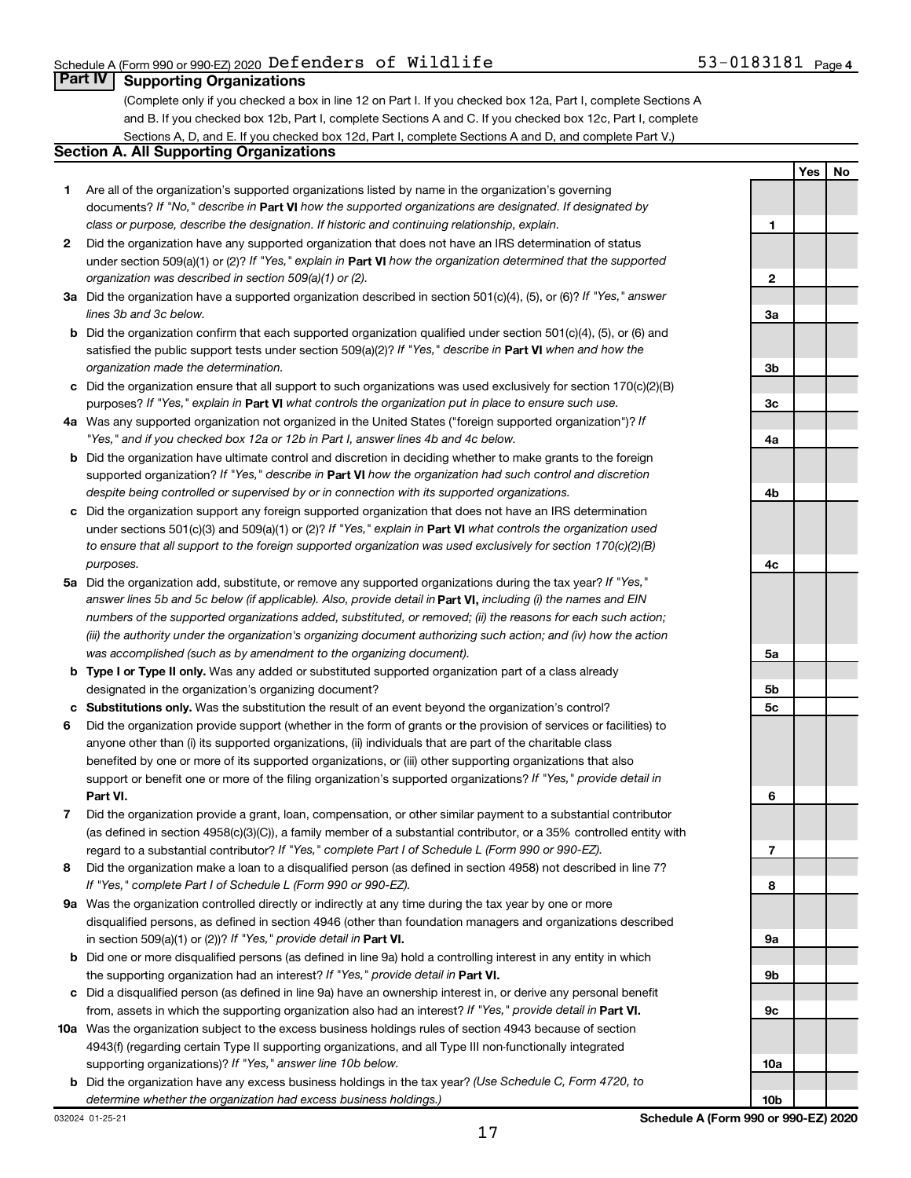## Part IV Supporting Organizations

(Complete only if you checked a box in line 12 on Part I. If you checked box 12a, Part I, complete Sections A and B. If you checked box 12b, Part I, complete Sections A and C. If you checked box 12c, Part I, complete Sections A, D, and E. If you checked box 12d, Part I, complete Sections A and D, and complete Part V.)

### Section A. All Supporting Organizations

| | | | Yes | No |
|---|---|---|---|---|
| **1** | Are all of the organization's supported organizations listed by name in the organization's governing documents? *If "No," describe in* **Part VI** *how the supported organizations are designated. If designated by class or purpose, describe the designation. If historic and continuing relationship, explain.* | 1 | | |
| **2** | Did the organization have any supported organization that does not have an IRS determination of status under section 509(a)(1) or (2)? *If "Yes," explain in* **Part VI** *how the organization determined that the supported organization was described in section 509(a)(1) or (2).* | 2 | | |
| **3a** | Did the organization have a supported organization described in section 501(c)(4), (5), or (6)? *If "Yes," answer lines 3b and 3c below.* | 3a | | |
| **b** | Did the organization confirm that each supported organization qualified under section 501(c)(4), (5), or (6) and satisfied the public support tests under section 509(a)(2)? *If "Yes," describe in* **Part VI** *when and how the organization made the determination.* | 3b | | |
| **c** | Did the organization ensure that all support to such organizations was used exclusively for section 170(c)(2)(B) purposes? *If "Yes," explain in* **Part VI** *what controls the organization put in place to ensure such use.* | 3c | | |
| **4a** | Was any supported organization not organized in the United States ("foreign supported organization")? *If "Yes," and if you checked box 12a or 12b in Part I, answer lines 4b and 4c below.* | 4a | | |
| **b** | Did the organization have ultimate control and discretion in deciding whether to make grants to the foreign supported organization? *If "Yes," describe in* **Part VI** *how the organization had such control and discretion despite being controlled or supervised by or in connection with its supported organizations.* | 4b | | |
| **c** | Did the organization support any foreign supported organization that does not have an IRS determination under sections 501(c)(3) and 509(a)(1) or (2)? *If "Yes," explain in* **Part VI** *what controls the organization used to ensure that all support to the foreign supported organization was used exclusively for section 170(c)(2)(B) purposes.* | 4c | | |
| **5a** | Did the organization add, substitute, or remove any supported organizations during the tax year? *If "Yes," answer lines 5b and 5c below (if applicable). Also, provide detail in* **Part VI,** *including (i) the names and EIN numbers of the supported organizations added, substituted, or removed; (ii) the reasons for each such action; (iii) the authority under the organization's organizing document authorizing such action; and (iv) how the action was accomplished (such as by amendment to the organizing document).* | 5a | | |
| **b** | **Type I or Type II only.** Was any added or substituted supported organization part of a class already designated in the organization's organizing document? | 5b | | |
| **c** | **Substitutions only.** Was the substitution the result of an event beyond the organization's control? | 5c | | |
| **6** | Did the organization provide support (whether in the form of grants or the provision of services or facilities) to anyone other than (i) its supported organizations, (ii) individuals that are part of the charitable class benefited by one or more of its supported organizations, or (iii) other supporting organizations that also support or benefit one or more of the filing organization's supported organizations? *If "Yes," provide detail in* **Part VI.** | 6 | | |
| **7** | Did the organization provide a grant, loan, compensation, or other similar payment to a substantial contributor (as defined in section 4958(c)(3)(C)), a family member of a substantial contributor, or a 35% controlled entity with regard to a substantial contributor? *If "Yes," complete Part I of Schedule L (Form 990 or 990-EZ).* | 7 | | |
| **8** | Did the organization make a loan to a disqualified person (as defined in section 4958) not described in line 7? *If "Yes," complete Part I of Schedule L (Form 990 or 990-EZ).* | 8 | | |
| **9a** | Was the organization controlled directly or indirectly at any time during the tax year by one or more disqualified persons, as defined in section 4946 (other than foundation managers and organizations described in section 509(a)(1) or (2))? *If "Yes," provide detail in* **Part VI.** | 9a | | |
| **b** | Did one or more disqualified persons (as defined in line 9a) hold a controlling interest in any entity in which the supporting organization had an interest? *If "Yes," provide detail in* **Part VI.** | 9b | | |
| **c** | Did a disqualified person (as defined in line 9a) have an ownership interest in, or derive any personal benefit from, assets in which the supporting organization also had an interest? *If "Yes," provide detail in* **Part VI.** | 9c | | |
| **10a** | Was the organization subject to the excess business holdings rules of section 4943 because of section 4943(f) (regarding certain Type II supporting organizations, and all Type III non-functionally integrated supporting organizations)? *If "Yes," answer line 10b below.* | 10a | | |
| **b** | Did the organization have any excess business holdings in the tax year? *(Use Schedule C, Form 4720, to determine whether the organization had excess business holdings.)* | 10b | | |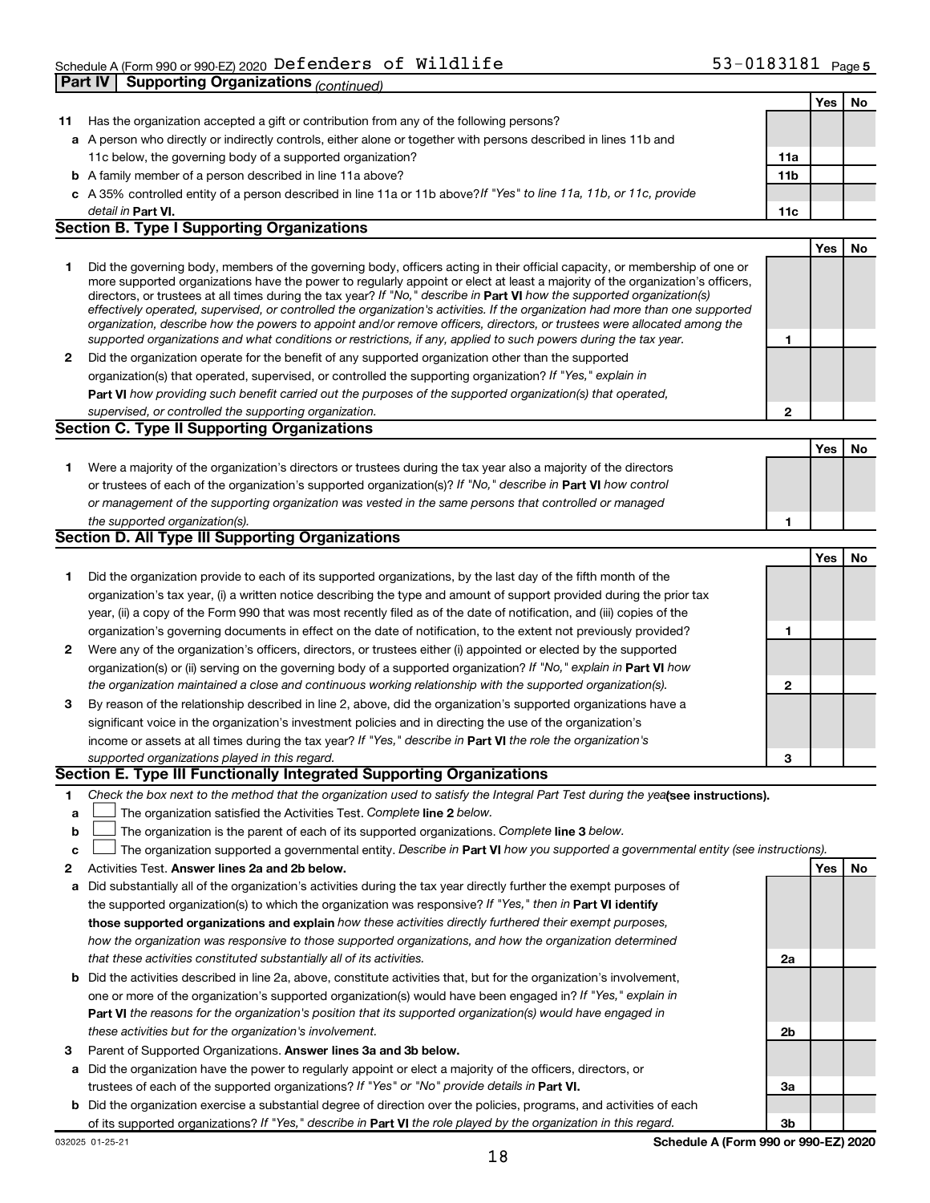Schedule A (Form 990 or 990-EZ) 2020 Defenders of Wildlife 53-0183181 Page 5

**Part IV Supporting Organizations** *(continued)*

| | | | Yes | No |
|---|---|---|---|---|
| **11** | Has the organization accepted a gift or contribution from any of the following persons? | | | |
| **a** | A person who directly or indirectly controls, either alone or together with persons described in lines 11b and 11c below, the governing body of a supported organization? | **11a** | | |
| **b** | A family member of a person described in line 11a above? | **11b** | | |
| **c** | A 35% controlled entity of a person described in line 11a or 11b above? *If "Yes" to line 11a, 11b, or 11c, provide detail in* **Part VI.** | **11c** | | |

## Section B. Type I Supporting Organizations

| | | | Yes | No |
|---|---|---|---|---|
| **1** | Did the governing body, members of the governing body, officers acting in their official capacity, or membership of one or more supported organizations have the power to regularly appoint or elect at least a majority of the organization's officers, directors, or trustees at all times during the tax year? *If "No," describe in* **Part VI** *how the supported organization(s) effectively operated, supervised, or controlled the organization's activities. If the organization had more than one supported organization, describe how the powers to appoint and/or remove officers, directors, or trustees were allocated among the supported organizations and what conditions or restrictions, if any, applied to such powers during the tax year.* | **1** | | |
| **2** | Did the organization operate for the benefit of any supported organization other than the supported organization(s) that operated, supervised, or controlled the supporting organization? *If "Yes," explain in* **Part VI** *how providing such benefit carried out the purposes of the supported organization(s) that operated, supervised, or controlled the supporting organization.* | **2** | | |

## Section C. Type II Supporting Organizations

| | | | Yes | No |
|---|---|---|---|---|
| **1** | Were a majority of the organization's directors or trustees during the tax year also a majority of the directors or trustees of each of the organization's supported organization(s)? *If "No," describe in* **Part VI** *how control or management of the supporting organization was vested in the same persons that controlled or managed the supported organization(s).* | **1** | | |

## Section D. All Type III Supporting Organizations

| | | | Yes | No |
|---|---|---|---|---|
| **1** | Did the organization provide to each of its supported organizations, by the last day of the fifth month of the organization's tax year, (i) a written notice describing the type and amount of support provided during the prior tax year, (ii) a copy of the Form 990 that was most recently filed as of the date of notification, and (iii) copies of the organization's governing documents in effect on the date of notification, to the extent not previously provided? | **1** | | |
| **2** | Were any of the organization's officers, directors, or trustees either (i) appointed or elected by the supported organization(s) or (ii) serving on the governing body of a supported organization? *If "No," explain in* **Part VI** *how the organization maintained a close and continuous working relationship with the supported organization(s).* | **2** | | |
| **3** | By reason of the relationship described in line 2, above, did the organization's supported organizations have a significant voice in the organization's investment policies and in directing the use of the organization's income or assets at all times during the tax year? *If "Yes," describe in* **Part VI** *the role the organization's supported organizations played in this regard.* | **3** | | |

## Section E. Type III Functionally Integrated Supporting Organizations

**1** *Check the box next to the method that the organization used to satisfy the Integral Part Test during the year* **(see instructions).**

**a** ☐ The organization satisfied the Activities Test. *Complete* **line 2** *below.*

**b** ☐ The organization is the parent of each of its supported organizations. *Complete* **line 3** *below.*

**c** ☐ The organization supported a governmental entity. *Describe in* **Part VI** *how you supported a governmental entity (see instructions).*

| | | | Yes | No |
|---|---|---|---|---|
| **2** | Activities Test. **Answer lines 2a and 2b below.** | | | |
| **a** | Did substantially all of the organization's activities during the tax year directly further the exempt purposes of the supported organization(s) to which the organization was responsive? *If "Yes," then in* **Part VI identify those supported organizations and explain** *how these activities directly furthered their exempt purposes, how the organization was responsive to those supported organizations, and how the organization determined that these activities constituted substantially all of its activities.* | **2a** | | |
| **b** | Did the activities described in line 2a, above, constitute activities that, but for the organization's involvement, one or more of the organization's supported organization(s) would have been engaged in? *If "Yes," explain in* **Part VI** *the reasons for the organization's position that its supported organization(s) would have engaged in these activities but for the organization's involvement.* | **2b** | | |
| **3** | Parent of Supported Organizations. **Answer lines 3a and 3b below.** | | | |
| **a** | Did the organization have the power to regularly appoint or elect a majority of the officers, directors, or trustees of each of the supported organizations? *If "Yes" or "No" provide details in* **Part VI.** | **3a** | | |
| **b** | Did the organization exercise a substantial degree of direction over the policies, programs, and activities of each of its supported organizations? *If "Yes," describe in* **Part VI** *the role played by the organization in this regard.* | **3b** | | |

032025 01-25-21 **Schedule A (Form 990 or 990-EZ) 2020**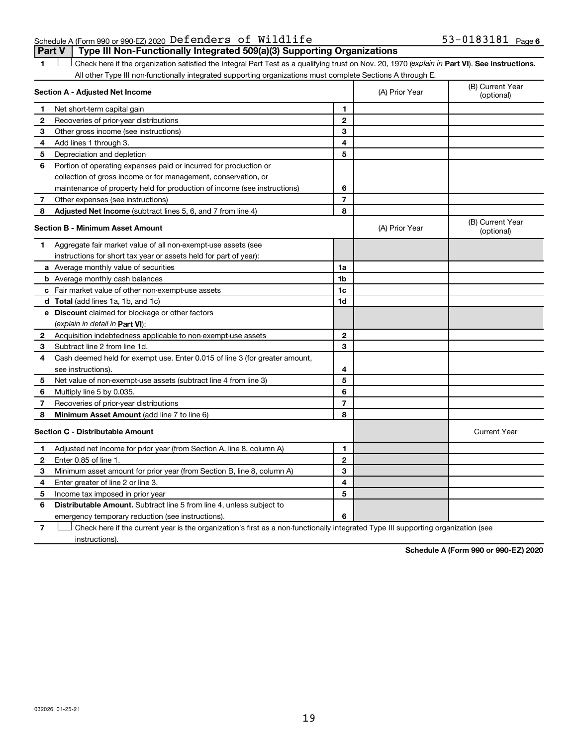Schedule A (Form 990 or 990-EZ) 2020 Defenders of Wildlife 53-0183181 Page 6

## Part V | Type III Non-Functionally Integrated 509(a)(3) Supporting Organizations

1 ☐ Check here if the organization satisfied the Integral Part Test as a qualifying trust on Nov. 20, 1970 (*explain in* **Part VI**). **See instructions.** All other Type III non-functionally integrated supporting organizations must complete Sections A through E.

| **Section A - Adjusted Net Income** | | (A) Prior Year | (B) Current Year (optional) |
|---|---|---|---|
| **1** Net short-term capital gain | 1 | | |
| **2** Recoveries of prior-year distributions | 2 | | |
| **3** Other gross income (see instructions) | 3 | | |
| **4** Add lines 1 through 3. | 4 | | |
| **5** Depreciation and depletion | 5 | | |
| **6** Portion of operating expenses paid or incurred for production or collection of gross income or for management, conservation, or maintenance of property held for production of income (see instructions) | 6 | | |
| **7** Other expenses (see instructions) | 7 | | |
| **8** **Adjusted Net Income** (subtract lines 5, 6, and 7 from line 4) | 8 | | |

| **Section B - Minimum Asset Amount** | | (A) Prior Year | (B) Current Year (optional) |
|---|---|---|---|
| **1** Aggregate fair market value of all non-exempt-use assets (see instructions for short tax year or assets held for part of year): | | | |
| **a** Average monthly value of securities | 1a | | |
| **b** Average monthly cash balances | 1b | | |
| **c** Fair market value of other non-exempt-use assets | 1c | | |
| **d** **Total** (add lines 1a, 1b, and 1c) | 1d | | |
| **e** **Discount** claimed for blockage or other factors (*explain in detail in* **Part VI**): | | | |
| **2** Acquisition indebtedness applicable to non-exempt-use assets | 2 | | |
| **3** Subtract line 2 from line 1d. | 3 | | |
| **4** Cash deemed held for exempt use. Enter 0.015 of line 3 (for greater amount, see instructions). | 4 | | |
| **5** Net value of non-exempt-use assets (subtract line 4 from line 3) | 5 | | |
| **6** Multiply line 5 by 0.035. | 6 | | |
| **7** Recoveries of prior-year distributions | 7 | | |
| **8** **Minimum Asset Amount** (add line 7 to line 6) | 8 | | |

| **Section C - Distributable Amount** | | | Current Year |
|---|---|---|---|
| **1** Adjusted net income for prior year (from Section A, line 8, column A) | 1 | | |
| **2** Enter 0.85 of line 1. | 2 | | |
| **3** Minimum asset amount for prior year (from Section B, line 8, column A) | 3 | | |
| **4** Enter greater of line 2 or line 3. | 4 | | |
| **5** Income tax imposed in prior year | 5 | | |
| **6** **Distributable Amount.** Subtract line 5 from line 4, unless subject to emergency temporary reduction (see instructions). | 6 | | |

7 ☐ Check here if the current year is the organization's first as a non-functionally integrated Type III supporting organization (see instructions).

**Schedule A (Form 990 or 990-EZ) 2020**

032026 01-25-21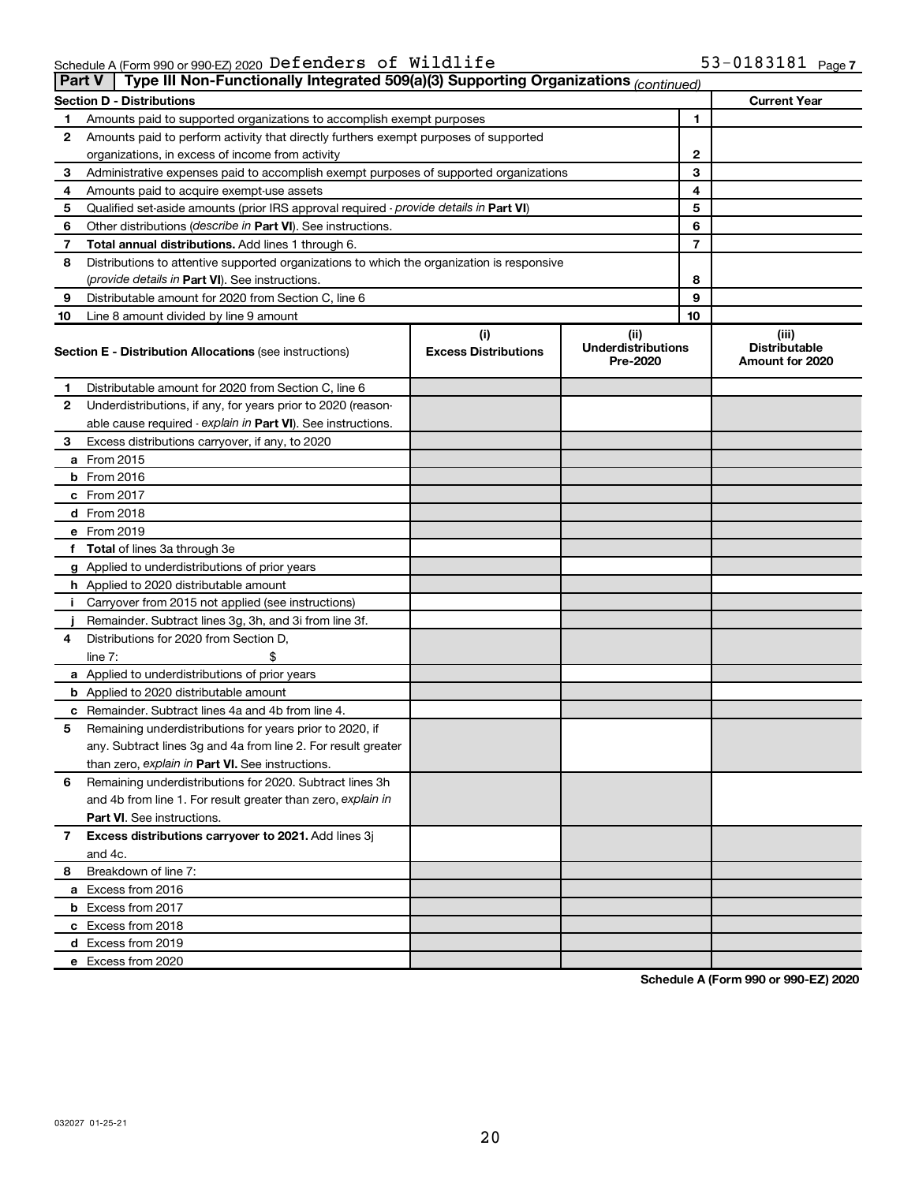Schedule A (Form 990 or 990-EZ) 2020 Defenders of Wildlife 53-0183181 Page 7

## Part V | Type III Non-Functionally Integrated 509(a)(3) Supporting Organizations *(continued)*

| **Section D - Distributions** | | | **Current Year** |
|---|---|---|---|
| 1 | Amounts paid to supported organizations to accomplish exempt purposes | 1 | |
| 2 | Amounts paid to perform activity that directly furthers exempt purposes of supported organizations, in excess of income from activity | 2 | |
| 3 | Administrative expenses paid to accomplish exempt purposes of supported organizations | 3 | |
| 4 | Amounts paid to acquire exempt-use assets | 4 | |
| 5 | Qualified set-aside amounts (prior IRS approval required - *provide details in* **Part VI**) | 5 | |
| 6 | Other distributions (*describe in* **Part VI**). See instructions. | 6 | |
| 7 | **Total annual distributions.** Add lines 1 through 6. | 7 | |
| 8 | Distributions to attentive supported organizations to which the organization is responsive (*provide details in* **Part VI**). See instructions. | 8 | |
| 9 | Distributable amount for 2020 from Section C, line 6 | 9 | |
| 10 | Line 8 amount divided by line 9 amount | 10 | |

| | **Section E - Distribution Allocations** (see instructions) | (i) **Excess Distributions** | (ii) **Underdistributions Pre-2020** | (iii) **Distributable Amount for 2020** |
|---|---|---|---|---|
| 1 | Distributable amount for 2020 from Section C, line 6 | | | |
| 2 | Underdistributions, if any, for years prior to 2020 (reasonable cause required - *explain in* **Part VI**). See instructions. | | | |
| 3 | Excess distributions carryover, if any, to 2020 | | | |
| a | From 2015 | | | |
| b | From 2016 | | | |
| c | From 2017 | | | |
| d | From 2018 | | | |
| e | From 2019 | | | |
| f | **Total** of lines 3a through 3e | | | |
| g | Applied to underdistributions of prior years | | | |
| h | Applied to 2020 distributable amount | | | |
| i | Carryover from 2015 not applied (see instructions) | | | |
| j | Remainder. Subtract lines 3g, 3h, and 3i from line 3f. | | | |
| 4 | Distributions for 2020 from Section D, line 7: $ | | | |
| a | Applied to underdistributions of prior years | | | |
| b | Applied to 2020 distributable amount | | | |
| c | Remainder. Subtract lines 4a and 4b from line 4. | | | |
| 5 | Remaining underdistributions for years prior to 2020, if any. Subtract lines 3g and 4a from line 2. For result greater than zero, *explain in* **Part VI.** See instructions. | | | |
| 6 | Remaining underdistributions for 2020. Subtract lines 3h and 4b from line 1. For result greater than zero, *explain in* **Part VI**. See instructions. | | | |
| 7 | **Excess distributions carryover to 2021.** Add lines 3j and 4c. | | | |
| 8 | Breakdown of line 7: | | | |
| a | Excess from 2016 | | | |
| b | Excess from 2017 | | | |
| c | Excess from 2018 | | | |
| d | Excess from 2019 | | | |
| e | Excess from 2020 | | | |

**Schedule A (Form 990 or 990-EZ) 2020**

032027 01-25-21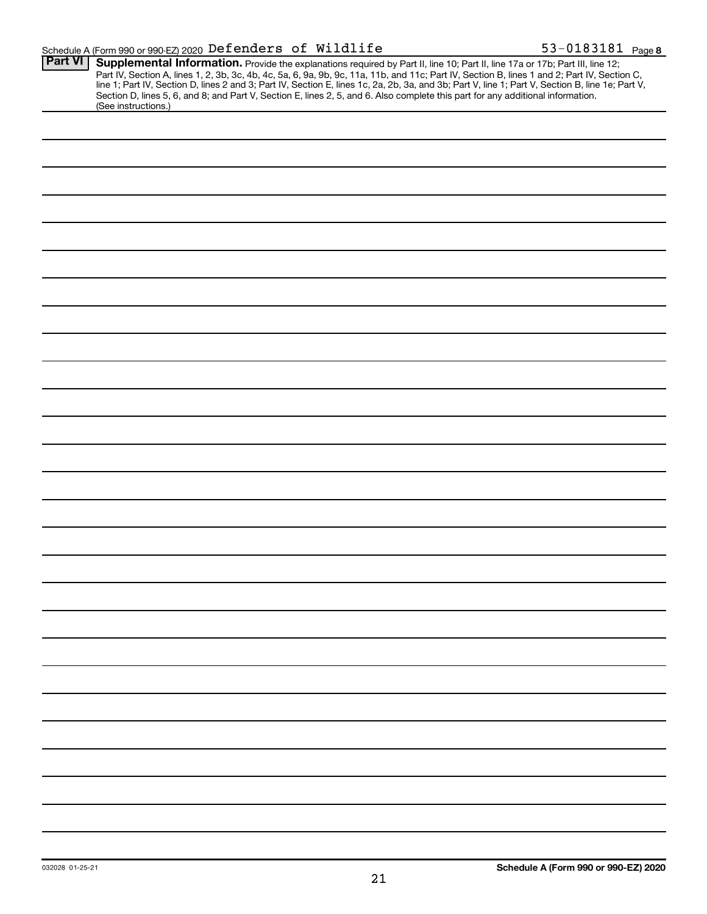Schedule A (Form 990 or 990-EZ) 2020 Defenders of Wildlife 53-0183181 Page 8

**Part VI** **Supplemental Information.** Provide the explanations required by Part II, line 10; Part II, line 17a or 17b; Part III, line 12; Part IV, Section A, lines 1, 2, 3b, 3c, 4b, 4c, 5a, 6, 9a, 9b, 9c, 11a, 11b, and 11c; Part IV, Section B, lines 1 and 2; Part IV, Section C, line 1; Part IV, Section D, lines 2 and 3; Part IV, Section E, lines 1c, 2a, 2b, 3a, and 3b; Part V, line 1; Part V, Section B, line 1e; Part V, Section D, lines 5, 6, and 8; and Part V, Section E, lines 2, 5, and 6. Also complete this part for any additional information. (See instructions.)

032028 01-25-21 **Schedule A (Form 990 or 990-EZ) 2020**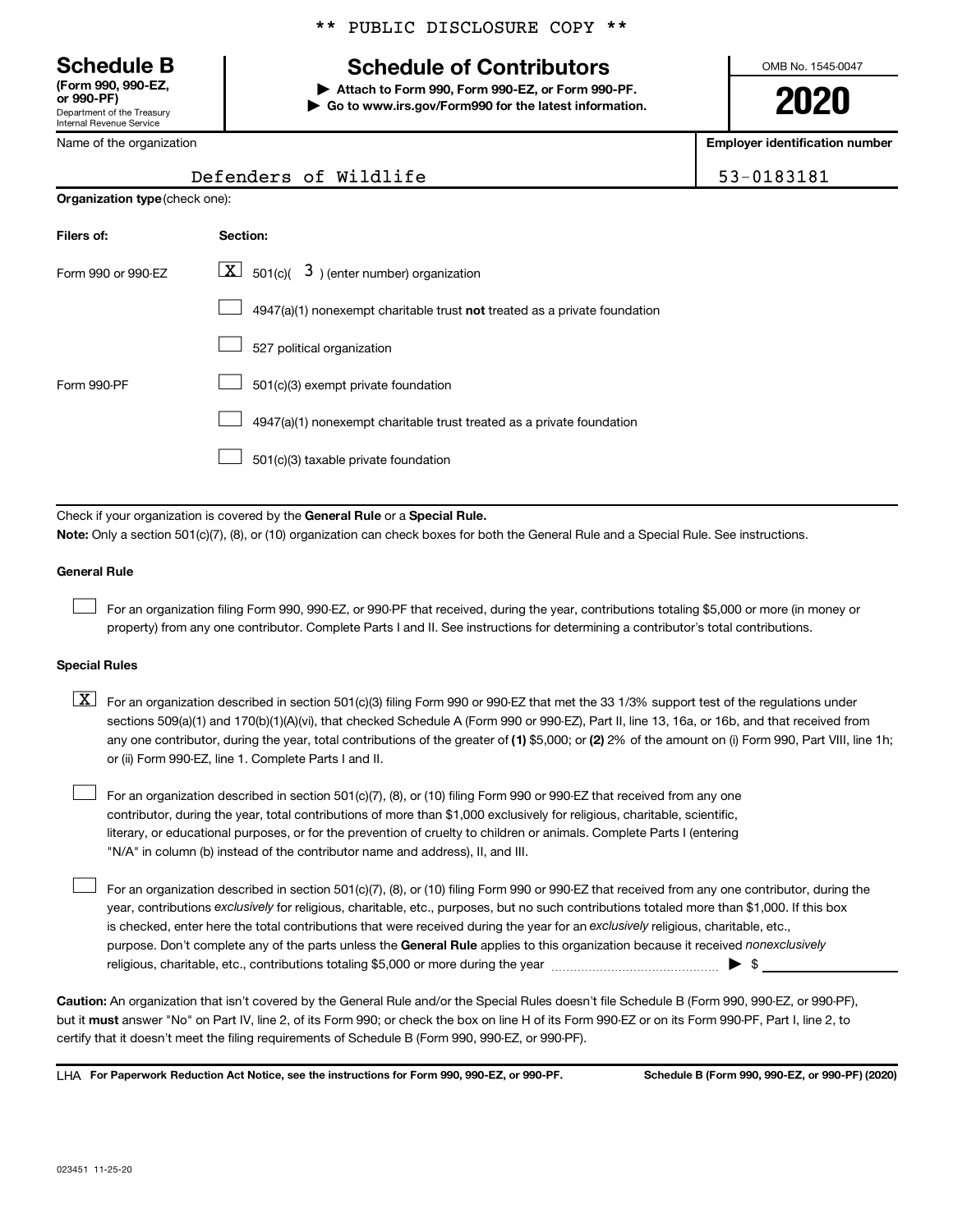\*\* PUBLIC DISCLOSURE COPY \*\*

**Schedule B**
**(Form 990, 990-EZ, or 990-PF)**
Department of the Treasury
Internal Revenue Service

# Schedule of Contributors

▶ **Attach to Form 990, Form 990-EZ, or Form 990-PF.**
▶ **Go to www.irs.gov/Form990 for the latest information.**

OMB No. 1545-0047

**2020**

| Name of the organization | Employer identification number |
| --- | --- |
| Defenders of Wildlife | 53-0183181 |

**Organization type** (check one):

| Filers of: | Section: |
| --- | --- |
| Form 990 or 990-EZ | [X] 501(c)( 3 ) (enter number) organization |
| | [ ] 4947(a)(1) nonexempt charitable trust **not** treated as a private foundation |
| | [ ] 527 political organization |
| Form 990-PF | [ ] 501(c)(3) exempt private foundation |
| | [ ] 4947(a)(1) nonexempt charitable trust treated as a private foundation |
| | [ ] 501(c)(3) taxable private foundation |

Check if your organization is covered by the **General Rule** or a **Special Rule.**

**Note:** Only a section 501(c)(7), (8), or (10) organization can check boxes for both the General Rule and a Special Rule. See instructions.

**General Rule**

[ ] For an organization filing Form 990, 990-EZ, or 990-PF that received, during the year, contributions totaling $5,000 or more (in money or property) from any one contributor. Complete Parts I and II. See instructions for determining a contributor's total contributions.

**Special Rules**

[X] For an organization described in section 501(c)(3) filing Form 990 or 990-EZ that met the 33 1/3% support test of the regulations under sections 509(a)(1) and 170(b)(1)(A)(vi), that checked Schedule A (Form 990 or 990-EZ), Part II, line 13, 16a, or 16b, and that received from any one contributor, during the year, total contributions of the greater of **(1)** $5,000; or **(2)** 2% of the amount on (i) Form 990, Part VIII, line 1h; or (ii) Form 990-EZ, line 1. Complete Parts I and II.

[ ] For an organization described in section 501(c)(7), (8), or (10) filing Form 990 or 990-EZ that received from any one contributor, during the year, total contributions of more than $1,000 exclusively for religious, charitable, scientific, literary, or educational purposes, or for the prevention of cruelty to children or animals. Complete Parts I (entering "N/A" in column (b) instead of the contributor name and address), II, and III.

[ ] For an organization described in section 501(c)(7), (8), or (10) filing Form 990 or 990-EZ that received from any one contributor, during the year, contributions *exclusively* for religious, charitable, etc., purposes, but no such contributions totaled more than $1,000. If this box is checked, enter here the total contributions that were received during the year for an *exclusively* religious, charitable, etc., purpose. Don't complete any of the parts unless the **General Rule** applies to this organization because it received *nonexclusively* religious, charitable, etc., contributions totaling $5,000 or more during the year ▶ $ \_\_\_\_\_\_\_\_\_\_

**Caution:** An organization that isn't covered by the General Rule and/or the Special Rules doesn't file Schedule B (Form 990, 990-EZ, or 990-PF), but it **must** answer "No" on Part IV, line 2, of its Form 990; or check the box on line H of its Form 990-EZ or on its Form 990-PF, Part I, line 2, to certify that it doesn't meet the filing requirements of Schedule B (Form 990, 990-EZ, or 990-PF).

LHA **For Paperwork Reduction Act Notice, see the instructions for Form 990, 990-EZ, or 990-PF.** **Schedule B (Form 990, 990-EZ, or 990-PF) (2020)**

023451 11-25-20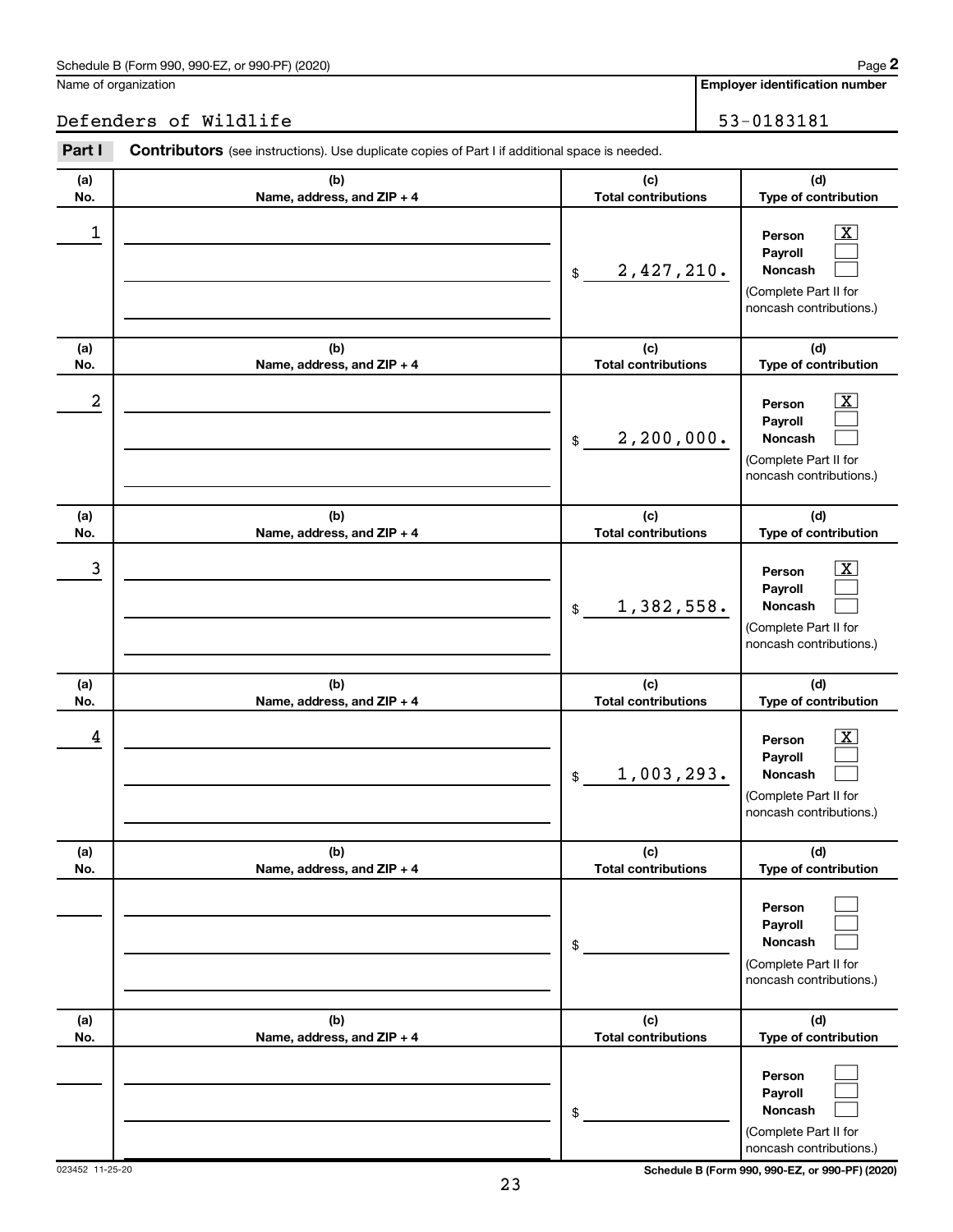Schedule B (Form 990, 990-EZ, or 990-PF) (2020) Page **2**

Name of organization: Defenders of Wildlife

**Employer identification number**: 53-0183181

**Part I** **Contributors** (see instructions). Use duplicate copies of Part I if additional space is needed.

| (a) No. | (b) Name, address, and ZIP + 4 | (c) Total contributions | (d) Type of contribution |
|---|---|---|---|
| 1 | | $ 2,427,210. | Person [X] Payroll [ ] Noncash [ ] (Complete Part II for noncash contributions.) |
| 2 | | $ 2,200,000. | Person [X] Payroll [ ] Noncash [ ] (Complete Part II for noncash contributions.) |
| 3 | | $ 1,382,558. | Person [X] Payroll [ ] Noncash [ ] (Complete Part II for noncash contributions.) |
| 4 | | $ 1,003,293. | Person [X] Payroll [ ] Noncash [ ] (Complete Part II for noncash contributions.) |
| | | $ | Person [ ] Payroll [ ] Noncash [ ] (Complete Part II for noncash contributions.) |
| | | $ | Person [ ] Payroll [ ] Noncash [ ] (Complete Part II for noncash contributions.) |

023452 11-25-20 Schedule B (Form 990, 990-EZ, or 990-PF) (2020)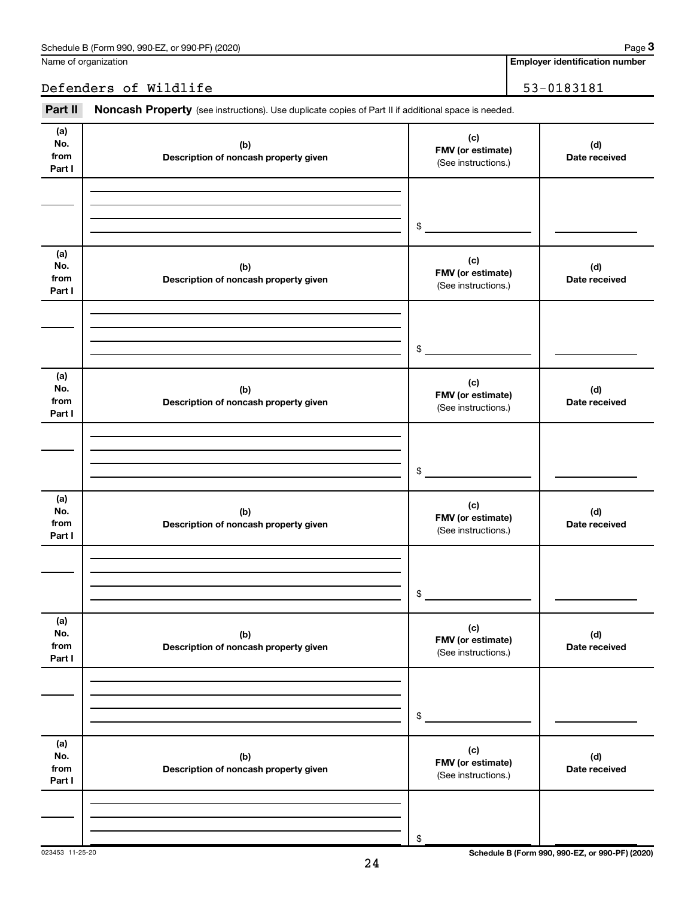Schedule B (Form 990, 990-EZ, or 990-PF) (2020) Page **3**

Name of organization: Defenders of Wildlife

**Employer identification number**: 53-0183181

**Part II** **Noncash Property** (see instructions). Use duplicate copies of Part II if additional space is needed.

| (a) No. from Part I | (b) Description of noncash property given | (c) FMV (or estimate) (See instructions.) | (d) Date received |
|---|---|---|---|
| | | $ | |

| (a) No. from Part I | (b) Description of noncash property given | (c) FMV (or estimate) (See instructions.) | (d) Date received |
|---|---|---|---|
| | | $ | |

| (a) No. from Part I | (b) Description of noncash property given | (c) FMV (or estimate) (See instructions.) | (d) Date received |
|---|---|---|---|
| | | $ | |

| (a) No. from Part I | (b) Description of noncash property given | (c) FMV (or estimate) (See instructions.) | (d) Date received |
|---|---|---|---|
| | | $ | |

| (a) No. from Part I | (b) Description of noncash property given | (c) FMV (or estimate) (See instructions.) | (d) Date received |
|---|---|---|---|
| | | $ | |

| (a) No. from Part I | (b) Description of noncash property given | (c) FMV (or estimate) (See instructions.) | (d) Date received |
|---|---|---|---|
| | | $ | |

023453 11-25-20

**Schedule B (Form 990, 990-EZ, or 990-PF) (2020)**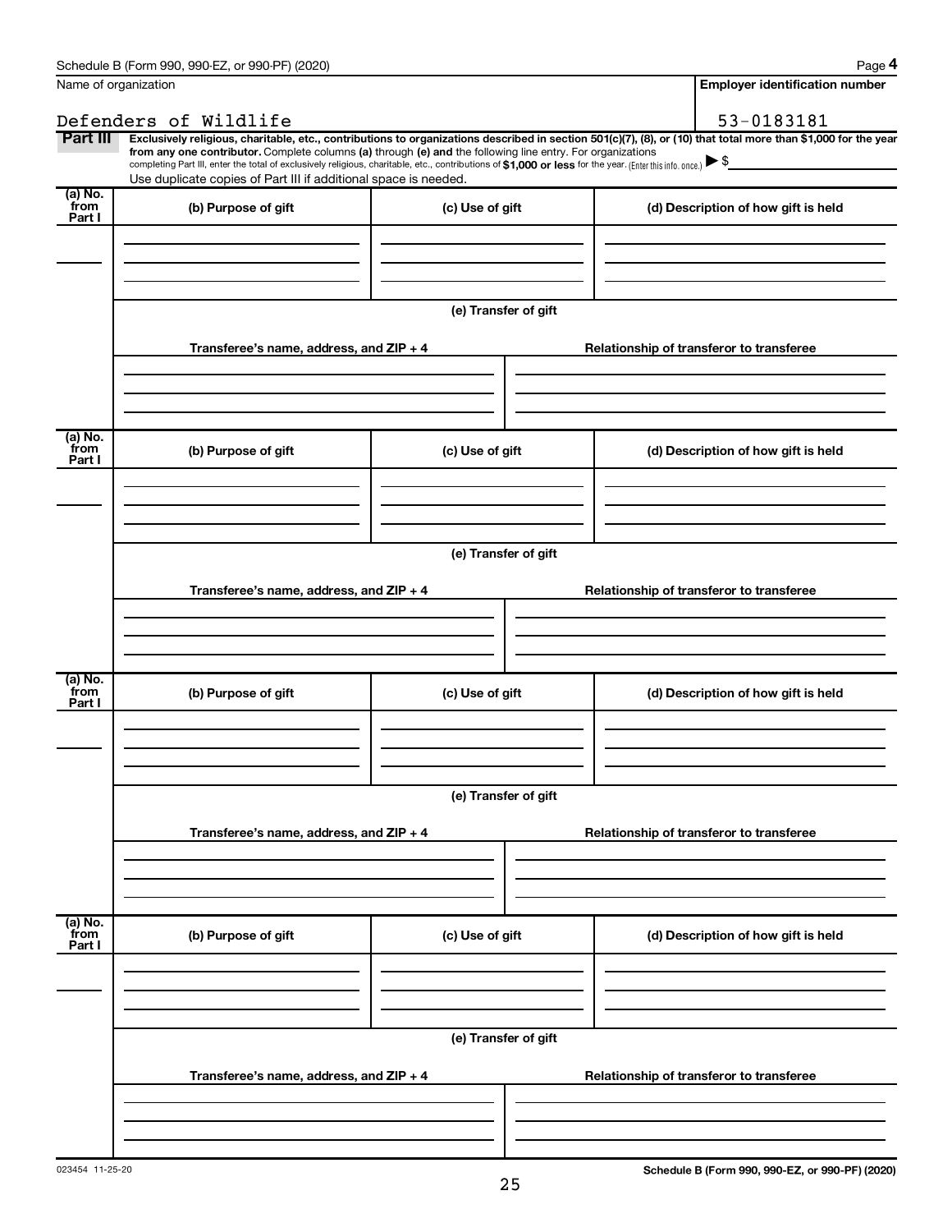Name of organization

Defenders of Wildlife

**Employer identification number**

53-0183181

**Part III** **Exclusively religious, charitable, etc., contributions to organizations described in section 501(c)(7), (8), or (10) that total more than $1,000 for the year from any one contributor.** Complete columns **(a)** through **(e)** and the following line entry. For organizations completing Part III, enter the total of exclusively religious, charitable, etc., contributions of **$1,000 or less** for the year. (Enter this info. once.) ▶ $

Use duplicate copies of Part III if additional space is needed.

| (a) No. from Part I | (b) Purpose of gift | (c) Use of gift | (d) Description of how gift is held |
|---|---|---|---|
| | | | |

**(e) Transfer of gift**

| Transferee's name, address, and ZIP + 4 | Relationship of transferor to transferee |
|---|---|
| | |

| (a) No. from Part I | (b) Purpose of gift | (c) Use of gift | (d) Description of how gift is held |
|---|---|---|---|
| | | | |

**(e) Transfer of gift**

| Transferee's name, address, and ZIP + 4 | Relationship of transferor to transferee |
|---|---|
| | |

| (a) No. from Part I | (b) Purpose of gift | (c) Use of gift | (d) Description of how gift is held |
|---|---|---|---|
| | | | |

**(e) Transfer of gift**

| Transferee's name, address, and ZIP + 4 | Relationship of transferor to transferee |
|---|---|
| | |

| (a) No. from Part I | (b) Purpose of gift | (c) Use of gift | (d) Description of how gift is held |
|---|---|---|---|
| | | | |

**(e) Transfer of gift**

| Transferee's name, address, and ZIP + 4 | Relationship of transferor to transferee |
|---|---|
| | |

023454 11-25-20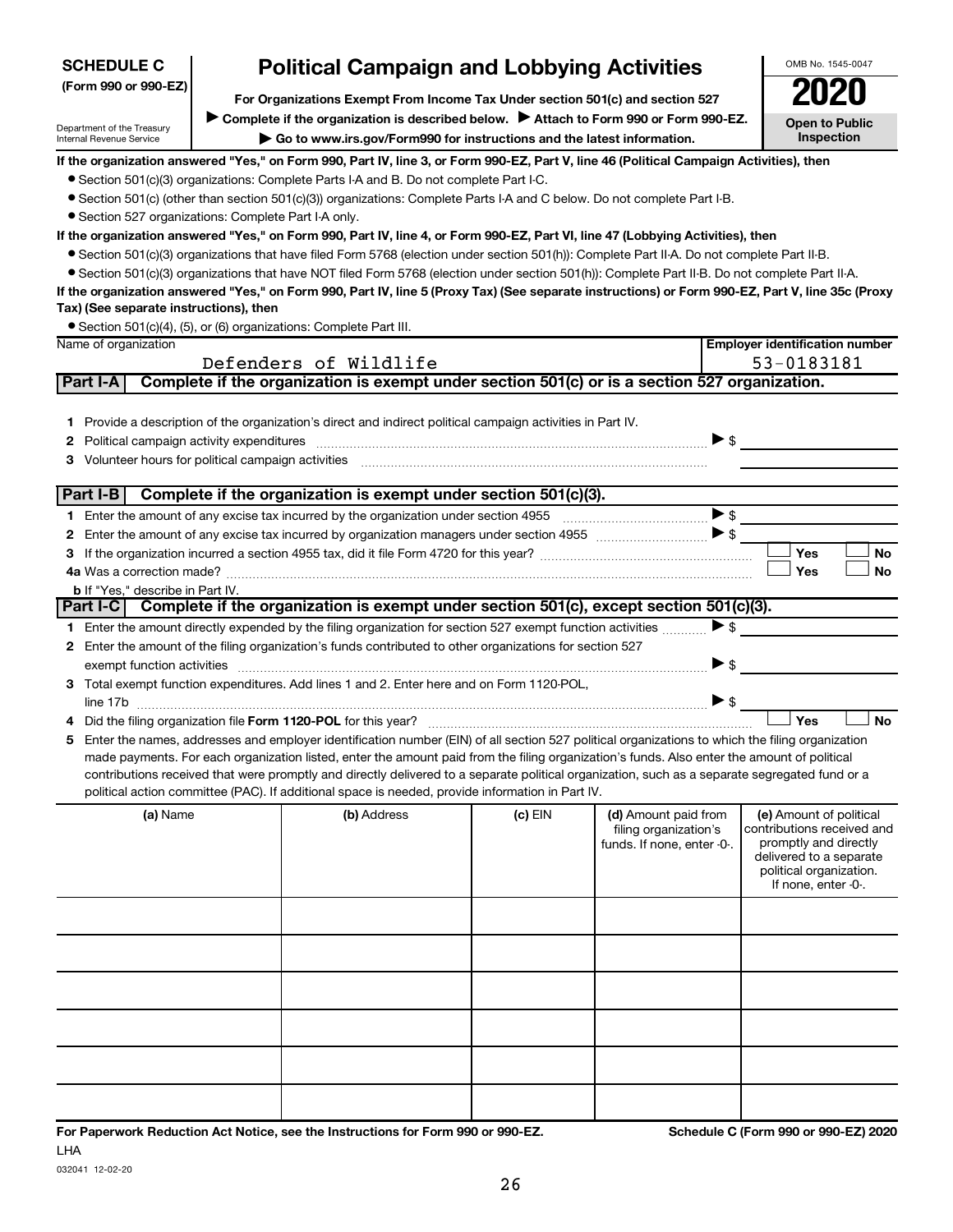**SCHEDULE C (Form 990 or 990-EZ)**

Department of the Treasury
Internal Revenue Service

# Political Campaign and Lobbying Activities

**For Organizations Exempt From Income Tax Under section 501(c) and section 527**

▶ Complete if the organization is described below. ▶ Attach to Form 990 or Form 990-EZ.

▶ Go to www.irs.gov/Form990 for instructions and the latest information.

OMB No. 1545-0047

**2020**

**Open to Public Inspection**

**If the organization answered "Yes," on Form 990, Part IV, line 3, or Form 990-EZ, Part V, line 46 (Political Campaign Activities), then**

- Section 501(c)(3) organizations: Complete Parts I-A and B. Do not complete Part I-C.
- Section 501(c) (other than section 501(c)(3)) organizations: Complete Parts I-A and C below. Do not complete Part I-B.
- Section 527 organizations: Complete Part I-A only.

**If the organization answered "Yes," on Form 990, Part IV, line 4, or Form 990-EZ, Part VI, line 47 (Lobbying Activities), then**

- Section 501(c)(3) organizations that have filed Form 5768 (election under section 501(h)): Complete Part II-A. Do not complete Part II-B.
- Section 501(c)(3) organizations that have NOT filed Form 5768 (election under section 501(h)): Complete Part II-B. Do not complete Part II-A.

**If the organization answered "Yes," on Form 990, Part IV, line 5 (Proxy Tax) (See separate instructions) or Form 990-EZ, Part V, line 35c (Proxy Tax) (See separate instructions), then**

- Section 501(c)(4), (5), or (6) organizations: Complete Part III.

| Name of organization | Employer identification number |
|---|---|
| Defenders of Wildlife | 53-0183181 |

## Part I-A Complete if the organization is exempt under section 501(c) or is a section 527 organization.

1. Provide a description of the organization's direct and indirect political campaign activities in Part IV.
2. Political campaign activity expenditures ▶ $
3. Volunteer hours for political campaign activities

## Part I-B Complete if the organization is exempt under section 501(c)(3).

1. Enter the amount of any excise tax incurred by the organization under section 4955 ▶ $
2. Enter the amount of any excise tax incurred by organization managers under section 4955 ▶ $
3. If the organization incurred a section 4955 tax, did it file Form 4720 for this year? ☐ Yes ☐ No

4a. Was a correction made? ☐ Yes ☐ No

b. If "Yes," describe in Part IV.

## Part I-C Complete if the organization is exempt under section 501(c), except section 501(c)(3).

1. Enter the amount directly expended by the filing organization for section 527 exempt function activities ▶ $
2. Enter the amount of the filing organization's funds contributed to other organizations for section 527 exempt function activities ▶ $
3. Total exempt function expenditures. Add lines 1 and 2. Enter here and on Form 1120-POL, line 17b ▶ $
4. Did the filing organization file **Form 1120-POL** for this year? ☐ Yes ☐ No
5. Enter the names, addresses and employer identification number (EIN) of all section 527 political organizations to which the filing organization made payments. For each organization listed, enter the amount paid from the filing organization's funds. Also enter the amount of political contributions received that were promptly and directly delivered to a separate political organization, such as a separate segregated fund or a political action committee (PAC). If additional space is needed, provide information in Part IV.

| (a) Name | (b) Address | (c) EIN | (d) Amount paid from filing organization's funds. If none, enter -0-. | (e) Amount of political contributions received and promptly and directly delivered to a separate political organization. If none, enter -0-. |
|---|---|---|---|---|
| | | | | |
| | | | | |
| | | | | |
| | | | | |
| | | | | |
| | | | | |

**For Paperwork Reduction Act Notice, see the Instructions for Form 990 or 990-EZ.**

**Schedule C (Form 990 or 990-EZ) 2020**

LHA

032041 12-02-20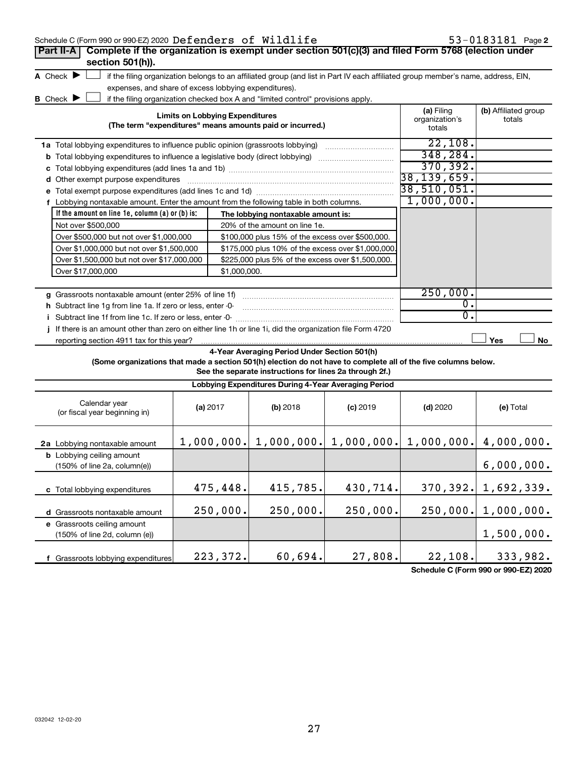Schedule C (Form 990 or 990-EZ) 2020 Defenders of Wildlife 53-0183181 Page **2**

**Part II-A** **Complete if the organization is exempt under section 501(c)(3) and filed Form 5768 (election under section 501(h)).**

**A** Check ▶ ☐ if the filing organization belongs to an affiliated group (and list in Part IV each affiliated group member's name, address, EIN, expenses, and share of excess lobbying expenditures).

**B** Check ▶ ☐ if the filing organization checked box A and "limited control" provisions apply.

| **Limits on Lobbying Expenditures** (The term "expenditures" means amounts paid or incurred.) | **(a)** Filing organization's totals | **(b)** Affiliated group totals |
|---|---|---|
| **1a** Total lobbying expenditures to influence public opinion (grassroots lobbying) | 22,108. | |
| **b** Total lobbying expenditures to influence a legislative body (direct lobbying) | 348,284. | |
| **c** Total lobbying expenditures (add lines 1a and 1b) | 370,392. | |
| **d** Other exempt purpose expenditures | 38,139,659. | |
| **e** Total exempt purpose expenditures (add lines 1c and 1d) | 38,510,051. | |
| **f** Lobbying nontaxable amount. Enter the amount from the following table in both columns. | 1,000,000. | |

| **If the amount on line 1e, column (a) or (b) is:** | **The lobbying nontaxable amount is:** |
|---|---|
| Not over $500,000 | 20% of the amount on line 1e. |
| Over $500,000 but not over $1,000,000 | $100,000 plus 15% of the excess over $500,000. |
| Over $1,000,000 but not over $1,500,000 | $175,000 plus 10% of the excess over $1,000,000. |
| Over $1,500,000 but not over $17,000,000 | $225,000 plus 5% of the excess over $1,500,000. |
| Over $17,000,000 | $1,000,000. |

| | **(a)** | **(b)** |
|---|---|---|
| **g** Grassroots nontaxable amount (enter 25% of line 1f) | 250,000. | |
| **h** Subtract line 1g from line 1a. If zero or less, enter -0- | 0. | |
| **i** Subtract line 1f from line 1c. If zero or less, enter -0- | 0. | |
| **j** If there is an amount other than zero on either line 1h or line 1i, did the organization file Form 4720 reporting section 4911 tax for this year? | ☐ Yes | ☐ No |

**4-Year Averaging Period Under Section 501(h)**

**(Some organizations that made a section 501(h) election do not have to complete all of the five columns below. See the separate instructions for lines 2a through 2f.)**

**Lobbying Expenditures During 4-Year Averaging Period**

| Calendar year (or fiscal year beginning in) | **(a)** 2017 | **(b)** 2018 | **(c)** 2019 | **(d)** 2020 | **(e)** Total |
|---|---|---|---|---|---|
| **2a** Lobbying nontaxable amount | 1,000,000. | 1,000,000. | 1,000,000. | 1,000,000. | 4,000,000. |
| **b** Lobbying ceiling amount (150% of line 2a, column(e)) | | | | | 6,000,000. |
| **c** Total lobbying expenditures | 475,448. | 415,785. | 430,714. | 370,392. | 1,692,339. |
| **d** Grassroots nontaxable amount | 250,000. | 250,000. | 250,000. | 250,000. | 1,000,000. |
| **e** Grassroots ceiling amount (150% of line 2d, column (e)) | | | | | 1,500,000. |
| **f** Grassroots lobbying expenditures | 223,372. | 60,694. | 27,808. | 22,108. | 333,982. |

**Schedule C (Form 990 or 990-EZ) 2020**

032042 12-02-20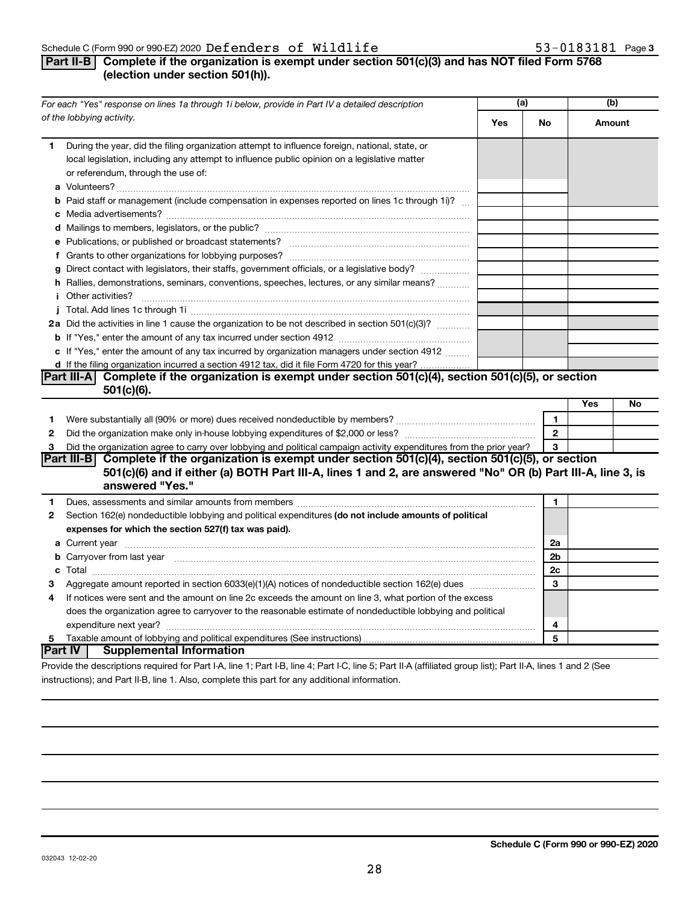Schedule C (Form 990 or 990-EZ) 2020 Defenders of Wildlife 53-0183181 Page 3

## Part II-B Complete if the organization is exempt under section 501(c)(3) and has NOT filed Form 5768 (election under section 501(h)).

| *For each "Yes" response on lines 1a through 1i below, provide in Part IV a detailed description of the lobbying activity.* | (a) Yes | (a) No | (b) Amount |
|---|---|---|---|
| **1** During the year, did the filing organization attempt to influence foreign, national, state, or local legislation, including any attempt to influence public opinion on a legislative matter or referendum, through the use of: | | | |
| **a** Volunteers? | | | |
| **b** Paid staff or management (include compensation in expenses reported on lines 1c through 1i)? | | | |
| **c** Media advertisements? | | | |
| **d** Mailings to members, legislators, or the public? | | | |
| **e** Publications, or published or broadcast statements? | | | |
| **f** Grants to other organizations for lobbying purposes? | | | |
| **g** Direct contact with legislators, their staffs, government officials, or a legislative body? | | | |
| **h** Rallies, demonstrations, seminars, conventions, speeches, lectures, or any similar means? | | | |
| **i** Other activities? | | | |
| **j** Total. Add lines 1c through 1i | | | |
| **2a** Did the activities in line 1 cause the organization to be not described in section 501(c)(3)? | | | |
| **b** If "Yes," enter the amount of any tax incurred under section 4912 | | | |
| **c** If "Yes," enter the amount of any tax incurred by organization managers under section 4912 | | | |
| **d** If the filing organization incurred a section 4912 tax, did it file Form 4720 for this year? | | | |

## Part III-A Complete if the organization is exempt under section 501(c)(4), section 501(c)(5), or section 501(c)(6).

| | | | Yes | No |
|---|---|---|---|---|
| **1** | Were substantially all (90% or more) dues received nondeductible by members? | 1 | | |
| **2** | Did the organization make only in-house lobbying expenditures of $2,000 or less? | 2 | | |
| **3** | Did the organization agree to carry over lobbying and political campaign activity expenditures from the prior year? | 3 | | |

## Part III-B Complete if the organization is exempt under section 501(c)(4), section 501(c)(5), or section 501(c)(6) and if either (a) BOTH Part III-A, lines 1 and 2, are answered "No" OR (b) Part III-A, line 3, is answered "Yes."

| | | | |
|---|---|---|---|
| **1** | Dues, assessments and similar amounts from members | 1 | |
| **2** | Section 162(e) nondeductible lobbying and political expenditures **(do not include amounts of political expenses for which the section 527(f) tax was paid).** | | |
| **a** | Current year | 2a | |
| **b** | Carryover from last year | 2b | |
| **c** | Total | 2c | |
| **3** | Aggregate amount reported in section 6033(e)(1)(A) notices of nondeductible section 162(e) dues | 3 | |
| **4** | If notices were sent and the amount on line 2c exceeds the amount on line 3, what portion of the excess does the organization agree to carryover to the reasonable estimate of nondeductible lobbying and political expenditure next year? | 4 | |
| **5** | Taxable amount of lobbying and political expenditures (See instructions) | 5 | |

## Part IV Supplemental Information

Provide the descriptions required for Part I-A, line 1; Part I-B, line 4; Part I-C, line 5; Part II-A (affiliated group list); Part II-A, lines 1 and 2 (See instructions); and Part II-B, line 1. Also, complete this part for any additional information.

032043 12-02-20

**Schedule C (Form 990 or 990-EZ) 2020**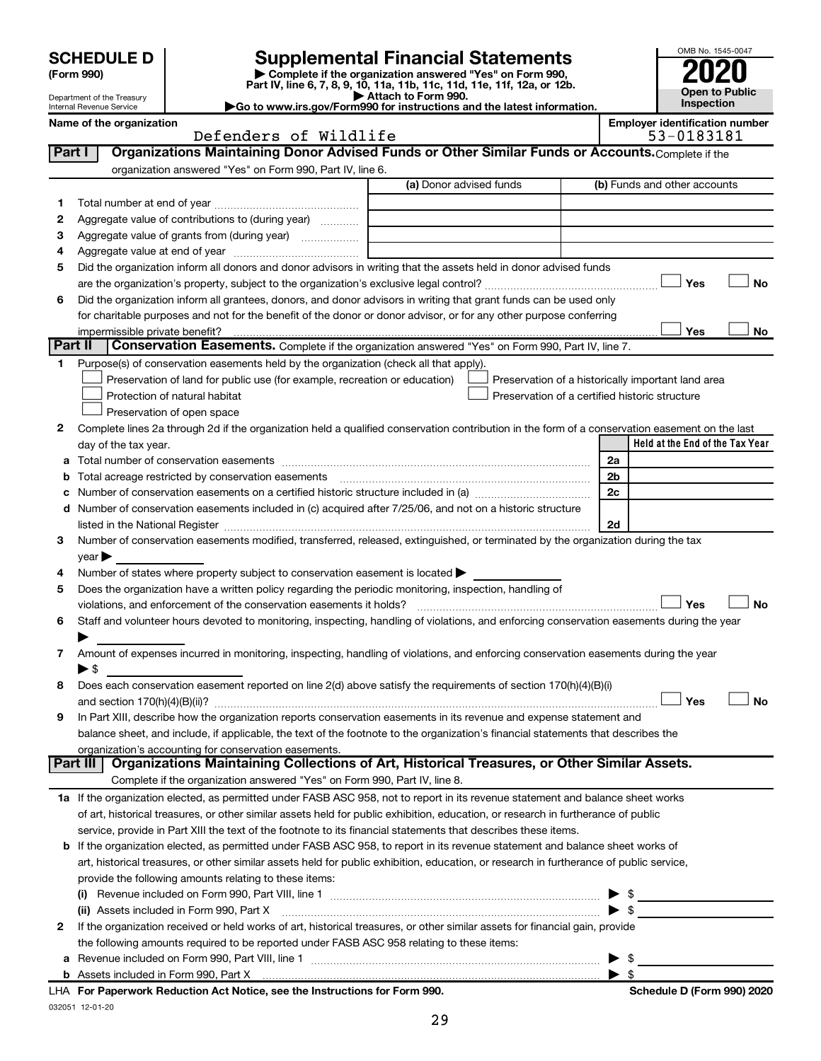# SCHEDULE D (Form 990)

Department of the Treasury
Internal Revenue Service

## Supplemental Financial Statements

▶ Complete if the organization answered "Yes" on Form 990, Part IV, line 6, 7, 8, 9, 10, 11a, 11b, 11c, 11d, 11e, 11f, 12a, or 12b.
▶ Attach to Form 990.
▶Go to www.irs.gov/Form990 for instructions and the latest information.

OMB No. 1545-0047

**2020**

**Open to Public Inspection**

**Name of the organization**
Defenders of Wildlife

**Employer identification number**
53-0183181

**Part I — Organizations Maintaining Donor Advised Funds or Other Similar Funds or Accounts.** Complete if the organization answered "Yes" on Form 990, Part IV, line 6.

| | | (a) Donor advised funds | (b) Funds and other accounts |
|---|---|---|---|
| 1 | Total number at end of year | | |
| 2 | Aggregate value of contributions to (during year) | | |
| 3 | Aggregate value of grants from (during year) | | |
| 4 | Aggregate value at end of year | | |

5 Did the organization inform all donors and donor advisors in writing that the assets held in donor advised funds are the organization's property, subject to the organization's exclusive legal control? ☐ Yes ☐ No

6 Did the organization inform all grantees, donors, and donor advisors in writing that grant funds can be used only for charitable purposes and not for the benefit of the donor or donor advisor, or for any other purpose conferring impermissible private benefit? ☐ Yes ☐ No

**Part II — Conservation Easements.** Complete if the organization answered "Yes" on Form 990, Part IV, line 7.

1 Purpose(s) of conservation easements held by the organization (check all that apply).
- ☐ Preservation of land for public use (for example, recreation or education)
- ☐ Protection of natural habitat
- ☐ Preservation of open space
- ☐ Preservation of a historically important land area
- ☐ Preservation of a certified historic structure

2 Complete lines 2a through 2d if the organization held a qualified conservation contribution in the form of a conservation easement on the last day of the tax year.

| | | | Held at the End of the Tax Year |
|---|---|---|---|
| a | Total number of conservation easements | 2a | |
| b | Total acreage restricted by conservation easements | 2b | |
| c | Number of conservation easements on a certified historic structure included in (a) | 2c | |
| d | Number of conservation easements included in (c) acquired after 7/25/06, and not on a historic structure listed in the National Register | 2d | |

3 Number of conservation easements modified, transferred, released, extinguished, or terminated by the organization during the tax year ▶

4 Number of states where property subject to conservation easement is located ▶

5 Does the organization have a written policy regarding the periodic monitoring, inspection, handling of violations, and enforcement of the conservation easements it holds? ☐ Yes ☐ No

6 Staff and volunteer hours devoted to monitoring, inspecting, handling of violations, and enforcing conservation easements during the year ▶

7 Amount of expenses incurred in monitoring, inspecting, handling of violations, and enforcing conservation easements during the year ▶ $

8 Does each conservation easement reported on line 2(d) above satisfy the requirements of section 170(h)(4)(B)(i) and section 170(h)(4)(B)(ii)? ☐ Yes ☐ No

9 In Part XIII, describe how the organization reports conservation easements in its revenue and expense statement and balance sheet, and include, if applicable, the text of the footnote to the organization's financial statements that describes the organization's accounting for conservation easements.

**Part III — Organizations Maintaining Collections of Art, Historical Treasures, or Other Similar Assets.** Complete if the organization answered "Yes" on Form 990, Part IV, line 8.

1a If the organization elected, as permitted under FASB ASC 958, not to report in its revenue statement and balance sheet works of art, historical treasures, or other similar assets held for public exhibition, education, or research in furtherance of public service, provide in Part XIII the text of the footnote to its financial statements that describes these items.

b If the organization elected, as permitted under FASB ASC 958, to report in its revenue statement and balance sheet works of art, historical treasures, or other similar assets held for public exhibition, education, or research in furtherance of public service, provide the following amounts relating to these items:

(i) Revenue included on Form 990, Part VIII, line 1 ▶ $

(ii) Assets included in Form 990, Part X ▶ $

2 If the organization received or held works of art, historical treasures, or other similar assets for financial gain, provide the following amounts required to be reported under FASB ASC 958 relating to these items:

a Revenue included on Form 990, Part VIII, line 1 ▶ $

b Assets included in Form 990, Part X ▶ $

LHA **For Paperwork Reduction Act Notice, see the Instructions for Form 990.** **Schedule D (Form 990) 2020**

032051 12-01-20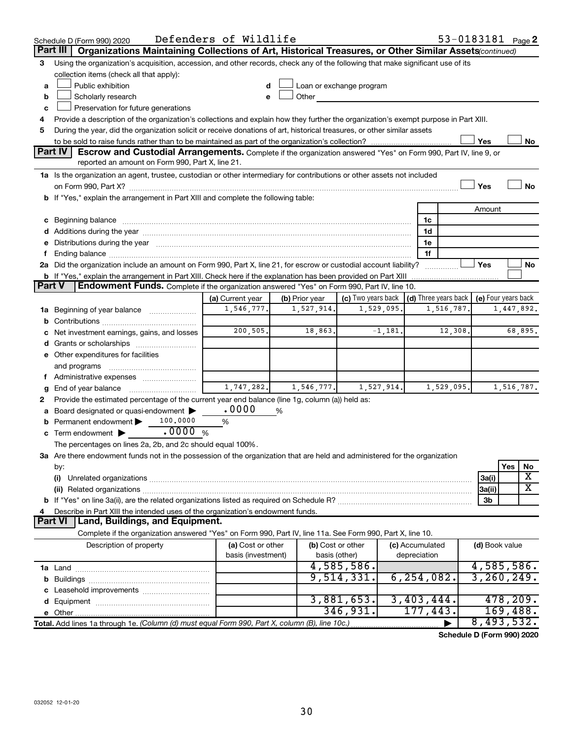Schedule D (Form 990) 2020 Defenders of Wildlife 53-0183181 Page 2

## Part III Organizations Maintaining Collections of Art, Historical Treasures, or Other Similar Assets *(continued)*

3 Using the organization's acquisition, accession, and other records, check any of the following that make significant use of its collection items (check all that apply):

- a ☐ Public exhibition
- b ☐ Scholarly research
- c ☐ Preservation for future generations
- d ☐ Loan or exchange program
- e ☐ Other

4 Provide a description of the organization's collections and explain how they further the organization's exempt purpose in Part XIII.

5 During the year, did the organization solicit or receive donations of art, historical treasures, or other similar assets to be sold to raise funds rather than to be maintained as part of the organization's collection? ☐ Yes ☐ No

## Part IV Escrow and Custodial Arrangements.

Complete if the organization answered "Yes" on Form 990, Part IV, line 9, or reported an amount on Form 990, Part X, line 21.

1a Is the organization an agent, trustee, custodian or other intermediary for contributions or other assets not included on Form 990, Part X? ☐ Yes ☐ No

b If "Yes," explain the arrangement in Part XIII and complete the following table:

| | | Amount |
|---|---|---|
| c Beginning balance | 1c | |
| d Additions during the year | 1d | |
| e Distributions during the year | 1e | |
| f Ending balance | 1f | |

2a Did the organization include an amount on Form 990, Part X, line 21, for escrow or custodial account liability? ☐ Yes ☐ No

b If "Yes," explain the arrangement in Part XIII. Check here if the explanation has been provided on Part XIII ☐

## Part V Endowment Funds.

Complete if the organization answered "Yes" on Form 990, Part IV, line 10.

| | (a) Current year | (b) Prior year | (c) Two years back | (d) Three years back | (e) Four years back |
|---|---|---|---|---|---|
| 1a Beginning of year balance | 1,546,777. | 1,527,914. | 1,529,095. | 1,516,787. | 1,447,892. |
| b Contributions | | | | | |
| c Net investment earnings, gains, and losses | 200,505. | 18,863. | -1,181. | 12,308. | 68,895. |
| d Grants or scholarships | | | | | |
| e Other expenditures for facilities and programs | | | | | |
| f Administrative expenses | | | | | |
| g End of year balance | 1,747,282. | 1,546,777. | 1,527,914. | 1,529,095. | 1,516,787. |

2 Provide the estimated percentage of the current year end balance (line 1g, column (a)) held as:

- a Board designated or quasi-endowment ▶ .0000 %
- b Permanent endowment ▶ 100.0000 %
- c Term endowment ▶ .0000 %

The percentages on lines 2a, 2b, and 2c should equal 100%.

3a Are there endowment funds not in the possession of the organization that are held and administered for the organization by:

| | | Yes | No |
|---|---|---|---|
| (i) Unrelated organizations | 3a(i) | | X |
| (ii) Related organizations | 3a(ii) | | X |
| b If "Yes" on line 3a(ii), are the related organizations listed as required on Schedule R? | 3b | | |

4 Describe in Part XIII the intended uses of the organization's endowment funds.

## Part VI Land, Buildings, and Equipment.

Complete if the organization answered "Yes" on Form 990, Part IV, line 11a. See Form 990, Part X, line 10.

| Description of property | (a) Cost or other basis (investment) | (b) Cost or other basis (other) | (c) Accumulated depreciation | (d) Book value |
|---|---|---|---|---|
| 1a Land | | 4,585,586. | | 4,585,586. |
| b Buildings | | 9,514,331. | 6,254,082. | 3,260,249. |
| c Leasehold improvements | | | | |
| d Equipment | | 3,881,653. | 3,403,444. | 478,209. |
| e Other | | 346,931. | 177,443. | 169,488. |
| **Total.** Add lines 1a through 1e. *(Column (d) must equal Form 990, Part X, column (B), line 10c.)* ▶ | | | | 8,493,532. |

**Schedule D (Form 990) 2020**

032052 12-01-20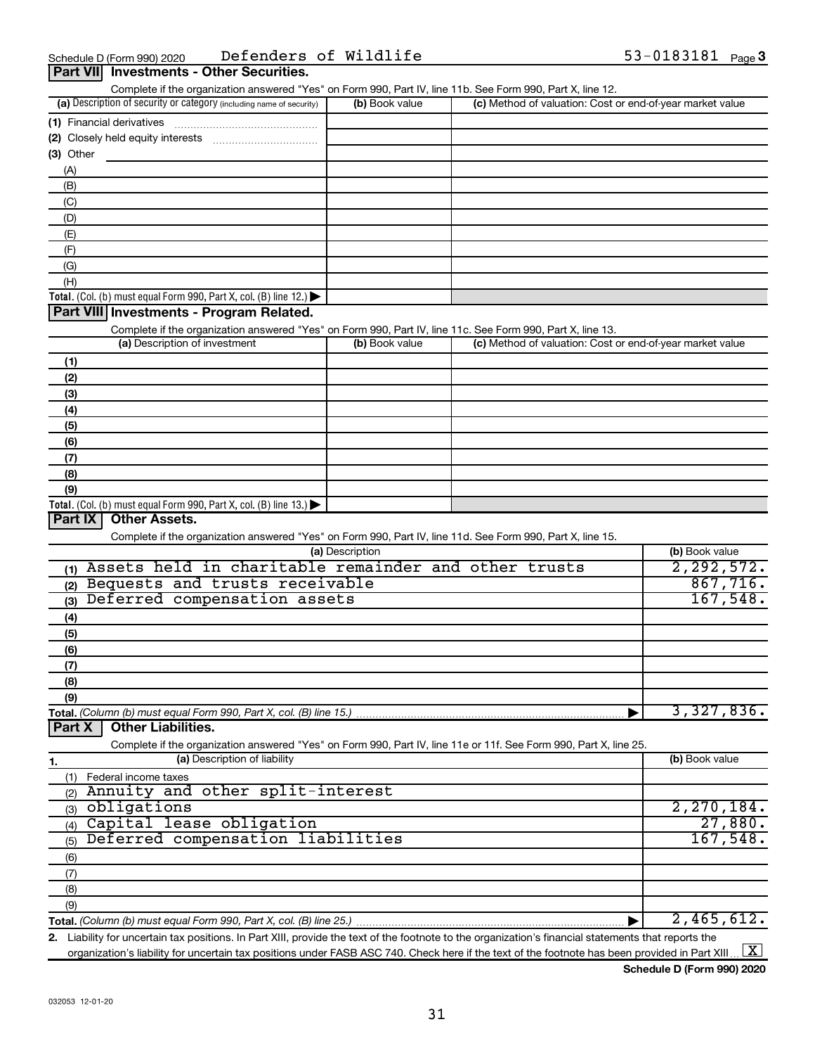Schedule D (Form 990) 2020 Defenders of Wildlife 53-0183181 Page 3

## Part VII Investments - Other Securities.

Complete if the organization answered "Yes" on Form 990, Part IV, line 11b. See Form 990, Part X, line 12.

| (a) Description of security or category (including name of security) | (b) Book value | (c) Method of valuation: Cost or end-of-year market value |
|---|---|---|
| (1) Financial derivatives | | |
| (2) Closely held equity interests | | |
| (3) Other | | |
| (A) | | |
| (B) | | |
| (C) | | |
| (D) | | |
| (E) | | |
| (F) | | |
| (G) | | |
| (H) | | |
| **Total.** (Col. (b) must equal Form 990, Part X, col. (B) line 12.) | | |

## Part VIII Investments - Program Related.

Complete if the organization answered "Yes" on Form 990, Part IV, line 11c. See Form 990, Part X, line 13.

| (a) Description of investment | (b) Book value | (c) Method of valuation: Cost or end-of-year market value |
|---|---|---|
| (1) | | |
| (2) | | |
| (3) | | |
| (4) | | |
| (5) | | |
| (6) | | |
| (7) | | |
| (8) | | |
| (9) | | |
| **Total.** (Col. (b) must equal Form 990, Part X, col. (B) line 13.) | | |

## Part IX Other Assets.

Complete if the organization answered "Yes" on Form 990, Part IV, line 11d. See Form 990, Part X, line 15.

| (a) Description | (b) Book value |
|---|---|
| (1) Assets held in charitable remainder and other trusts | 2,292,572. |
| (2) Bequests and trusts receivable | 867,716. |
| (3) Deferred compensation assets | 167,548. |
| (4) | |
| (5) | |
| (6) | |
| (7) | |
| (8) | |
| (9) | |
| **Total.** (Column (b) must equal Form 990, Part X, col. (B) line 15.) | 3,327,836. |

## Part X Other Liabilities.

Complete if the organization answered "Yes" on Form 990, Part IV, line 11e or 11f. See Form 990, Part X, line 25.

| 1. (a) Description of liability | (b) Book value |
|---|---|
| (1) Federal income taxes | |
| (2) Annuity and other split-interest | |
| (3) obligations | 2,270,184. |
| (4) Capital lease obligation | 27,880. |
| (5) Deferred compensation liabilities | 167,548. |
| (6) | |
| (7) | |
| (8) | |
| (9) | |
| **Total.** (Column (b) must equal Form 990, Part X, col. (B) line 25.) | 2,465,612. |

2. Liability for uncertain tax positions. In Part XIII, provide the text of the footnote to the organization's financial statements that reports the organization's liability for uncertain tax positions under FASB ASC 740. Check here if the text of the footnote has been provided in Part XIII [X]

Schedule D (Form 990) 2020

032053 12-01-20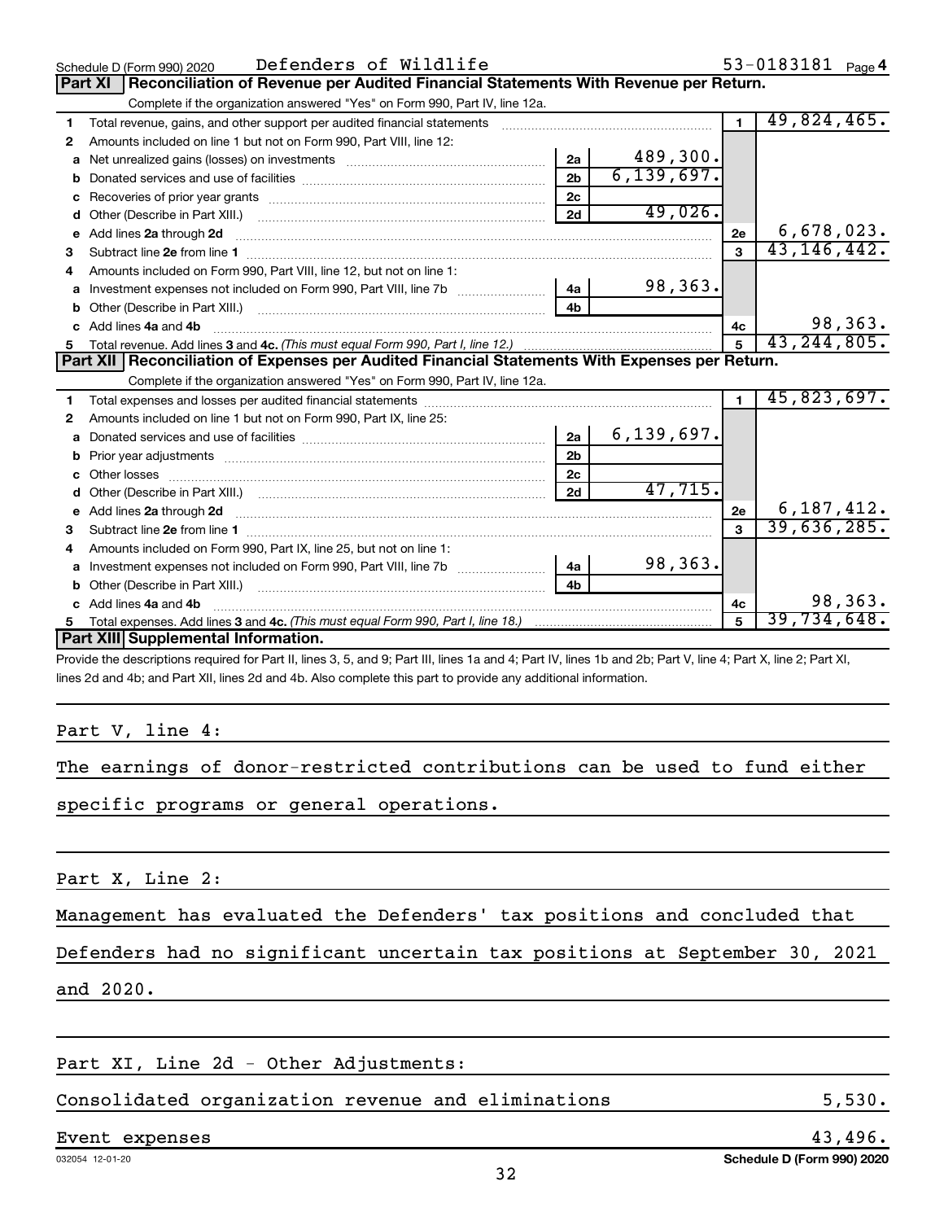Schedule D (Form 990) 2020 Defenders of Wildlife 53-0183181 Page 4

## Part XI Reconciliation of Revenue per Audited Financial Statements With Revenue per Return.

Complete if the organization answered "Yes" on Form 990, Part IV, line 12a.

| | | | | | |
|---|---|---|---|---|---|
| 1 | Total revenue, gains, and other support per audited financial statements | | | 1 | 49,824,465. |
| 2 | Amounts included on line 1 but not on Form 990, Part VIII, line 12: | | | | |
| a | Net unrealized gains (losses) on investments | 2a | 489,300. | | |
| b | Donated services and use of facilities | 2b | 6,139,697. | | |
| c | Recoveries of prior year grants | 2c | | | |
| d | Other (Describe in Part XIII.) | 2d | 49,026. | | |
| e | Add lines 2a through 2d | | | 2e | 6,678,023. |
| 3 | Subtract line 2e from line 1 | | | 3 | 43,146,442. |
| 4 | Amounts included on Form 990, Part VIII, line 12, but not on line 1: | | | | |
| a | Investment expenses not included on Form 990, Part VIII, line 7b | 4a | 98,363. | | |
| b | Other (Describe in Part XIII.) | 4b | | | |
| c | Add lines 4a and 4b | | | 4c | 98,363. |
| 5 | Total revenue. Add lines 3 and 4c. *(This must equal Form 990, Part I, line 12.)* | | | 5 | 43,244,805. |

## Part XII Reconciliation of Expenses per Audited Financial Statements With Expenses per Return.

Complete if the organization answered "Yes" on Form 990, Part IV, line 12a.

| | | | | | |
|---|---|---|---|---|---|
| 1 | Total expenses and losses per audited financial statements | | | 1 | 45,823,697. |
| 2 | Amounts included on line 1 but not on Form 990, Part IX, line 25: | | | | |
| a | Donated services and use of facilities | 2a | 6,139,697. | | |
| b | Prior year adjustments | 2b | | | |
| c | Other losses | 2c | | | |
| d | Other (Describe in Part XIII.) | 2d | 47,715. | | |
| e | Add lines 2a through 2d | | | 2e | 6,187,412. |
| 3 | Subtract line 2e from line 1 | | | 3 | 39,636,285. |
| 4 | Amounts included on Form 990, Part IX, line 25, but not on line 1: | | | | |
| a | Investment expenses not included on Form 990, Part VIII, line 7b | 4a | 98,363. | | |
| b | Other (Describe in Part XIII.) | 4b | | | |
| c | Add lines 4a and 4b | | | 4c | 98,363. |
| 5 | Total expenses. Add lines 3 and 4c. *(This must equal Form 990, Part I, line 18.)* | | | 5 | 39,734,648. |

## Part XIII Supplemental Information.

Provide the descriptions required for Part II, lines 3, 5, and 9; Part III, lines 1a and 4; Part IV, lines 1b and 2b; Part V, line 4; Part X, line 2; Part XI, lines 2d and 4b; and Part XII, lines 2d and 4b. Also complete this part to provide any additional information.

Part V, line 4:

The earnings of donor-restricted contributions can be used to fund either specific programs or general operations.

Part X, Line 2:

Management has evaluated the Defenders' tax positions and concluded that Defenders had no significant uncertain tax positions at September 30, 2021 and 2020.

Part XI, Line 2d - Other Adjustments:

| | |
|---|---|
| Consolidated organization revenue and eliminations | 5,530. |
| Event expenses | 43,496. |

032054 12-01-20 Schedule D (Form 990) 2020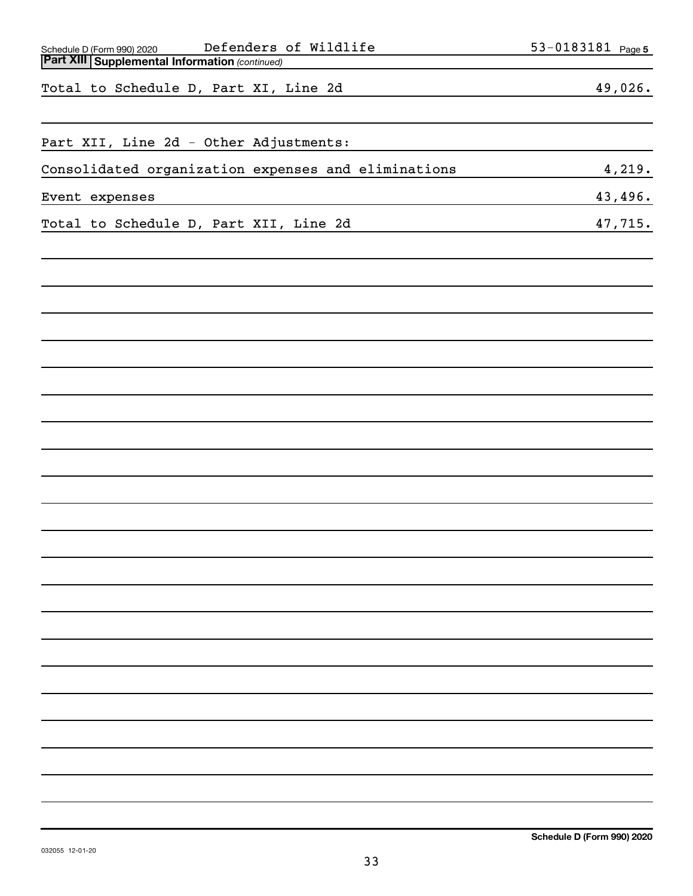Schedule D (Form 990) 2020 Defenders of Wildlife 53-0183181 Page 5

**Part XIII Supplemental Information** *(continued)*

| | |
|---|---|
| Total to Schedule D, Part XI, Line 2d | 49,026. |
| | |
| Part XII, Line 2d - Other Adjustments: | |
| Consolidated organization expenses and eliminations | 4,219. |
| Event expenses | 43,496. |
| Total to Schedule D, Part XII, Line 2d | 47,715. |

032055 12-01-20

**Schedule D (Form 990) 2020**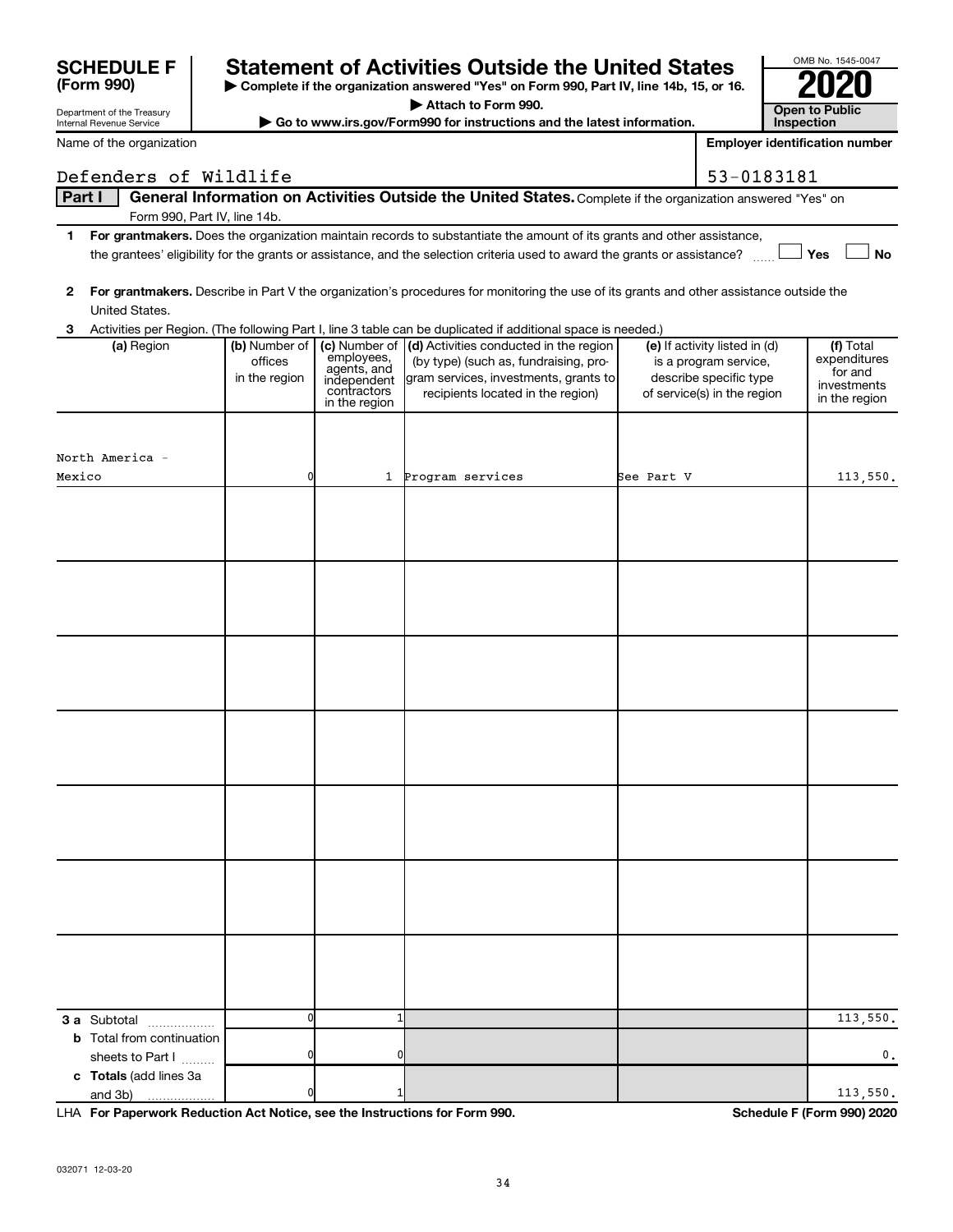# SCHEDULE F (Form 990)

Department of the Treasury
Internal Revenue Service

## Statement of Activities Outside the United States

▶ Complete if the organization answered "Yes" on Form 990, Part IV, line 14b, 15, or 16.
▶ Attach to Form 990.
▶ Go to www.irs.gov/Form990 for instructions and the latest information.

OMB No. 1545-0047

**2020**

**Open to Public Inspection**

Name of the organization: Defenders of Wildlife

Employer identification number: 53-0183181

**Part I** **General Information on Activities Outside the United States.** Complete if the organization answered "Yes" on Form 990, Part IV, line 14b.

**1** **For grantmakers.** Does the organization maintain records to substantiate the amount of its grants and other assistance, the grantees' eligibility for the grants or assistance, and the selection criteria used to award the grants or assistance? ☐ Yes ☐ No

**2** **For grantmakers.** Describe in Part V the organization's procedures for monitoring the use of its grants and other assistance outside the United States.

**3** Activities per Region. (The following Part I, line 3 table can be duplicated if additional space is needed.)

| (a) Region | (b) Number of offices in the region | (c) Number of employees, agents, and independent contractors in the region | (d) Activities conducted in the region (by type) (such as, fundraising, program services, investments, grants to recipients located in the region) | (e) If activity listed in (d) is a program service, describe specific type of service(s) in the region | (f) Total expenditures for and investments in the region |
|---|---|---|---|---|---|
| North America - Mexico | 0 | 1 | Program services | See Part V | 113,550. |
| | | | | | |
| | | | | | |
| | | | | | |
| | | | | | |
| | | | | | |
| | | | | | |
| | | | | | |
| **3 a** Subtotal | 0 | 1 | | | 113,550. |
| **b** Total from continuation sheets to Part I | 0 | 0 | | | 0. |
| **c** **Totals** (add lines 3a and 3b) | 0 | 1 | | | 113,550. |

LHA **For Paperwork Reduction Act Notice, see the Instructions for Form 990.** **Schedule F (Form 990) 2020**

032071 12-03-20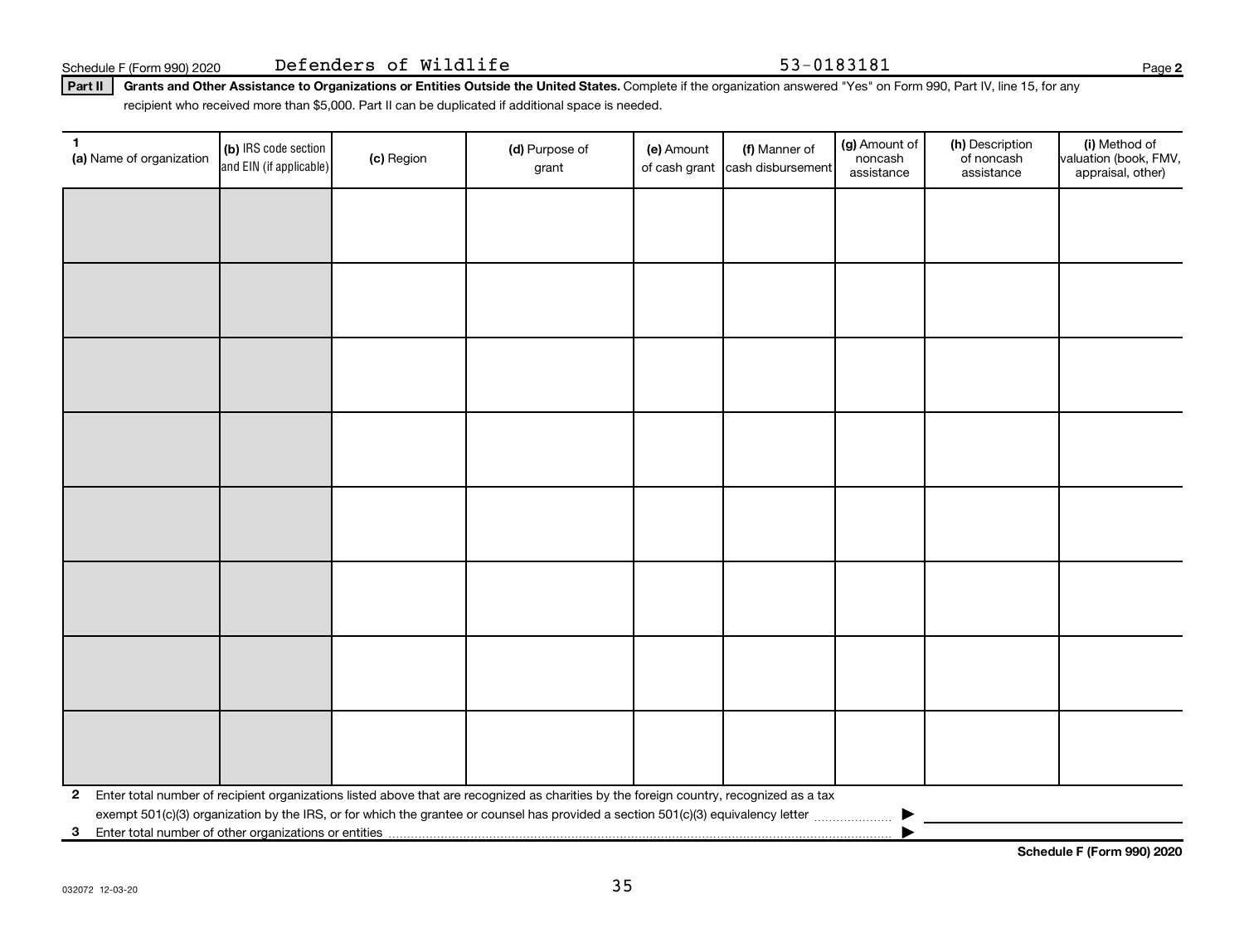Schedule F (Form 990) 2020 Defenders of Wildlife 53-0183181 Page **2**

**Part II** **Grants and Other Assistance to Organizations or Entities Outside the United States.** Complete if the organization answered "Yes" on Form 990, Part IV, line 15, for any recipient who received more than $5,000. Part II can be duplicated if additional space is needed.

| 1 (a) Name of organization | (b) IRS code section and EIN (if applicable) | (c) Region | (d) Purpose of grant | (e) Amount of cash grant | (f) Manner of cash disbursement | (g) Amount of noncash assistance | (h) Description of noncash assistance | (i) Method of valuation (book, FMV, appraisal, other) |
|---|---|---|---|---|---|---|---|---|
| | | | | | | | | |
| | | | | | | | | |
| | | | | | | | | |
| | | | | | | | | |
| | | | | | | | | |
| | | | | | | | | |
| | | | | | | | | |
| | | | | | | | | |

**2** Enter total number of recipient organizations listed above that are recognized as charities by the foreign country, recognized as a tax exempt 501(c)(3) organization by the IRS, or for which the grantee or counsel has provided a section 501(c)(3) equivalency letter ▶

**3** Enter total number of other organizations or entities ▶

**Schedule F (Form 990) 2020**

032072 12-03-20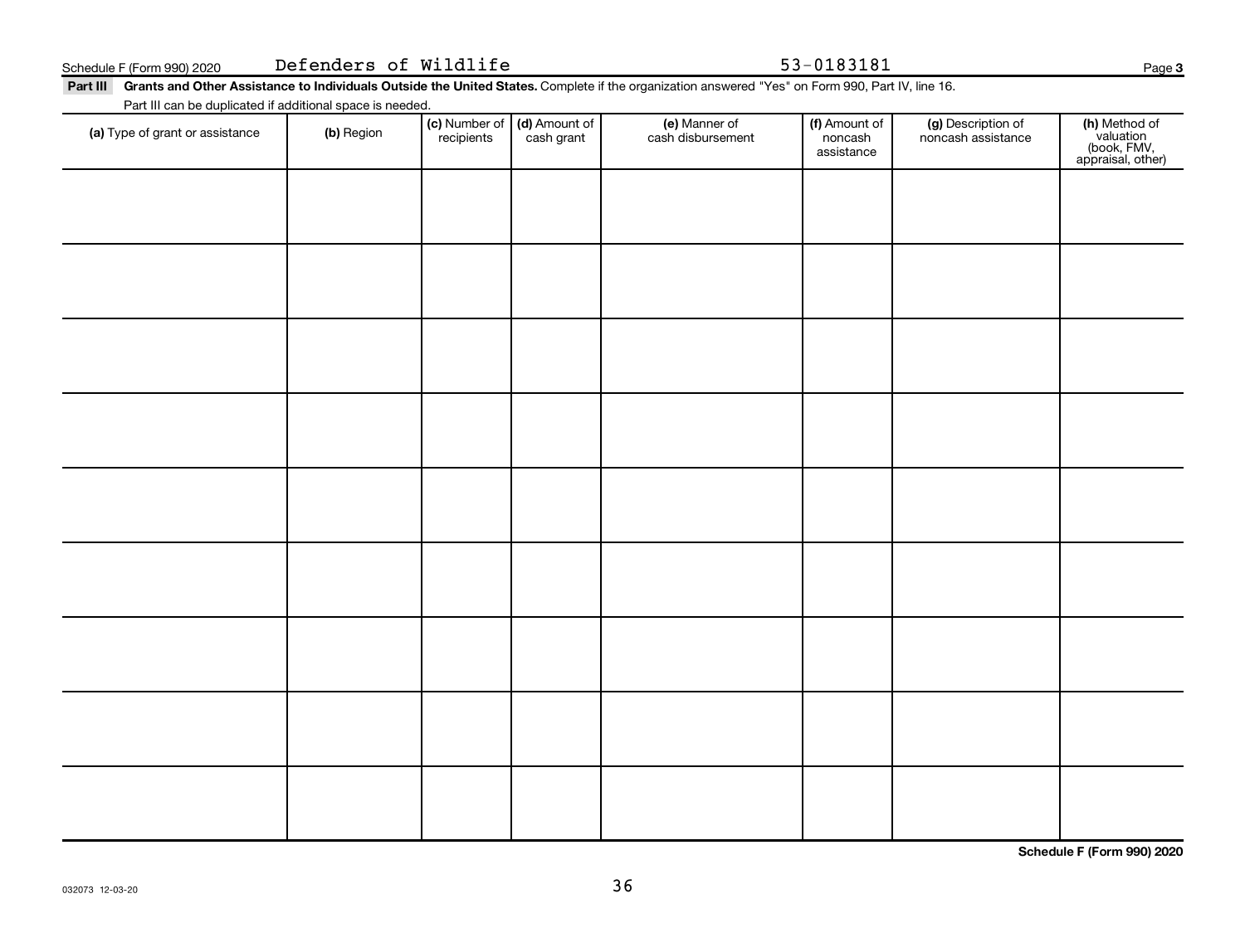Schedule F (Form 990) 2020 Defenders of Wildlife 53-0183181 Page 3

**Part III Grants and Other Assistance to Individuals Outside the United States.** Complete if the organization answered "Yes" on Form 990, Part IV, line 16.

Part III can be duplicated if additional space is needed.

| (a) Type of grant or assistance | (b) Region | (c) Number of recipients | (d) Amount of cash grant | (e) Manner of cash disbursement | (f) Amount of noncash assistance | (g) Description of noncash assistance | (h) Method of valuation (book, FMV, appraisal, other) |
|---|---|---|---|---|---|---|---|
| | | | | | | | |
| | | | | | | | |
| | | | | | | | |
| | | | | | | | |
| | | | | | | | |
| | | | | | | | |
| | | | | | | | |
| | | | | | | | |
| | | | | | | | |

**Schedule F (Form 990) 2020**

032073 12-03-20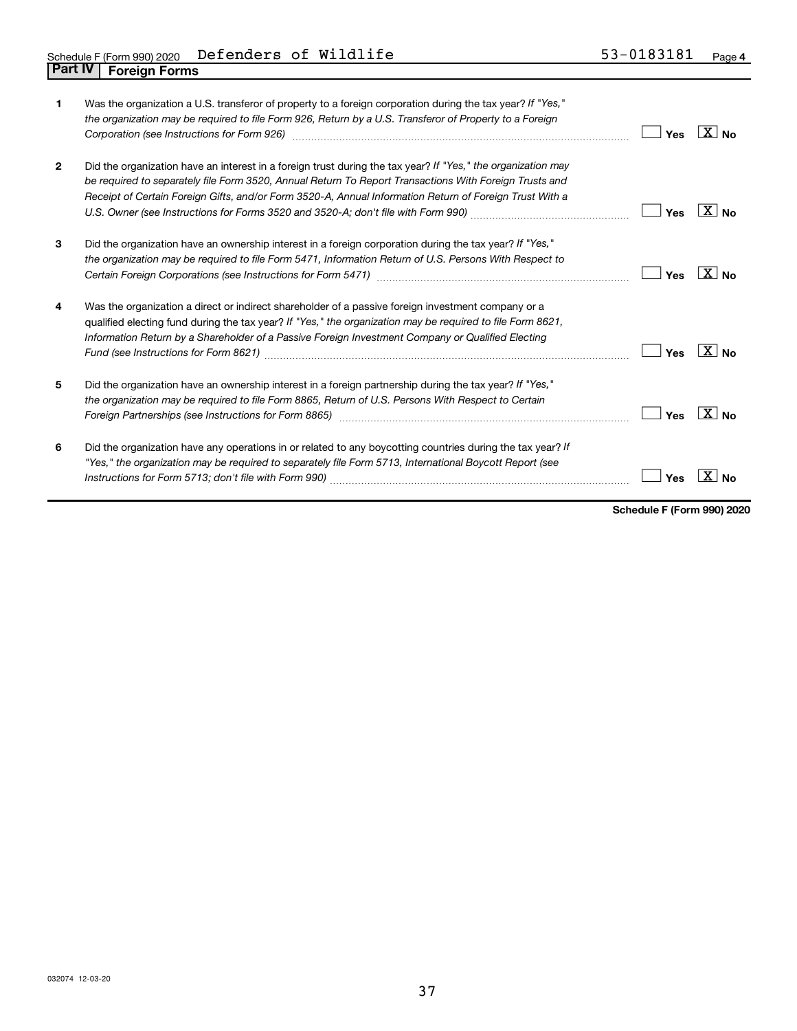Schedule F (Form 990) 2020 Defenders of Wildlife 53-0183181 Page 4

## Part IV Foreign Forms

| | | | |
|---|---|---|---|
| 1 | Was the organization a U.S. transferor of property to a foreign corporation during the tax year? *If "Yes," the organization may be required to file Form 926, Return by a U.S. Transferor of Property to a Foreign Corporation (see Instructions for Form 926)* | Yes | [X] No |
| 2 | Did the organization have an interest in a foreign trust during the tax year? *If "Yes," the organization may be required to separately file Form 3520, Annual Return To Report Transactions With Foreign Trusts and Receipt of Certain Foreign Gifts, and/or Form 3520-A, Annual Information Return of Foreign Trust With a U.S. Owner (see Instructions for Forms 3520 and 3520-A; don't file with Form 990)* | Yes | [X] No |
| 3 | Did the organization have an ownership interest in a foreign corporation during the tax year? *If "Yes," the organization may be required to file Form 5471, Information Return of U.S. Persons With Respect to Certain Foreign Corporations (see Instructions for Form 5471)* | Yes | [X] No |
| 4 | Was the organization a direct or indirect shareholder of a passive foreign investment company or a qualified electing fund during the tax year? *If "Yes," the organization may be required to file Form 8621, Information Return by a Shareholder of a Passive Foreign Investment Company or Qualified Electing Fund (see Instructions for Form 8621)* | Yes | [X] No |
| 5 | Did the organization have an ownership interest in a foreign partnership during the tax year? *If "Yes," the organization may be required to file Form 8865, Return of U.S. Persons With Respect to Certain Foreign Partnerships (see Instructions for Form 8865)* | Yes | [X] No |
| 6 | Did the organization have any operations in or related to any boycotting countries during the tax year? *If "Yes," the organization may be required to separately file Form 5713, International Boycott Report (see Instructions for Form 5713; don't file with Form 990)* | Yes | [X] No |

**Schedule F (Form 990) 2020**

032074 12-03-20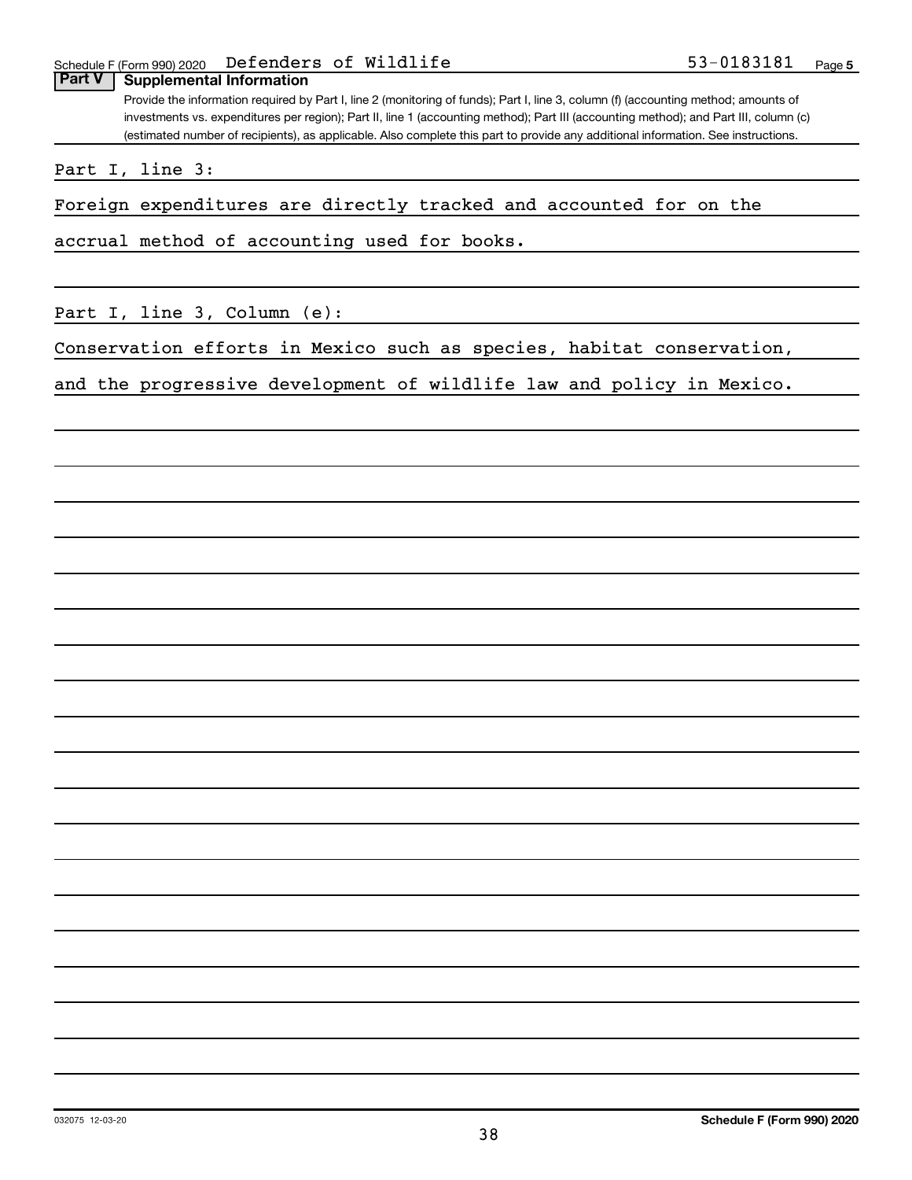Schedule F (Form 990) 2020 Defenders of Wildlife 53-0183181 Page 5

## Part V Supplemental Information

Provide the information required by Part I, line 2 (monitoring of funds); Part I, line 3, column (f) (accounting method; amounts of investments vs. expenditures per region); Part II, line 1 (accounting method); Part III (accounting method); and Part III, column (c) (estimated number of recipients), as applicable. Also complete this part to provide any additional information. See instructions.

Part I, line 3:

Foreign expenditures are directly tracked and accounted for on the accrual method of accounting used for books.

Part I, line 3, Column (e):

Conservation efforts in Mexico such as species, habitat conservation, and the progressive development of wildlife law and policy in Mexico.

032075 12-03-20 **Schedule F (Form 990) 2020**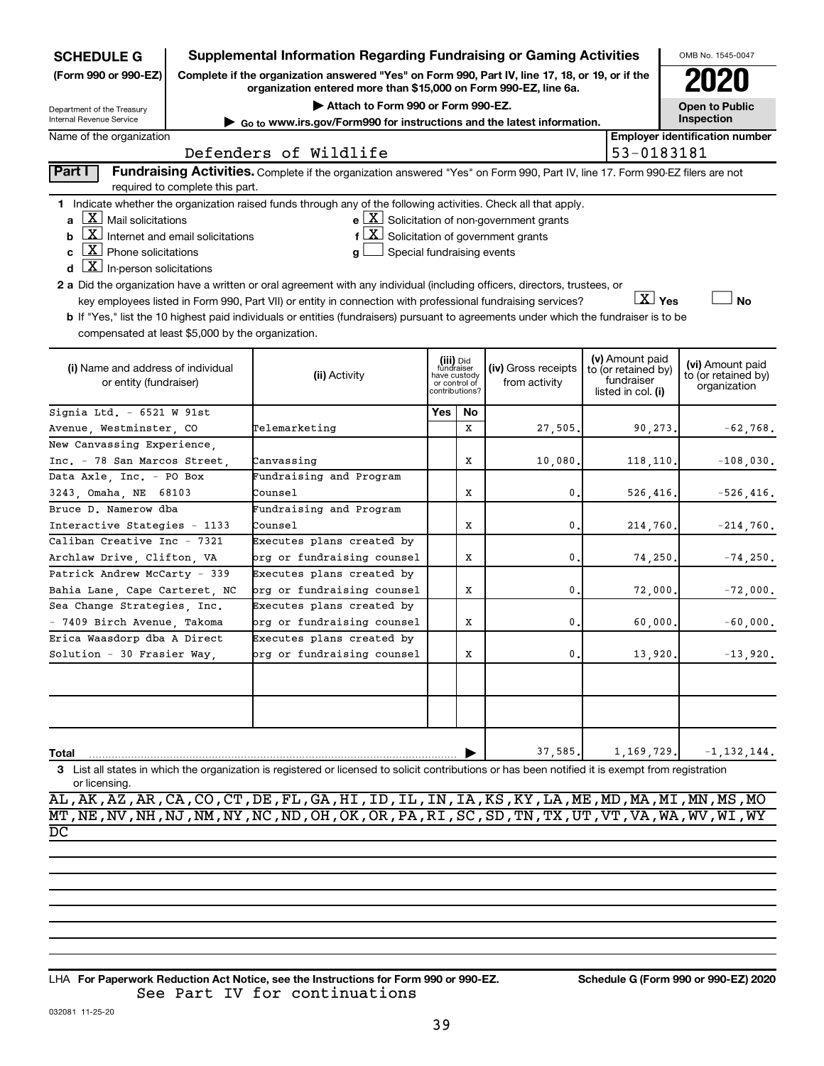**SCHEDULE G** (Form 990 or 990-EZ)

Department of the Treasury
Internal Revenue Service

# Supplemental Information Regarding Fundraising or Gaming Activities

Complete if the organization answered "Yes" on Form 990, Part IV, line 17, 18, or 19, or if the organization entered more than $15,000 on Form 990-EZ, line 6a.

▶ Attach to Form 990 or Form 990-EZ.

▶ Go to www.irs.gov/Form990 for instructions and the latest information.

OMB No. 1545-0047

**2020**

**Open to Public Inspection**

Name of the organization: Defenders of Wildlife

Employer identification number: 53-0183181

**Part I** **Fundraising Activities.** Complete if the organization answered "Yes" on Form 990, Part IV, line 17. Form 990-EZ filers are not required to complete this part.

**1** Indicate whether the organization raised funds through any of the following activities. Check all that apply.

- **a** [X] Mail solicitations
- **b** [X] Internet and email solicitations
- **c** [X] Phone solicitations
- **d** [X] In-person solicitations
- **e** [X] Solicitation of non-government grants
- **f** [X] Solicitation of government grants
- **g** [ ] Special fundraising events

**2 a** Did the organization have a written or oral agreement with any individual (including officers, directors, trustees, or key employees listed in Form 990, Part VII) or entity in connection with professional fundraising services? [X] Yes [ ] No

**b** If "Yes," list the 10 highest paid individuals or entities (fundraisers) pursuant to agreements under which the fundraiser is to be compensated at least $5,000 by the organization.

| (i) Name and address of individual or entity (fundraiser) | (ii) Activity | (iii) Did fundraiser have custody or control of contributions? Yes | No | (iv) Gross receipts from activity | (v) Amount paid to (or retained by) fundraiser listed in col. (i) | (vi) Amount paid to (or retained by) organization |
|---|---|---|---|---|---|---|
| Signia Ltd. - 6521 W 91st Avenue, Westminster, CO | Telemarketing | | X | 27,505. | 90,273. | -62,768. |
| New Canvassing Experience, Inc. - 78 San Marcos Street, | Canvassing | | X | 10,080. | 118,110. | -108,030. |
| Data Axle, Inc. - PO Box 3243, Omaha, NE 68103 | Fundraising and Program Counsel | | X | 0. | 526,416. | -526,416. |
| Bruce D. Namerow dba Interactive Stategies - 1133 | Fundraising and Program Counsel | | X | 0. | 214,760. | -214,760. |
| Caliban Creative Inc - 7321 Archlaw Drive, Clifton, VA | Executes plans created by org or fundraising counsel | | X | 0. | 74,250. | -74,250. |
| Patrick Andrew McCarty - 339 Bahia Lane, Cape Carteret, NC | Executes plans created by org or fundraising counsel | | X | 0. | 72,000. | -72,000. |
| Sea Change Strategies, Inc. - 7409 Birch Avenue, Takoma | Executes plans created by org or fundraising counsel | | X | 0. | 60,000. | -60,000. |
| Erica Waasdorp dba A Direct Solution - 30 Frasier Way, | Executes plans created by org or fundraising counsel | | X | 0. | 13,920. | -13,920. |
| | | | | | | |
| | | | | | | |
| **Total** ▶ | | | | 37,585. | 1,169,729. | -1,132,144. |

**3** List all states in which the organization is registered or licensed to solicit contributions or has been notified it is exempt from registration or licensing.

AL,AK,AZ,AR,CA,CO,CT,DE,FL,GA,HI,ID,IL,IN,IA,KS,KY,LA,ME,MD,MA,MI,MN,MS,MO
MT,NE,NV,NH,NJ,NM,NY,NC,ND,OH,OK,OR,PA,RI,SC,SD,TN,TX,UT,VT,VA,WA,WV,WI,WY
DC

LHA **For Paperwork Reduction Act Notice, see the Instructions for Form 990 or 990-EZ.** **Schedule G (Form 990 or 990-EZ) 2020**

See Part IV for continuations

032081 11-25-20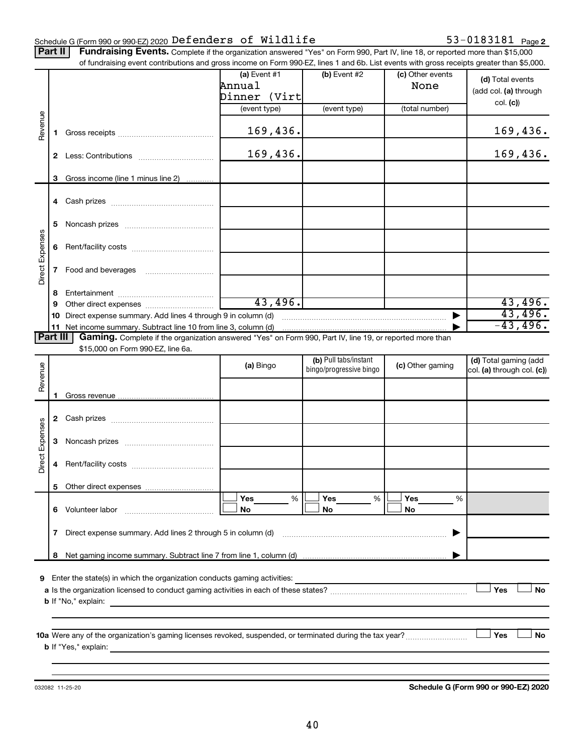Schedule G (Form 990 or 990-EZ) 2020 Defenders of Wildlife 53-0183181 Page 2

**Part II** **Fundraising Events.** Complete if the organization answered "Yes" on Form 990, Part IV, line 18, or reported more than $15,000 of fundraising event contributions and gross income on Form 990-EZ, lines 1 and 6b. List events with gross receipts greater than $5,000.

| | | (a) Event #1 Annual Dinner (Virt (event type) | (b) Event #2 (event type) | (c) Other events None (total number) | (d) Total events (add col. (a) through col. (c)) |
|---|---|---|---|---|---|
| Revenue | 1 Gross receipts | 169,436. | | | 169,436. |
| | 2 Less: Contributions | 169,436. | | | 169,436. |
| | 3 Gross income (line 1 minus line 2) | | | | |
| Direct Expenses | 4 Cash prizes | | | | |
| | 5 Noncash prizes | | | | |
| | 6 Rent/facility costs | | | | |
| | 7 Food and beverages | | | | |
| | 8 Entertainment | | | | |
| | 9 Other direct expenses | 43,496. | | | 43,496. |
| | 10 Direct expense summary. Add lines 4 through 9 in column (d) | | | | 43,496. |
| | 11 Net income summary. Subtract line 10 from line 3, column (d) | | | | -43,496. |

**Part III** **Gaming.** Complete if the organization answered "Yes" on Form 990, Part IV, line 19, or reported more than $15,000 on Form 990-EZ, line 6a.

| | | (a) Bingo | (b) Pull tabs/instant bingo/progressive bingo | (c) Other gaming | (d) Total gaming (add col. (a) through col. (c)) |
|---|---|---|---|---|---|
| Revenue | 1 Gross revenue | | | | |
| Direct Expenses | 2 Cash prizes | | | | |
| | 3 Noncash prizes | | | | |
| | 4 Rent/facility costs | | | | |
| | 5 Other direct expenses | | | | |
| | 6 Volunteer labor | ☐ Yes ___ % ☐ No | ☐ Yes ___ % ☐ No | ☐ Yes ___ % ☐ No | |
| | 7 Direct expense summary. Add lines 2 through 5 in column (d) | | | | |
| | 8 Net gaming income summary. Subtract line 7 from line 1, column (d) | | | | |

9 Enter the state(s) in which the organization conducts gaming activities: ____________

a Is the organization licensed to conduct gaming activities in each of these states? ☐ Yes ☐ No

b If "No," explain: ____________

10a Were any of the organization's gaming licenses revoked, suspended, or terminated during the tax year? ☐ Yes ☐ No

b If "Yes," explain: ____________

032082 11-25-20 **Schedule G (Form 990 or 990-EZ) 2020**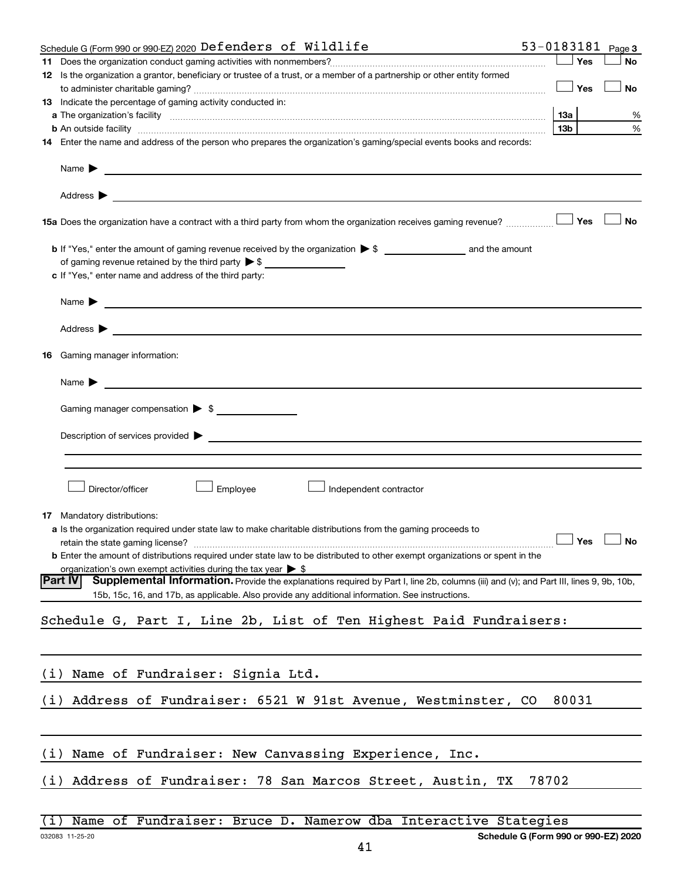Schedule G (Form 990 or 990-EZ) 2020 Defenders of Wildlife 53-0183181 Page 3

**11** Does the organization conduct gaming activities with nonmembers? ☐ Yes ☐ No

**12** Is the organization a grantor, beneficiary or trustee of a trust, or a member of a partnership or other entity formed to administer charitable gaming? ☐ Yes ☐ No

**13** Indicate the percentage of gaming activity conducted in:

**a** The organization's facility ... **13a** %

**b** An outside facility ... **13b** %

**14** Enter the name and address of the person who prepares the organization's gaming/special events books and records:

Name ▶

Address ▶

**15a** Does the organization have a contract with a third party from whom the organization receives gaming revenue? ☐ Yes ☐ No

**b** If "Yes," enter the amount of gaming revenue received by the organization ▶ $ ______ and the amount of gaming revenue retained by the third party ▶ $ ______

**c** If "Yes," enter name and address of the third party:

Name ▶

Address ▶

**16** Gaming manager information:

Name ▶

Gaming manager compensation ▶ $

Description of services provided ▶

☐ Director/officer ☐ Employee ☐ Independent contractor

**17** Mandatory distributions:

**a** Is the organization required under state law to make charitable distributions from the gaming proceeds to retain the state gaming license? ☐ Yes ☐ No

**b** Enter the amount of distributions required under state law to be distributed to other exempt organizations or spent in the organization's own exempt activities during the tax year ▶ $

**Part IV** **Supplemental Information.** Provide the explanations required by Part I, line 2b, columns (iii) and (v); and Part III, lines 9, 9b, 10b, 15b, 15c, 16, and 17b, as applicable. Also provide any additional information. See instructions.

Schedule G, Part I, Line 2b, List of Ten Highest Paid Fundraisers:

(i) Name of Fundraiser: Signia Ltd.

(i) Address of Fundraiser: 6521 W 91st Avenue, Westminster, CO 80031

(i) Name of Fundraiser: New Canvassing Experience, Inc.

(i) Address of Fundraiser: 78 San Marcos Street, Austin, TX 78702

(i) Name of Fundraiser: Bruce D. Namerow dba Interactive Stategies

032083 11-25-20 **Schedule G (Form 990 or 990-EZ) 2020**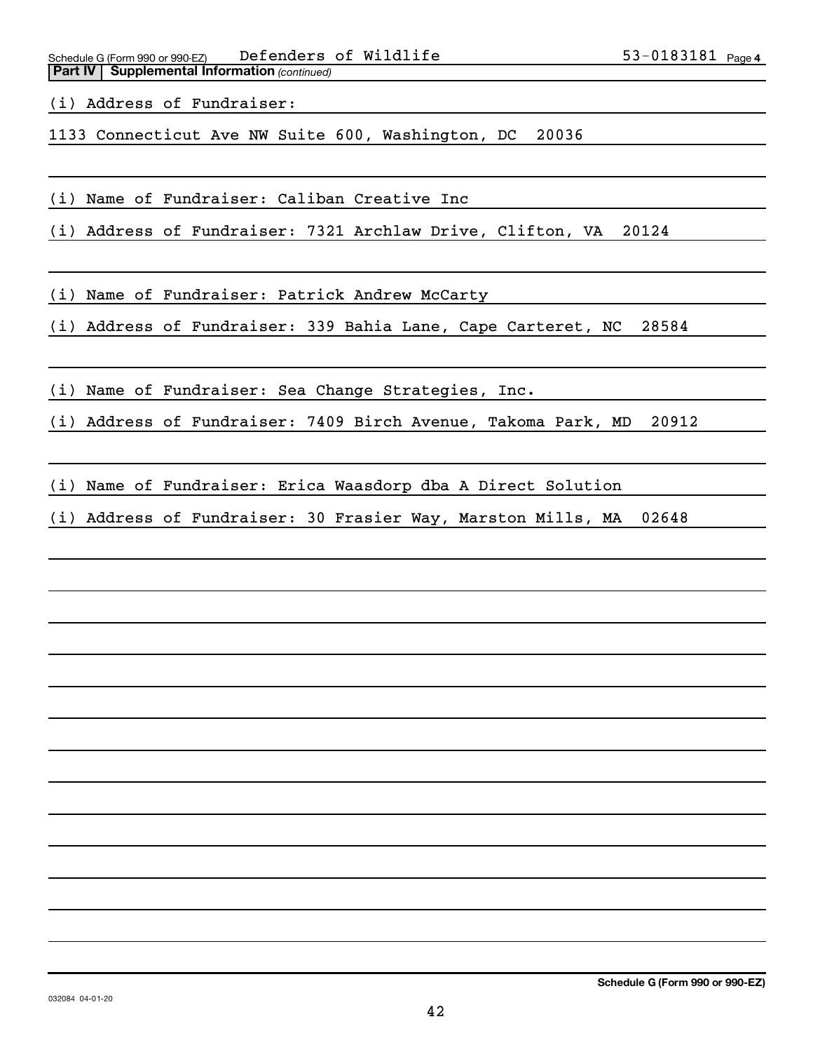Schedule G (Form 990 or 990-EZ) Defenders of Wildlife 53-0183181 Page 4

**Part IV | Supplemental Information** *(continued)*

(i) Address of Fundraiser:

1133 Connecticut Ave NW Suite 600, Washington, DC 20036

(i) Name of Fundraiser: Caliban Creative Inc

(i) Address of Fundraiser: 7321 Archlaw Drive, Clifton, VA 20124

(i) Name of Fundraiser: Patrick Andrew McCarty

(i) Address of Fundraiser: 339 Bahia Lane, Cape Carteret, NC 28584

(i) Name of Fundraiser: Sea Change Strategies, Inc.

(i) Address of Fundraiser: 7409 Birch Avenue, Takoma Park, MD 20912

(i) Name of Fundraiser: Erica Waasdorp dba A Direct Solution

(i) Address of Fundraiser: 30 Frasier Way, Marston Mills, MA 02648

032084 04-01-20

**Schedule G (Form 990 or 990-EZ)**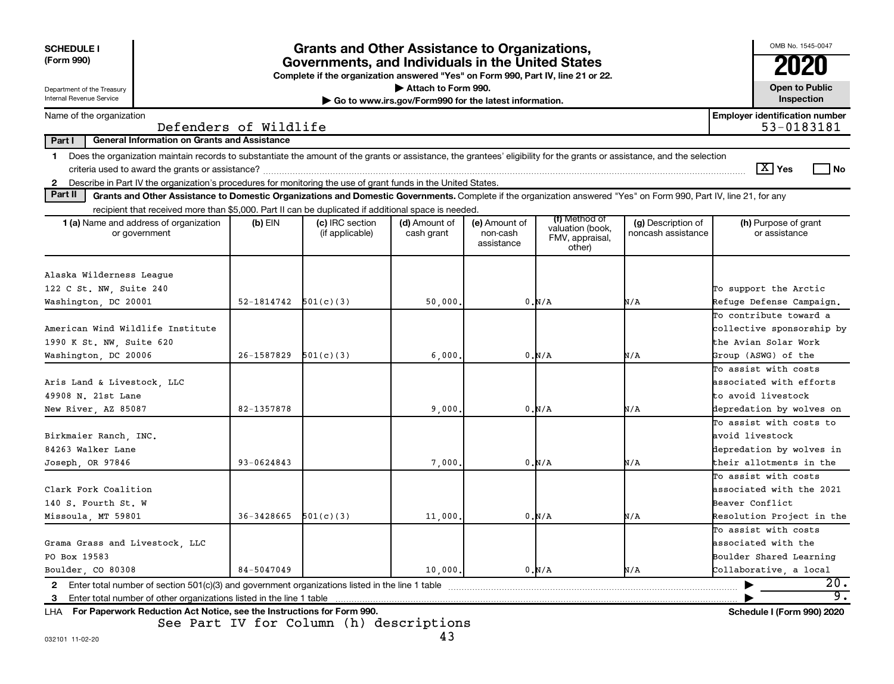**SCHEDULE I (Form 990)**

Department of the Treasury
Internal Revenue Service

# Grants and Other Assistance to Organizations, Governments, and Individuals in the United States

**Complete if the organization answered "Yes" on Form 990, Part IV, line 21 or 22.**
**Attach to Form 990.**
**Go to www.irs.gov/Form990 for the latest information.**

OMB No. 1545-0047

**2020**

**Open to Public Inspection**

Name of the organization: Defenders of Wildlife

Employer identification number: 53-0183181

**Part I — General Information on Grants and Assistance**

1 Does the organization maintain records to substantiate the amount of the grants or assistance, the grantees' eligibility for the grants or assistance, and the selection criteria used to award the grants or assistance? [X] Yes [ ] No

2 Describe in Part IV the organization's procedures for monitoring the use of grant funds in the United States.

**Part II — Grants and Other Assistance to Domestic Organizations and Domestic Governments.** Complete if the organization answered "Yes" on Form 990, Part IV, line 21, for any recipient that received more than $5,000. Part II can be duplicated if additional space is needed.

| 1 (a) Name and address of organization or government | (b) EIN | (c) IRC section (if applicable) | (d) Amount of cash grant | (e) Amount of non-cash assistance | (f) Method of valuation (book, FMV, appraisal, other) | (g) Description of noncash assistance | (h) Purpose of grant or assistance |
|---|---|---|---|---|---|---|---|
| Alaska Wilderness League<br>122 C St. NW, Suite 240<br>Washington, DC 20001 | 52-1814742 | 501(c)(3) | 50,000. | 0. | N/A | N/A | To support the Arctic Refuge Defense Campaign. |
| American Wind Wildlife Institute<br>1990 K St. NW, Suite 620<br>Washington, DC 20006 | 26-1587829 | 501(c)(3) | 6,000. | 0. | N/A | N/A | To contribute toward a collective sponsorship by the Avian Solar Work Group (ASWG) of the |
| Aris Land & Livestock, LLC<br>49908 N. 21st Lane<br>New River, AZ 85087 | 82-1357878 | | 9,000. | 0. | N/A | N/A | To assist with costs associated with efforts to avoid livestock depredation by wolves on |
| Birkmaier Ranch, INC.<br>84263 Walker Lane<br>Joseph, OR 97846 | 93-0624843 | | 7,000. | 0. | N/A | N/A | To assist with costs to avoid livestock depredation by wolves in their allotments in the |
| Clark Fork Coalition<br>140 S. Fourth St. W<br>Missoula, MT 59801 | 36-3428665 | 501(c)(3) | 11,000. | 0. | N/A | N/A | To assist with costs associated with the 2021 Beaver Conflict Resolution Project in the |
| Grama Grass and Livestock, LLC<br>PO Box 19583<br>Boulder, CO 80308 | 84-5047049 | | 10,000. | 0. | N/A | N/A | To assist with costs associated with the Boulder Shared Learning Collaborative, a local |

2 Enter total number of section 501(c)(3) and government organizations listed in the line 1 table: 20.

3 Enter total number of other organizations listed in the line 1 table: 9.

LHA For Paperwork Reduction Act Notice, see the Instructions for Form 990. Schedule I (Form 990) 2020

See Part IV for Column (h) descriptions

032101 11-02-20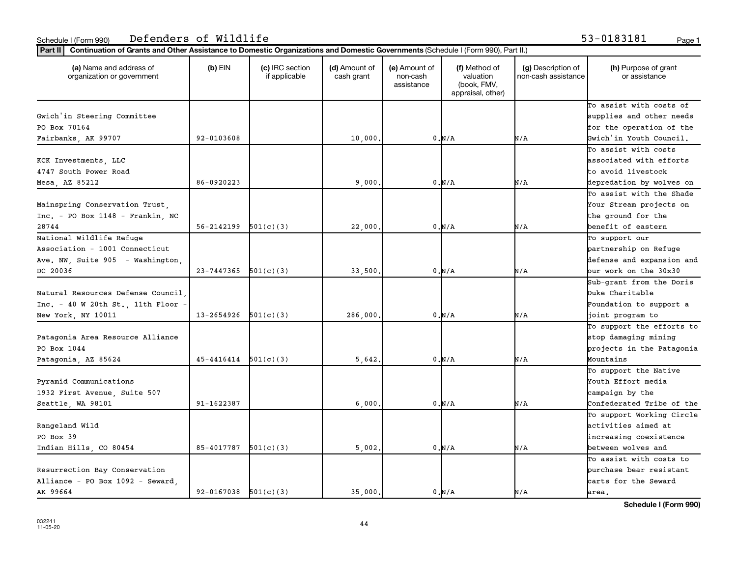Schedule I (Form 990) Defenders of Wildlife 53-0183181

**Part II** **Continuation of Grants and Other Assistance to Domestic Organizations and Domestic Governments** (Schedule I (Form 990), Part II.)

| (a) Name and address of organization or government | (b) EIN | (c) IRC section if applicable | (d) Amount of cash grant | (e) Amount of non-cash assistance | (f) Method of valuation (book, FMV, appraisal, other) | (g) Description of non-cash assistance | (h) Purpose of grant or assistance |
|---|---|---|---|---|---|---|---|
| Gwich'in Steering Committee PO Box 70164 Fairbanks, AK 99707 | 92-0103608 | | 10,000. | 0. | N/A | N/A | To assist with costs of supplies and other needs for the operation of the Gwich'in Youth Council. |
| KCK Investments, LLC 4747 South Power Road Mesa, AZ 85212 | 86-0920223 | | 9,000. | 0. | N/A | N/A | To assist with costs associated with efforts to avoid livestock depredation by wolves on |
| Mainspring Conservation Trust, Inc. - PO Box 1148 - Frankin, NC 28744 | 56-2142199 | 501(c)(3) | 22,000. | 0. | N/A | N/A | To assist with the Shade Your Stream projects on the ground for the benefit of eastern |
| National Wildlife Refuge Association - 1001 Connecticut Ave. NW, Suite 905 - Washington, DC 20036 | 23-7447365 | 501(c)(3) | 33,500. | 0. | N/A | N/A | To support our partnership on Refuge defense and expansion and our work on the 30x30 |
| Natural Resources Defense Council, Inc. - 40 W 20th St., 11th Floor - New York, NY 10011 | 13-2654926 | 501(c)(3) | 286,000. | 0. | N/A | N/A | Sub-grant from the Doris Duke Charitable Foundation to support a joint program to |
| Patagonia Area Resource Alliance PO Box 1044 Patagonia, AZ 85624 | 45-4416414 | 501(c)(3) | 5,642. | 0. | N/A | N/A | To support the efforts to stop damaging mining projects in the Patagonia Mountains |
| Pyramid Communications 1932 First Avenue, Suite 507 Seattle, WA 98101 | 91-1622387 | | 6,000. | 0. | N/A | N/A | To support the Native Youth Effort media campaign by the Confederated Tribe of the |
| Rangeland Wild PO Box 39 Indian Hills, CO 80454 | 85-4017787 | 501(c)(3) | 5,002. | 0. | N/A | N/A | To support Working Circle activities aimed at increasing coexistence between wolves and |
| Resurrection Bay Conservation Alliance - PO Box 1092 - Seward, AK 99664 | 92-0167038 | 501(c)(3) | 35,000. | 0. | N/A | N/A | To assist with costs to purchase bear resistant carts for the Seward area. |

**Schedule I (Form 990)**

032241
11-05-20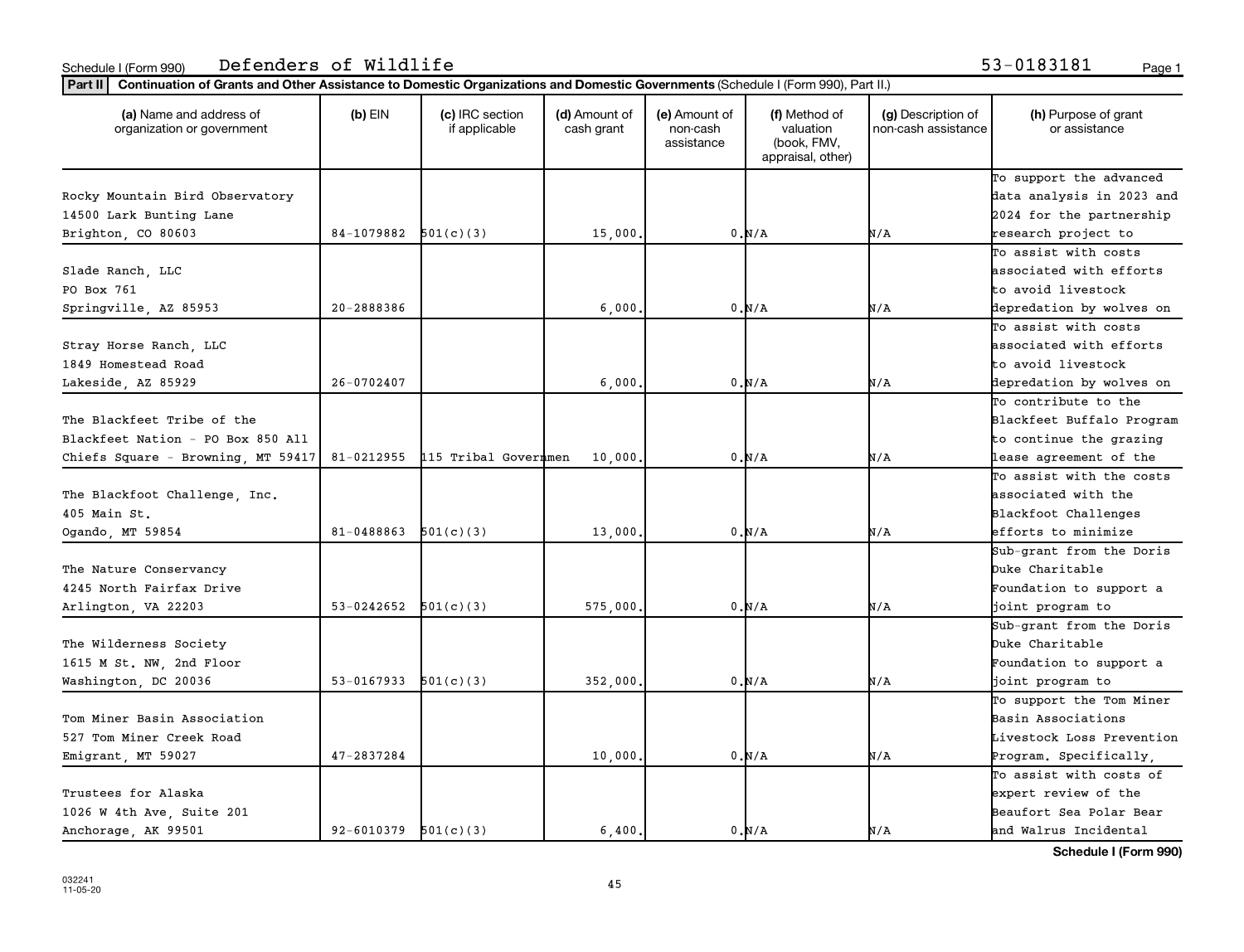Schedule I (Form 990) Defenders of Wildlife 53-0183181

**Part II | Continuation of Grants and Other Assistance to Domestic Organizations and Domestic Governments** (Schedule I (Form 990), Part II.)

| (a) Name and address of organization or government | (b) EIN | (c) IRC section if applicable | (d) Amount of cash grant | (e) Amount of non-cash assistance | (f) Method of valuation (book, FMV, appraisal, other) | (g) Description of non-cash assistance | (h) Purpose of grant or assistance |
|---|---|---|---|---|---|---|---|
| Rocky Mountain Bird Observatory<br>14500 Lark Bunting Lane<br>Brighton, CO 80603 | 84-1079882 | 501(c)(3) | 15,000. | 0. | N/A | N/A | To support the advanced data analysis in 2023 and 2024 for the partnership research project to |
| Slade Ranch, LLC<br>PO Box 761<br>Springville, AZ 85953 | 20-2888386 | | 6,000. | 0. | N/A | N/A | To assist with costs associated with efforts to avoid livestock depredation by wolves on |
| Stray Horse Ranch, LLC<br>1849 Homestead Road<br>Lakeside, AZ 85929 | 26-0702407 | | 6,000. | 0. | N/A | N/A | To assist with costs associated with efforts to avoid livestock depredation by wolves on |
| The Blackfeet Tribe of the Blackfeet Nation - PO Box 850 All Chiefs Square - Browning, MT 59417 | 81-0212955 | 115 Tribal Governmen | 10,000. | 0. | N/A | N/A | To contribute to the Blackfeet Buffalo Program to continue the grazing lease agreement of the |
| The Blackfoot Challenge, Inc.<br>405 Main St.<br>Ogando, MT 59854 | 81-0488863 | 501(c)(3) | 13,000. | 0. | N/A | N/A | To assist with the costs associated with the Blackfoot Challenges efforts to minimize |
| The Nature Conservancy<br>4245 North Fairfax Drive<br>Arlington, VA 22203 | 53-0242652 | 501(c)(3) | 575,000. | 0. | N/A | N/A | Sub-grant from the Doris Duke Charitable Foundation to support a joint program to |
| The Wilderness Society<br>1615 M St. NW, 2nd Floor<br>Washington, DC 20036 | 53-0167933 | 501(c)(3) | 352,000. | 0. | N/A | N/A | Sub-grant from the Doris Duke Charitable Foundation to support a joint program to |
| Tom Miner Basin Association<br>527 Tom Miner Creek Road<br>Emigrant, MT 59027 | 47-2837284 | | 10,000. | 0. | N/A | N/A | To support the Tom Miner Basin Associations Livestock Loss Prevention Program. Specifically, |
| Trustees for Alaska<br>1026 W 4th Ave, Suite 201<br>Anchorage, AK 99501 | 92-6010379 | 501(c)(3) | 6,400. | 0. | N/A | N/A | To assist with costs of expert review of the Beaufort Sea Polar Bear and Walrus Incidental |

Schedule I (Form 990)

032241 11-05-20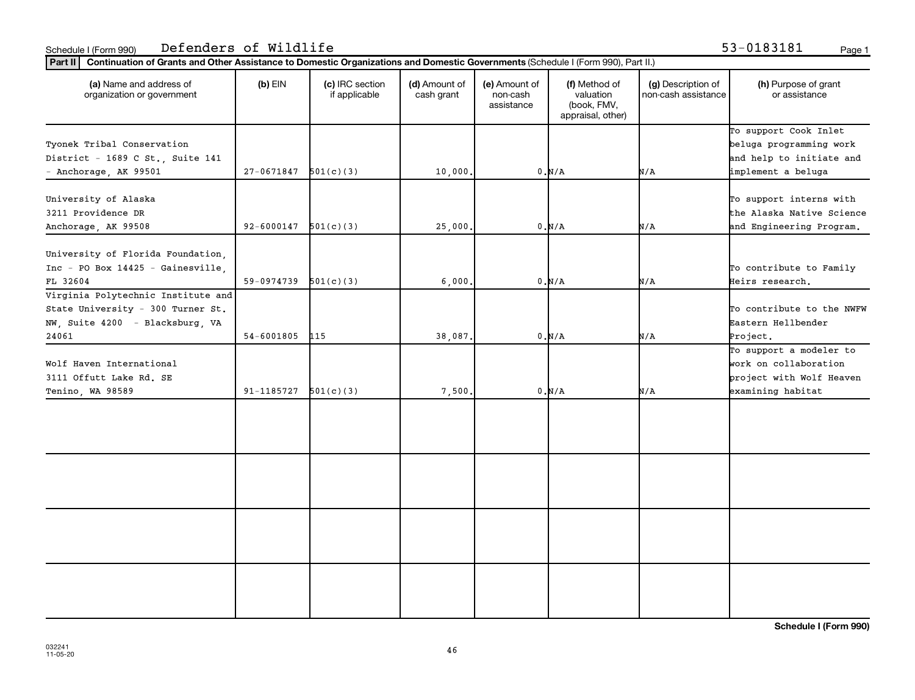Schedule I (Form 990) Defenders of Wildlife 53-0183181

**Part II** **Continuation of Grants and Other Assistance to Domestic Organizations and Domestic Governments** (Schedule I (Form 990), Part II.)

| (a) Name and address of organization or government | (b) EIN | (c) IRC section if applicable | (d) Amount of cash grant | (e) Amount of non-cash assistance | (f) Method of valuation (book, FMV, appraisal, other) | (g) Description of non-cash assistance | (h) Purpose of grant or assistance |
|---|---|---|---|---|---|---|---|
| Tyonek Tribal Conservation District - 1689 C St., Suite 141 - Anchorage, AK 99501 | 27-0671847 | 501(c)(3) | 10,000. | 0. | N/A | N/A | To support Cook Inlet beluga programming work and help to initiate and implement a beluga |
| University of Alaska 3211 Providence DR Anchorage, AK 99508 | 92-6000147 | 501(c)(3) | 25,000. | 0. | N/A | N/A | To support interns with the Alaska Native Science and Engineering Program. |
| University of Florida Foundation, Inc - PO Box 14425 - Gainesville, FL 32604 | 59-0974739 | 501(c)(3) | 6,000. | 0. | N/A | N/A | To contribute to Family Heirs research. |
| Virginia Polytechnic Institute and State University - 300 Turner St. NW, Suite 4200 - Blacksburg, VA 24061 | 54-6001805 | 115 | 38,087. | 0. | N/A | N/A | To contribute to the NWFW Eastern Hellbender Project. |
| Wolf Haven International 3111 Offutt Lake Rd. SE Tenino, WA 98589 | 91-1185727 | 501(c)(3) | 7,500. | 0. | N/A | N/A | To support a modeler to work on collaboration project with Wolf Haven examining habitat |
| | | | | | | | |
| | | | | | | | |
| | | | | | | | |
| | | | | | | | |

**Schedule I (Form 990)**

032241 11-05-20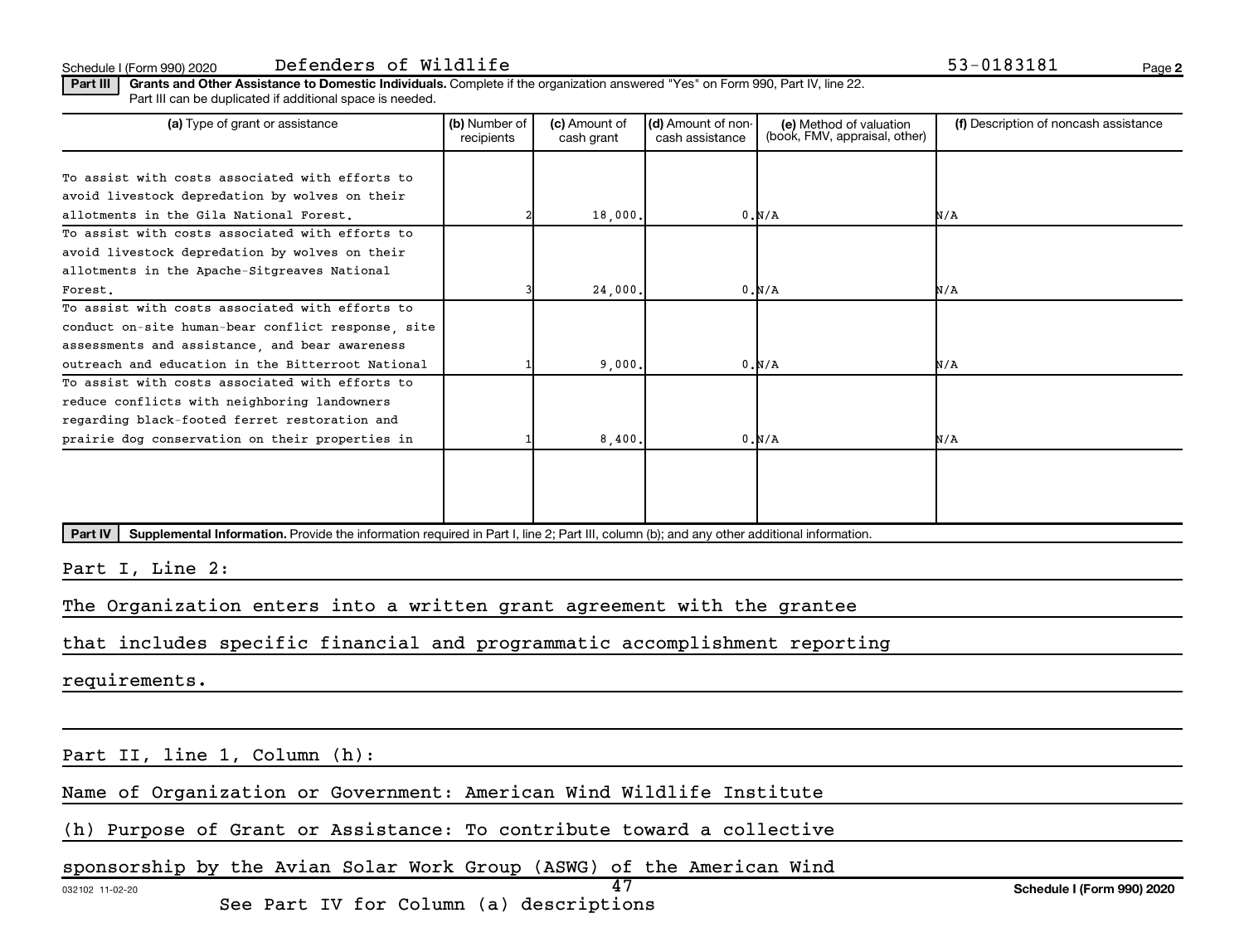Schedule I (Form 990) 2020 Defenders of Wildlife 53-0183181

**Part III** **Grants and Other Assistance to Domestic Individuals.** Complete if the organization answered "Yes" on Form 990, Part IV, line 22. Part III can be duplicated if additional space is needed.

| (a) Type of grant or assistance | (b) Number of recipients | (c) Amount of cash grant | (d) Amount of non-cash assistance | (e) Method of valuation (book, FMV, appraisal, other) | (f) Description of noncash assistance |
|---|---|---|---|---|---|
| To assist with costs associated with efforts to avoid livestock depredation by wolves on their allotments in the Gila National Forest. | 2 | 18,000. | 0. | N/A | N/A |
| To assist with costs associated with efforts to avoid livestock depredation by wolves on their allotments in the Apache-Sitgreaves National Forest. | 3 | 24,000. | 0. | N/A | N/A |
| To assist with costs associated with efforts to conduct on-site human-bear conflict response, site assessments and assistance, and bear awareness outreach and education in the Bitterroot National | 1 | 9,000. | 0. | N/A | N/A |
| To assist with costs associated with efforts to reduce conflicts with neighboring landowners regarding black-footed ferret restoration and prairie dog conservation on their properties in | 1 | 8,400. | 0. | N/A | N/A |
| | | | | | |

**Part IV** **Supplemental Information.** Provide the information required in Part I, line 2; Part III, column (b); and any other additional information.

Part I, Line 2:

The Organization enters into a written grant agreement with the grantee that includes specific financial and programmatic accomplishment reporting requirements.

Part II, line 1, Column (h):

Name of Organization or Government: American Wind Wildlife Institute

(h) Purpose of Grant or Assistance: To contribute toward a collective sponsorship by the Avian Solar Work Group (ASWG) of the American Wind

032102 11-02-20

See Part IV for Column (a) descriptions

Schedule I (Form 990) 2020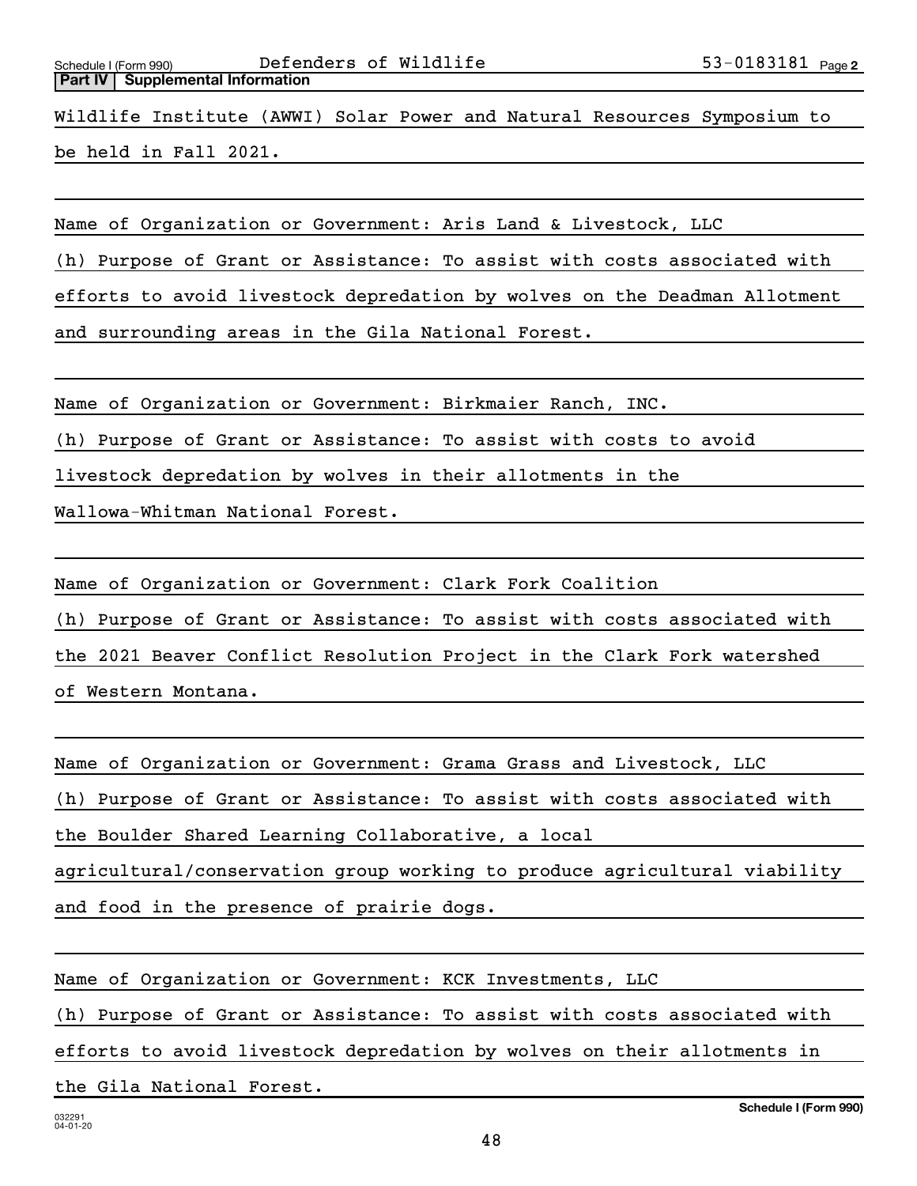**Part IV | Supplemental Information**

Wildlife Institute (AWWI) Solar Power and Natural Resources Symposium to be held in Fall 2021.

Name of Organization or Government: Aris Land & Livestock, LLC

(h) Purpose of Grant or Assistance: To assist with costs associated with efforts to avoid livestock depredation by wolves on the Deadman Allotment and surrounding areas in the Gila National Forest.

Name of Organization or Government: Birkmaier Ranch, INC.

(h) Purpose of Grant or Assistance: To assist with costs to avoid livestock depredation by wolves in their allotments in the Wallowa-Whitman National Forest.

Name of Organization or Government: Clark Fork Coalition

(h) Purpose of Grant or Assistance: To assist with costs associated with the 2021 Beaver Conflict Resolution Project in the Clark Fork watershed of Western Montana.

Name of Organization or Government: Grama Grass and Livestock, LLC

(h) Purpose of Grant or Assistance: To assist with costs associated with the Boulder Shared Learning Collaborative, a local agricultural/conservation group working to produce agricultural viability and food in the presence of prairie dogs.

Name of Organization or Government: KCK Investments, LLC

(h) Purpose of Grant or Assistance: To assist with costs associated with efforts to avoid livestock depredation by wolves on their allotments in the Gila National Forest.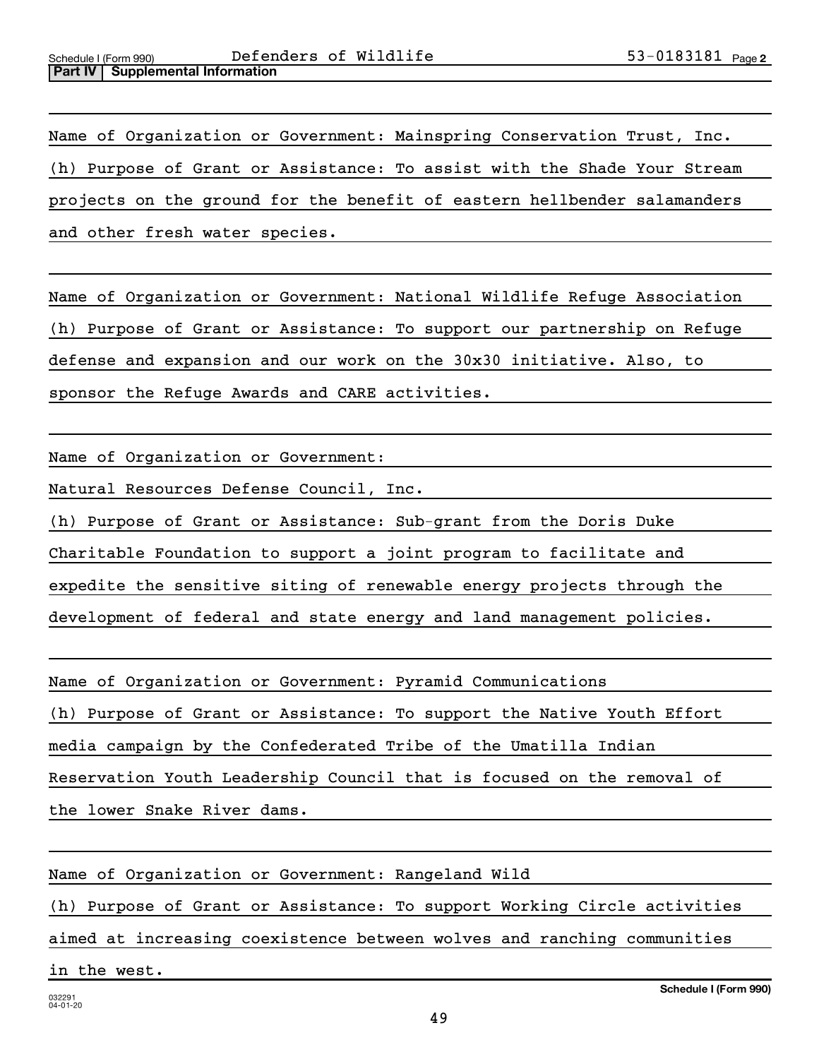**Part IV | Supplemental Information**

Name of Organization or Government: Mainspring Conservation Trust, Inc.

(h) Purpose of Grant or Assistance: To assist with the Shade Your Stream projects on the ground for the benefit of eastern hellbender salamanders and other fresh water species.

Name of Organization or Government: National Wildlife Refuge Association

(h) Purpose of Grant or Assistance: To support our partnership on Refuge defense and expansion and our work on the 30x30 initiative. Also, to sponsor the Refuge Awards and CARE activities.

Name of Organization or Government:

Natural Resources Defense Council, Inc.

(h) Purpose of Grant or Assistance: Sub-grant from the Doris Duke Charitable Foundation to support a joint program to facilitate and expedite the sensitive siting of renewable energy projects through the development of federal and state energy and land management policies.

Name of Organization or Government: Pyramid Communications

(h) Purpose of Grant or Assistance: To support the Native Youth Effort media campaign by the Confederated Tribe of the Umatilla Indian Reservation Youth Leadership Council that is focused on the removal of the lower Snake River dams.

Name of Organization or Government: Rangeland Wild

(h) Purpose of Grant or Assistance: To support Working Circle activities aimed at increasing coexistence between wolves and ranching communities in the west.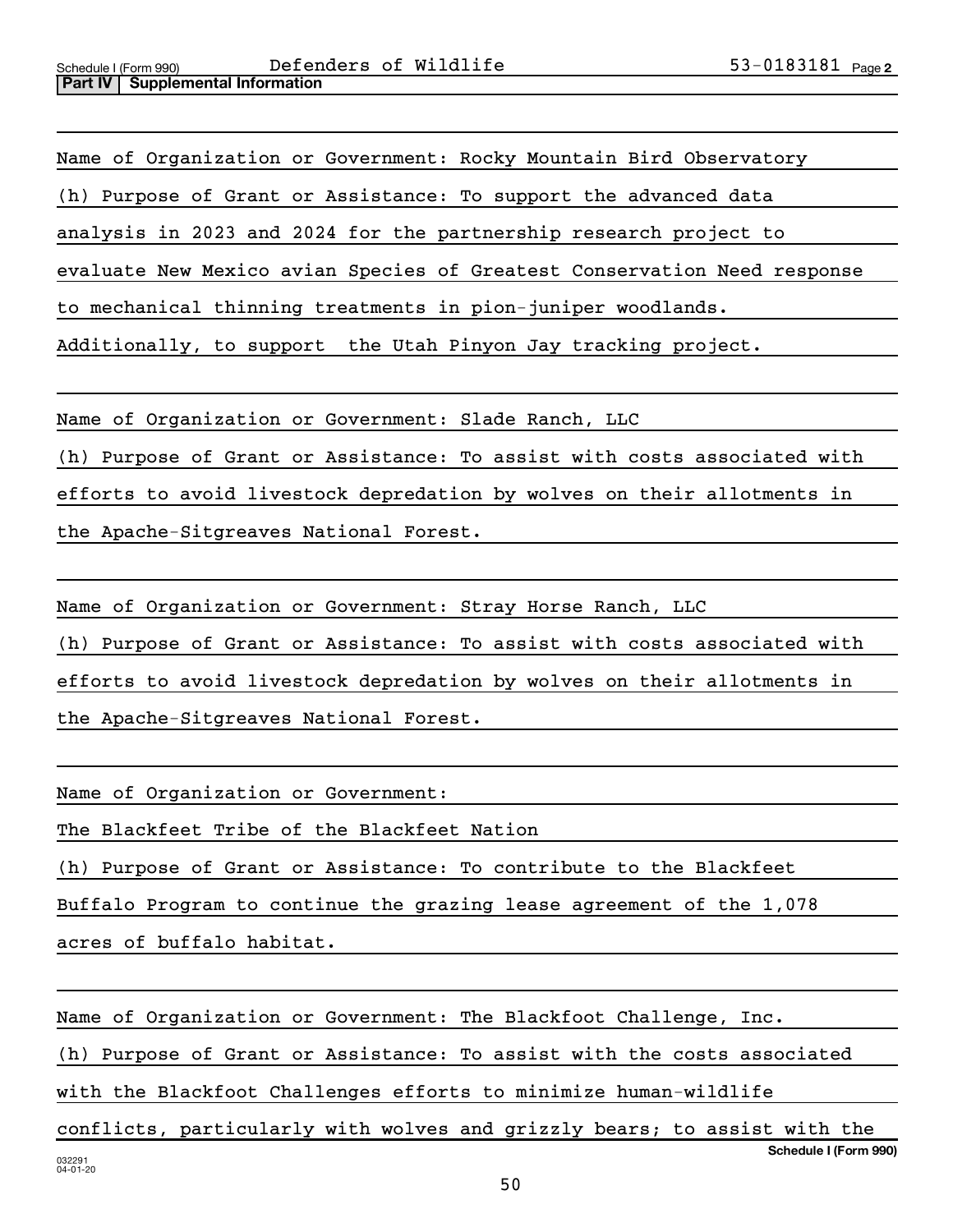**Part IV | Supplemental Information**

Name of Organization or Government: Rocky Mountain Bird Observatory

(h) Purpose of Grant or Assistance: To support the advanced data analysis in 2023 and 2024 for the partnership research project to evaluate New Mexico avian Species of Greatest Conservation Need response to mechanical thinning treatments in pion-juniper woodlands. Additionally, to support the Utah Pinyon Jay tracking project.

Name of Organization or Government: Slade Ranch, LLC

(h) Purpose of Grant or Assistance: To assist with costs associated with efforts to avoid livestock depredation by wolves on their allotments in the Apache-Sitgreaves National Forest.

Name of Organization or Government: Stray Horse Ranch, LLC

(h) Purpose of Grant or Assistance: To assist with costs associated with efforts to avoid livestock depredation by wolves on their allotments in the Apache-Sitgreaves National Forest.

Name of Organization or Government:

The Blackfeet Tribe of the Blackfeet Nation

(h) Purpose of Grant or Assistance: To contribute to the Blackfeet Buffalo Program to continue the grazing lease agreement of the 1,078 acres of buffalo habitat.

Name of Organization or Government: The Blackfoot Challenge, Inc.

(h) Purpose of Grant or Assistance: To assist with the costs associated with the Blackfoot Challenges efforts to minimize human-wildlife conflicts, particularly with wolves and grizzly bears; to assist with the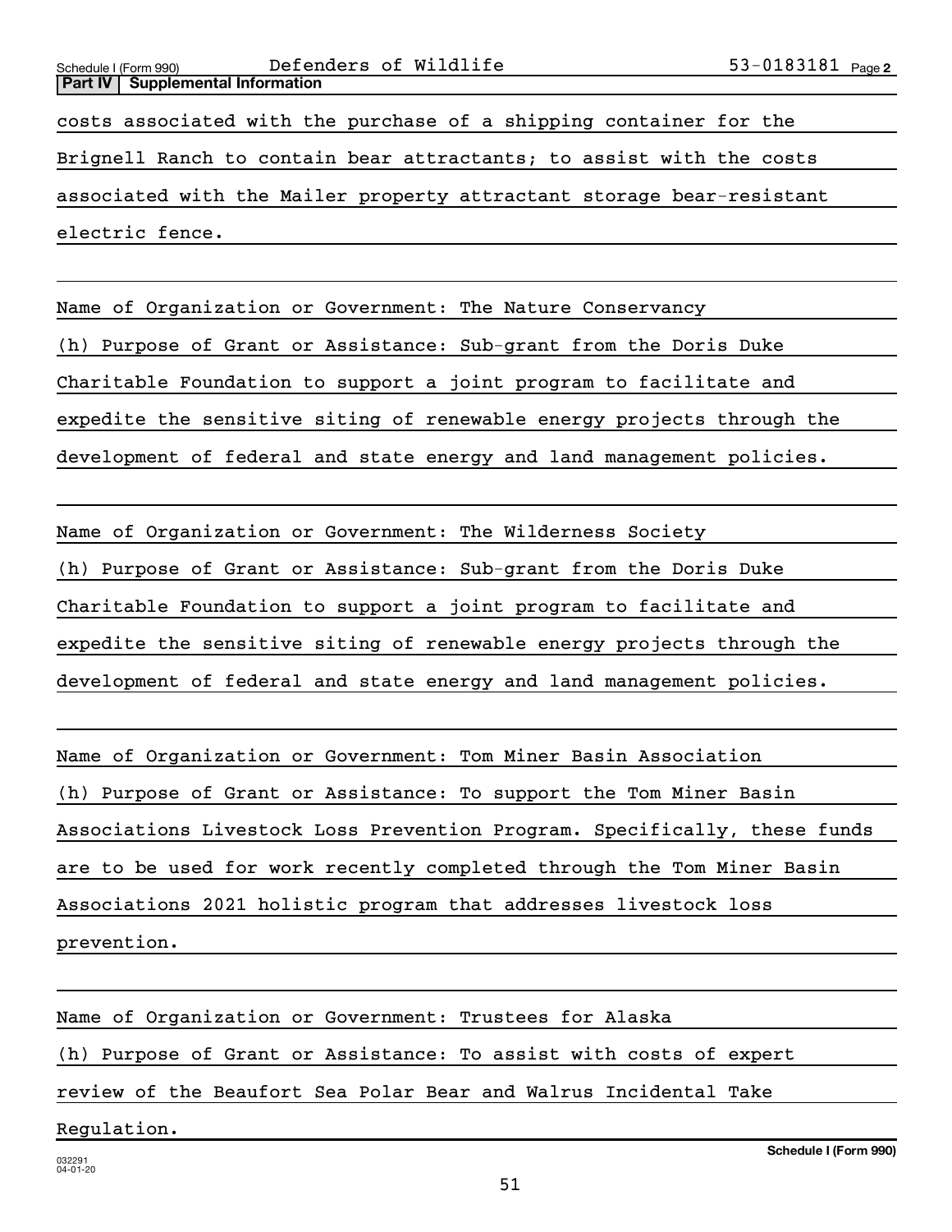**Part IV | Supplemental Information**

costs associated with the purchase of a shipping container for the Brignell Ranch to contain bear attractants; to assist with the costs associated with the Mailer property attractant storage bear-resistant electric fence.

Name of Organization or Government: The Nature Conservancy

(h) Purpose of Grant or Assistance: Sub-grant from the Doris Duke Charitable Foundation to support a joint program to facilitate and expedite the sensitive siting of renewable energy projects through the development of federal and state energy and land management policies.

Name of Organization or Government: The Wilderness Society

(h) Purpose of Grant or Assistance: Sub-grant from the Doris Duke Charitable Foundation to support a joint program to facilitate and expedite the sensitive siting of renewable energy projects through the development of federal and state energy and land management policies.

Name of Organization or Government: Tom Miner Basin Association

(h) Purpose of Grant or Assistance: To support the Tom Miner Basin Associations Livestock Loss Prevention Program. Specifically, these funds are to be used for work recently completed through the Tom Miner Basin Associations 2021 holistic program that addresses livestock loss prevention.

Name of Organization or Government: Trustees for Alaska

(h) Purpose of Grant or Assistance: To assist with costs of expert review of the Beaufort Sea Polar Bear and Walrus Incidental Take Regulation.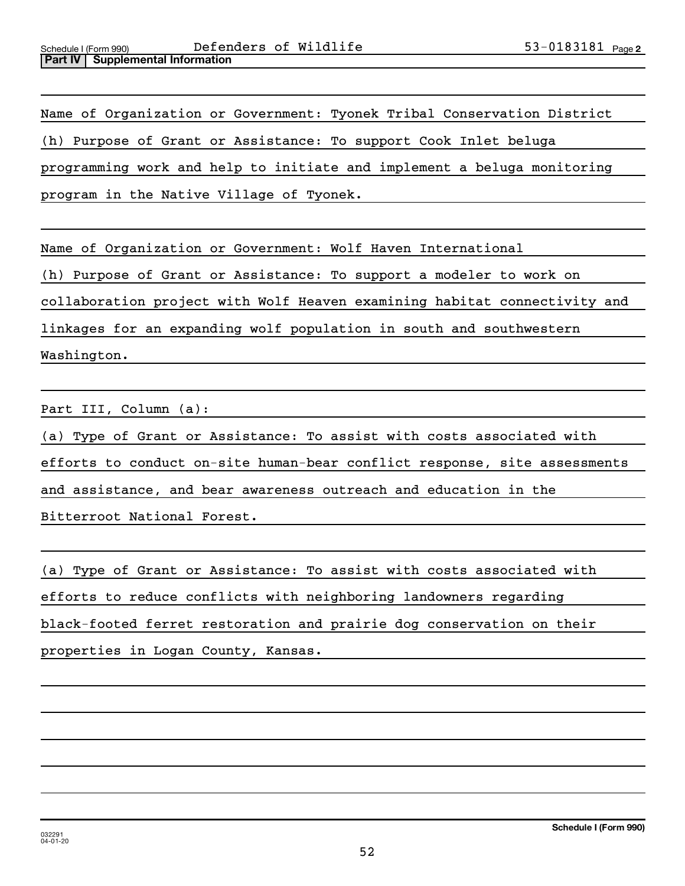Schedule I (Form 990) Defenders of Wildlife 53-0183181 Page 2

**Part IV | Supplemental Information**

Name of Organization or Government: Tyonek Tribal Conservation District

(h) Purpose of Grant or Assistance: To support Cook Inlet beluga programming work and help to initiate and implement a beluga monitoring program in the Native Village of Tyonek.

Name of Organization or Government: Wolf Haven International

(h) Purpose of Grant or Assistance: To support a modeler to work on collaboration project with Wolf Heaven examining habitat connectivity and linkages for an expanding wolf population in south and southwestern Washington.

Part III, Column (a):

(a) Type of Grant or Assistance: To assist with costs associated with efforts to conduct on-site human-bear conflict response, site assessments and assistance, and bear awareness outreach and education in the Bitterroot National Forest.

(a) Type of Grant or Assistance: To assist with costs associated with efforts to reduce conflicts with neighboring landowners regarding black-footed ferret restoration and prairie dog conservation on their properties in Logan County, Kansas.

032291
04-01-20

**Schedule I (Form 990)**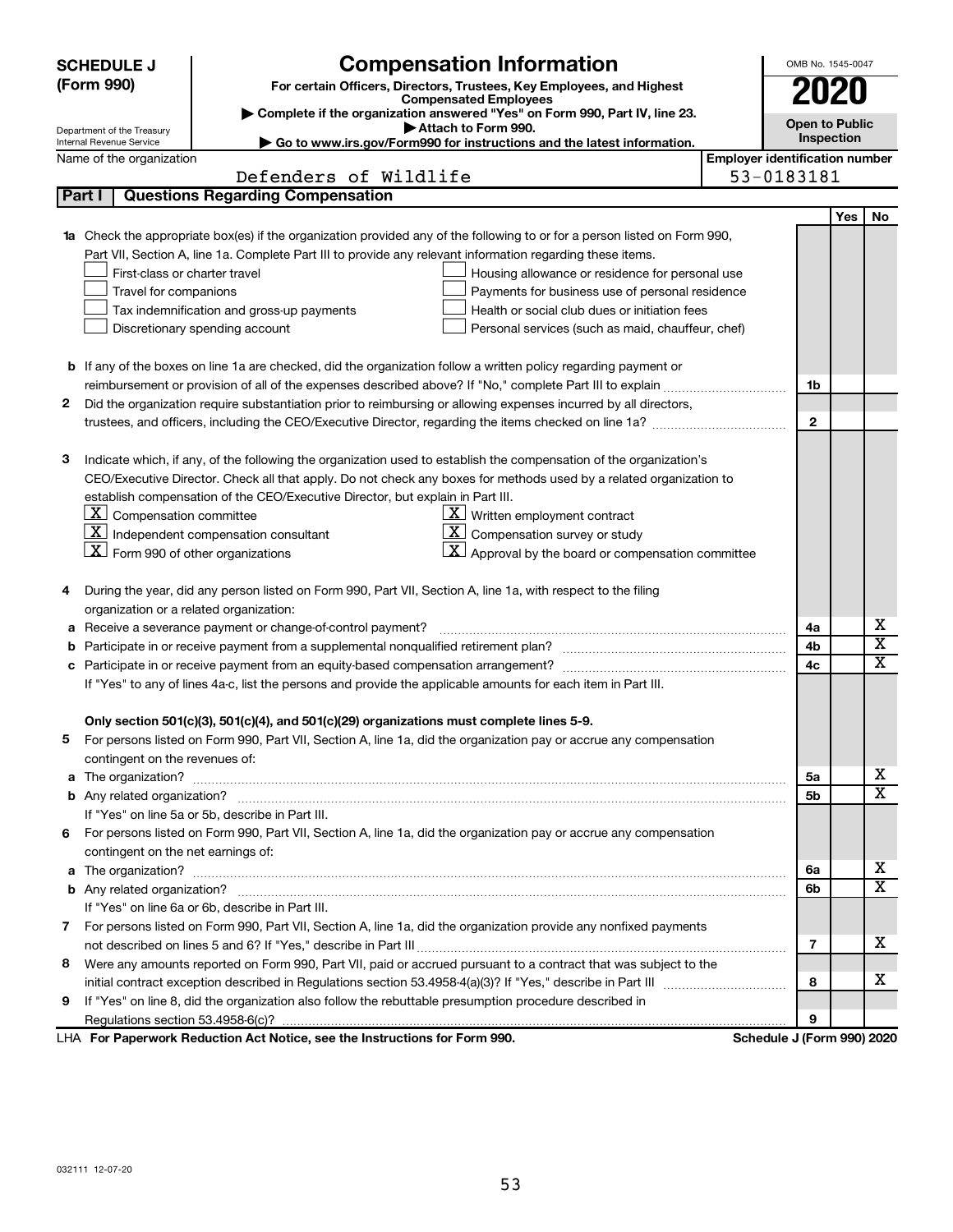**SCHEDULE J (Form 990)**

Department of the Treasury
Internal Revenue Service

# Compensation Information

**For certain Officers, Directors, Trustees, Key Employees, and Highest Compensated Employees**

▶ **Complete if the organization answered "Yes" on Form 990, Part IV, line 23.**

▶ **Attach to Form 990.**

▶ **Go to www.irs.gov/Form990 for instructions and the latest information.**

OMB No. 1545-0047

**2020**

**Open to Public Inspection**

Name of the organization: Defenders of Wildlife

**Employer identification number:** 53-0183181

## Part I — Questions Regarding Compensation

| | | | Yes | No |
|---|---|---|---|---|
| **1a** | Check the appropriate box(es) if the organization provided any of the following to or for a person listed on Form 990, Part VII, Section A, line 1a. Complete Part III to provide any relevant information regarding these items.<br>☐ First-class or charter travel ☐ Housing allowance or residence for personal use<br>☐ Travel for companions ☐ Payments for business use of personal residence<br>☐ Tax indemnification and gross-up payments ☐ Health or social club dues or initiation fees<br>☐ Discretionary spending account ☐ Personal services (such as maid, chauffeur, chef) | | | |
| **b** | If any of the boxes on line 1a are checked, did the organization follow a written policy regarding payment or reimbursement or provision of all of the expenses described above? If "No," complete Part III to explain | 1b | | |
| **2** | Did the organization require substantiation prior to reimbursing or allowing expenses incurred by all directors, trustees, and officers, including the CEO/Executive Director, regarding the items checked on line 1a? | 2 | | |
| **3** | Indicate which, if any, of the following the organization used to establish the compensation of the organization's CEO/Executive Director. Check all that apply. Do not check any boxes for methods used by a related organization to establish compensation of the CEO/Executive Director, but explain in Part III.<br>☒ Compensation committee ☒ Written employment contract<br>☒ Independent compensation consultant ☒ Compensation survey or study<br>☒ Form 990 of other organizations ☒ Approval by the board or compensation committee | | | |
| **4** | During the year, did any person listed on Form 990, Part VII, Section A, line 1a, with respect to the filing organization or a related organization: | | | |
| **a** | Receive a severance payment or change-of-control payment? | 4a | | X |
| **b** | Participate in or receive payment from a supplemental nonqualified retirement plan? | 4b | | X |
| **c** | Participate in or receive payment from an equity-based compensation arrangement? | 4c | | X |
| | If "Yes" to any of lines 4a-c, list the persons and provide the applicable amounts for each item in Part III. | | | |
| | **Only section 501(c)(3), 501(c)(4), and 501(c)(29) organizations must complete lines 5-9.** | | | |
| **5** | For persons listed on Form 990, Part VII, Section A, line 1a, did the organization pay or accrue any compensation contingent on the revenues of: | | | |
| **a** | The organization? | 5a | | X |
| **b** | Any related organization? | 5b | | X |
| | If "Yes" on line 5a or 5b, describe in Part III. | | | |
| **6** | For persons listed on Form 990, Part VII, Section A, line 1a, did the organization pay or accrue any compensation contingent on the net earnings of: | | | |
| **a** | The organization? | 6a | | X |
| **b** | Any related organization? | 6b | | X |
| | If "Yes" on line 6a or 6b, describe in Part III. | | | |
| **7** | For persons listed on Form 990, Part VII, Section A, line 1a, did the organization provide any nonfixed payments not described on lines 5 and 6? If "Yes," describe in Part III | 7 | | X |
| **8** | Were any amounts reported on Form 990, Part VII, paid or accrued pursuant to a contract that was subject to the initial contract exception described in Regulations section 53.4958-4(a)(3)? If "Yes," describe in Part III | 8 | | X |
| **9** | If "Yes" on line 8, did the organization also follow the rebuttable presumption procedure described in Regulations section 53.4958-6(c)? | 9 | | |

LHA **For Paperwork Reduction Act Notice, see the Instructions for Form 990.** **Schedule J (Form 990) 2020**

032111 12-07-20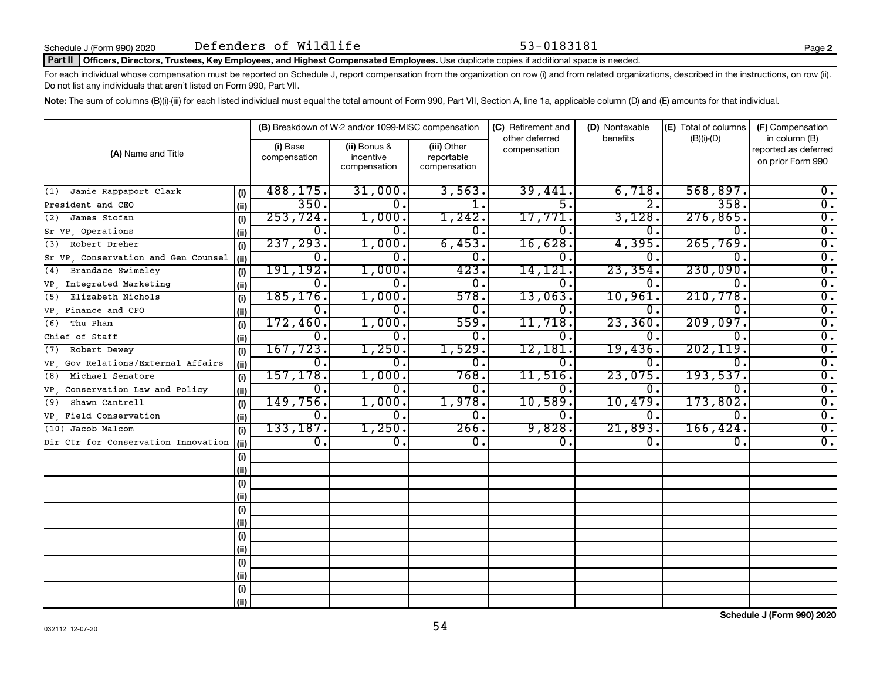Schedule J (Form 990) 2020 Defenders of Wildlife 53-0183181

**Part II Officers, Directors, Trustees, Key Employees, and Highest Compensated Employees.** Use duplicate copies if additional space is needed.

For each individual whose compensation must be reported on Schedule J, report compensation from the organization on row (i) and from related organizations, described in the instructions, on row (ii). Do not list any individuals that aren't listed on Form 990, Part VII.

**Note:** The sum of columns (B)(i)-(iii) for each listed individual must equal the total amount of Form 990, Part VII, Section A, line 1a, applicable column (D) and (E) amounts for that individual.

| (A) Name and Title | | (B) Breakdown of W-2 and/or 1099-MISC compensation | | | (C) Retirement and other deferred compensation | (D) Nontaxable benefits | (E) Total of columns (B)(i)-(D) | (F) Compensation in column (B) reported as deferred on prior Form 990 |
|---|---|---|---|---|---|---|---|---|
| | | (i) Base compensation | (ii) Bonus & incentive compensation | (iii) Other reportable compensation | | | | |
| (1) Jamie Rappaport Clark | (i) | 488,175. | 31,000. | 3,563. | 39,441. | 6,718. | 568,897. | 0. |
| President and CEO | (ii) | 350. | 0. | 1. | 5. | 2. | 358. | 0. |
| (2) James Stofan | (i) | 253,724. | 1,000. | 1,242. | 17,771. | 3,128. | 276,865. | 0. |
| Sr VP, Operations | (ii) | 0. | 0. | 0. | 0. | 0. | 0. | 0. |
| (3) Robert Dreher | (i) | 237,293. | 1,000. | 6,453. | 16,628. | 4,395. | 265,769. | 0. |
| Sr VP, Conservation and Gen Counsel | (ii) | 0. | 0. | 0. | 0. | 0. | 0. | 0. |
| (4) Brandace Swimeley | (i) | 191,192. | 1,000. | 423. | 14,121. | 23,354. | 230,090. | 0. |
| VP, Integrated Marketing | (ii) | 0. | 0. | 0. | 0. | 0. | 0. | 0. |
| (5) Elizabeth Nichols | (i) | 185,176. | 1,000. | 578. | 13,063. | 10,961. | 210,778. | 0. |
| VP, Finance and CFO | (ii) | 0. | 0. | 0. | 0. | 0. | 0. | 0. |
| (6) Thu Pham | (i) | 172,460. | 1,000. | 559. | 11,718. | 23,360. | 209,097. | 0. |
| Chief of Staff | (ii) | 0. | 0. | 0. | 0. | 0. | 0. | 0. |
| (7) Robert Dewey | (i) | 167,723. | 1,250. | 1,529. | 12,181. | 19,436. | 202,119. | 0. |
| VP, Gov Relations/External Affairs | (ii) | 0. | 0. | 0. | 0. | 0. | 0. | 0. |
| (8) Michael Senatore | (i) | 157,178. | 1,000. | 768. | 11,516. | 23,075. | 193,537. | 0. |
| VP, Conservation Law and Policy | (ii) | 0. | 0. | 0. | 0. | 0. | 0. | 0. |
| (9) Shawn Cantrell | (i) | 149,756. | 1,000. | 1,978. | 10,589. | 10,479. | 173,802. | 0. |
| VP, Field Conservation | (ii) | 0. | 0. | 0. | 0. | 0. | 0. | 0. |
| (10) Jacob Malcom | (i) | 133,187. | 1,250. | 266. | 9,828. | 21,893. | 166,424. | 0. |
| Dir Ctr for Conservation Innovation | (ii) | 0. | 0. | 0. | 0. | 0. | 0. | 0. |
| | (i) | | | | | | | |
| | (ii) | | | | | | | |
| | (i) | | | | | | | |
| | (ii) | | | | | | | |
| | (i) | | | | | | | |
| | (ii) | | | | | | | |
| | (i) | | | | | | | |
| | (ii) | | | | | | | |
| | (i) | | | | | | | |
| | (ii) | | | | | | | |
| | (i) | | | | | | | |
| | (ii) | | | | | | | |

032112 12-07-20

**Schedule J (Form 990) 2020**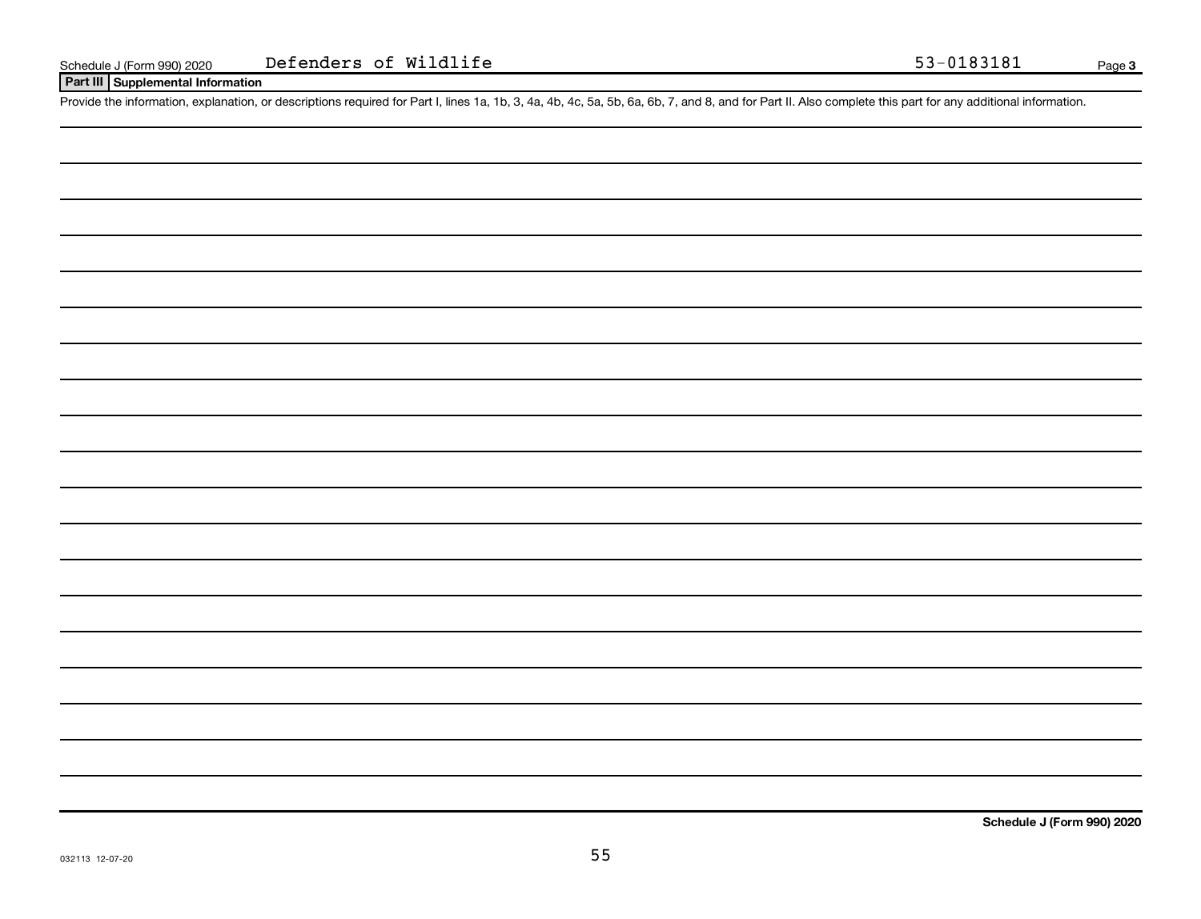Schedule J (Form 990) 2020 Defenders of Wildlife 53-0183181

## Part III Supplemental Information

Provide the information, explanation, or descriptions required for Part I, lines 1a, 1b, 3, 4a, 4b, 4c, 5a, 5b, 6a, 6b, 7, and 8, and for Part II. Also complete this part for any additional information.

**Schedule J (Form 990) 2020**

032113 12-07-20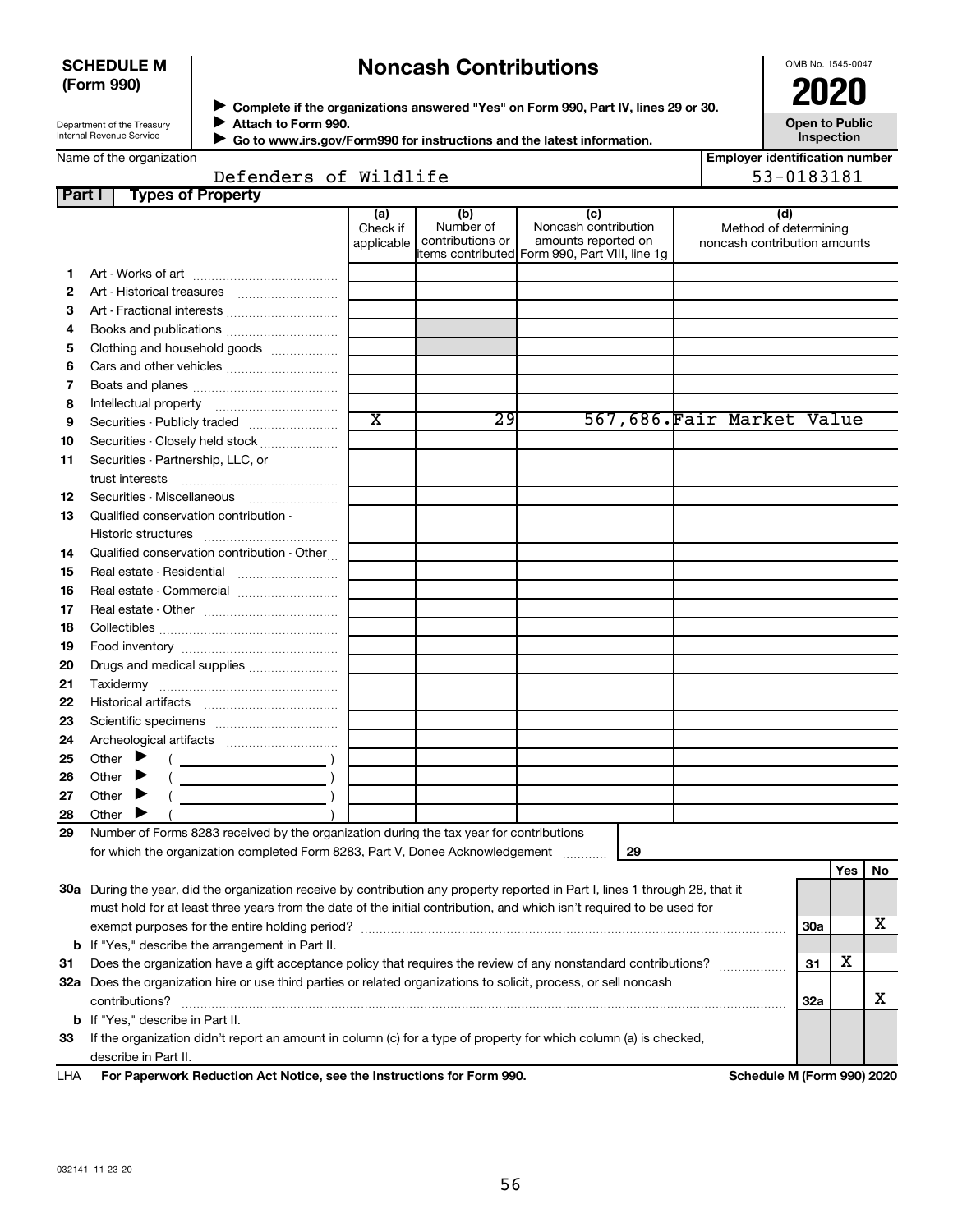**SCHEDULE M (Form 990)**

Department of the Treasury
Internal Revenue Service

# Noncash Contributions

▶ Complete if the organizations answered "Yes" on Form 990, Part IV, lines 29 or 30.
▶ Attach to Form 990.
▶ Go to www.irs.gov/Form990 for instructions and the latest information.

OMB No. 1545-0047

**2020**

**Open to Public Inspection**

Name of the organization: Defenders of Wildlife

Employer identification number: 53-0183181

## Part I Types of Property

| | | (a) Check if applicable | (b) Number of contributions or items contributed | (c) Noncash contribution amounts reported on Form 990, Part VIII, line 1g | (d) Method of determining noncash contribution amounts |
|---|---|---|---|---|---|
| 1 | Art - Works of art | | | | |
| 2 | Art - Historical treasures | | | | |
| 3 | Art - Fractional interests | | | | |
| 4 | Books and publications | | | | |
| 5 | Clothing and household goods | | | | |
| 6 | Cars and other vehicles | | | | |
| 7 | Boats and planes | | | | |
| 8 | Intellectual property | | | | |
| 9 | Securities - Publicly traded | X | 29 | 567,686. | Fair Market Value |
| 10 | Securities - Closely held stock | | | | |
| 11 | Securities - Partnership, LLC, or trust interests | | | | |
| 12 | Securities - Miscellaneous | | | | |
| 13 | Qualified conservation contribution - Historic structures | | | | |
| 14 | Qualified conservation contribution - Other | | | | |
| 15 | Real estate - Residential | | | | |
| 16 | Real estate - Commercial | | | | |
| 17 | Real estate - Other | | | | |
| 18 | Collectibles | | | | |
| 19 | Food inventory | | | | |
| 20 | Drugs and medical supplies | | | | |
| 21 | Taxidermy | | | | |
| 22 | Historical artifacts | | | | |
| 23 | Scientific specimens | | | | |
| 24 | Archeological artifacts | | | | |
| 25 | Other ▶ ( ) | | | | |
| 26 | Other ▶ ( ) | | | | |
| 27 | Other ▶ ( ) | | | | |
| 28 | Other ▶ ( ) | | | | |

29 Number of Forms 8283 received by the organization during the tax year for contributions for which the organization completed Form 8283, Part V, Donee Acknowledgement ........ **29**

| | | | Yes | No |
|---|---|---|---|---|
| 30a | During the year, did the organization receive by contribution any property reported in Part I, lines 1 through 28, that it must hold for at least three years from the date of the initial contribution, and which isn't required to be used for exempt purposes for the entire holding period? | 30a | | X |
| b | If "Yes," describe the arrangement in Part II. | | | |
| 31 | Does the organization have a gift acceptance policy that requires the review of any nonstandard contributions? | 31 | X | |
| 32a | Does the organization hire or use third parties or related organizations to solicit, process, or sell noncash contributions? | 32a | | X |
| b | If "Yes," describe in Part II. | | | |
| 33 | If the organization didn't report an amount in column (c) for a type of property for which column (a) is checked, describe in Part II. | | | |

LHA **For Paperwork Reduction Act Notice, see the Instructions for Form 990.** **Schedule M (Form 990) 2020**

032141 11-23-20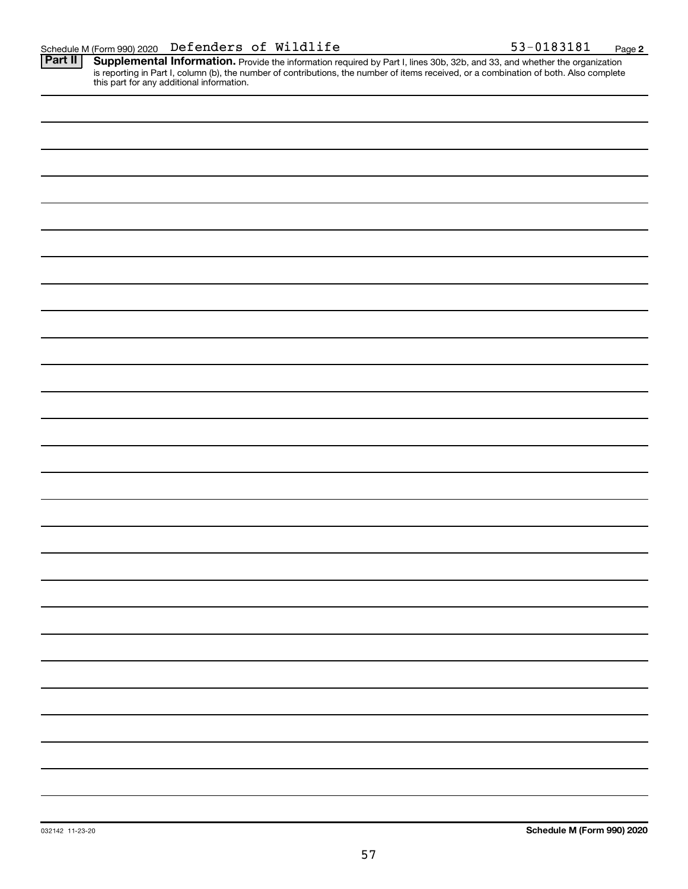Schedule M (Form 990) 2020 Defenders of Wildlife 53-0183181 Page **2**

**Part II** **Supplemental Information.** Provide the information required by Part I, lines 30b, 32b, and 33, and whether the organization is reporting in Part I, column (b), the number of contributions, the number of items received, or a combination of both. Also complete this part for any additional information.

032142 11-23-20 **Schedule M (Form 990) 2020**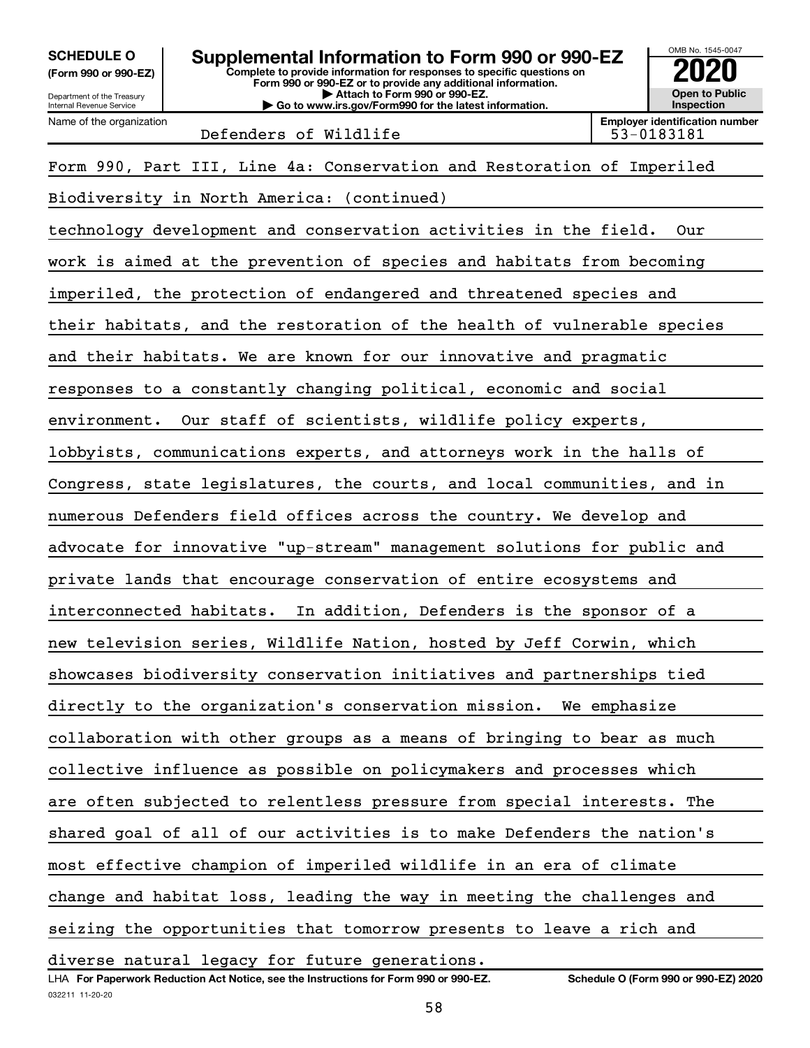**SCHEDULE O**
**(Form 990 or 990-EZ)**

Department of the Treasury
Internal Revenue Service

# Supplemental Information to Form 990 or 990-EZ

**Complete to provide information for responses to specific questions on Form 990 or 990-EZ or to provide any additional information.**
**▶ Attach to Form 990 or 990-EZ.**
**▶ Go to www.irs.gov/Form990 for the latest information.**

OMB No. 1545-0047

**2020**

**Open to Public Inspection**

| Name of the organization | Employer identification number |
|---|---|
| Defenders of Wildlife | 53-0183181 |

Form 990, Part III, Line 4a: Conservation and Restoration of Imperiled Biodiversity in North America: (continued)

technology development and conservation activities in the field. Our work is aimed at the prevention of species and habitats from becoming imperiled, the protection of endangered and threatened species and their habitats, and the restoration of the health of vulnerable species and their habitats. We are known for our innovative and pragmatic responses to a constantly changing political, economic and social environment. Our staff of scientists, wildlife policy experts, lobbyists, communications experts, and attorneys work in the halls of Congress, state legislatures, the courts, and local communities, and in numerous Defenders field offices across the country. We develop and advocate for innovative "up-stream" management solutions for public and private lands that encourage conservation of entire ecosystems and interconnected habitats. In addition, Defenders is the sponsor of a new television series, Wildlife Nation, hosted by Jeff Corwin, which showcases biodiversity conservation initiatives and partnerships tied directly to the organization's conservation mission. We emphasize collaboration with other groups as a means of bringing to bear as much collective influence as possible on policymakers and processes which are often subjected to relentless pressure from special interests. The shared goal of all of our activities is to make Defenders the nation's most effective champion of imperiled wildlife in an era of climate change and habitat loss, leading the way in meeting the challenges and seizing the opportunities that tomorrow presents to leave a rich and diverse natural legacy for future generations.

LHA **For Paperwork Reduction Act Notice, see the Instructions for Form 990 or 990-EZ.** **Schedule O (Form 990 or 990-EZ) 2020**

032211 11-20-20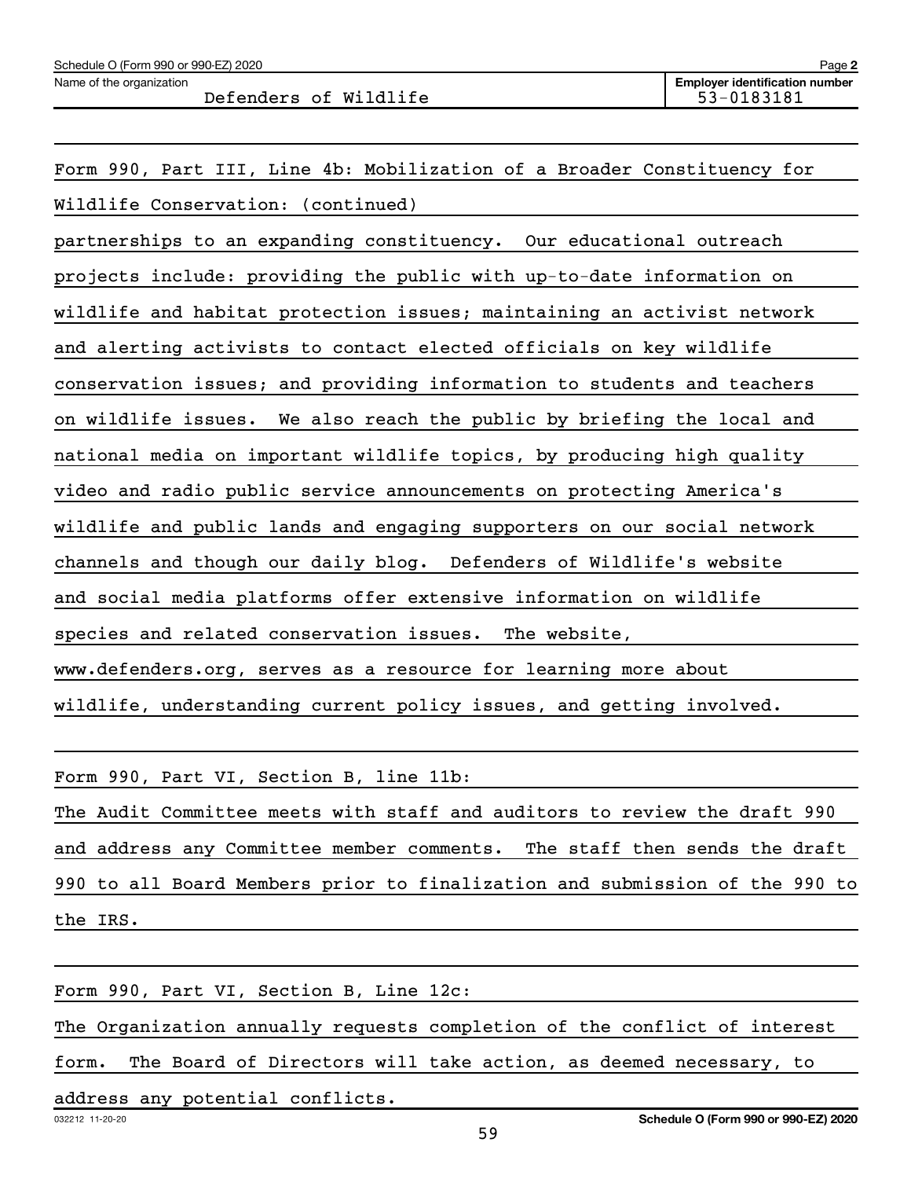Name of the organization: Defenders of Wildlife

Employer identification number: 53-0183181

Form 990, Part III, Line 4b: Mobilization of a Broader Constituency for Wildlife Conservation: (continued)

partnerships to an expanding constituency. Our educational outreach projects include: providing the public with up-to-date information on wildlife and habitat protection issues; maintaining an activist network and alerting activists to contact elected officials on key wildlife conservation issues; and providing information to students and teachers on wildlife issues. We also reach the public by briefing the local and national media on important wildlife topics, by producing high quality video and radio public service announcements on protecting America's wildlife and public lands and engaging supporters on our social network channels and though our daily blog. Defenders of Wildlife's website and social media platforms offer extensive information on wildlife species and related conservation issues. The website, www.defenders.org, serves as a resource for learning more about wildlife, understanding current policy issues, and getting involved.

Form 990, Part VI, Section B, line 11b:

The Audit Committee meets with staff and auditors to review the draft 990 and address any Committee member comments. The staff then sends the draft 990 to all Board Members prior to finalization and submission of the 990 to the IRS.

Form 990, Part VI, Section B, Line 12c:

The Organization annually requests completion of the conflict of interest form. The Board of Directors will take action, as deemed necessary, to address any potential conflicts.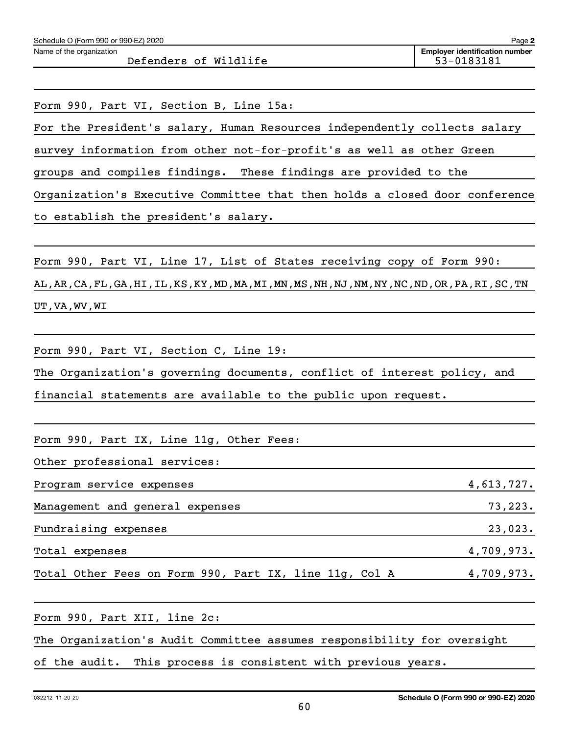Schedule O (Form 990 or 990-EZ) 2020 Page **2**

| Name of the organization | Employer identification number |
|---|---|
| Defenders of Wildlife | 53-0183181 |

Form 990, Part VI, Section B, Line 15a:

For the President's salary, Human Resources independently collects salary survey information from other not-for-profit's as well as other Green groups and compiles findings. These findings are provided to the Organization's Executive Committee that then holds a closed door conference to establish the president's salary.

Form 990, Part VI, Line 17, List of States receiving copy of Form 990:

AL,AR,CA,FL,GA,HI,IL,KS,KY,MD,MA,MI,MN,MS,NH,NJ,NM,NY,NC,ND,OR,PA,RI,SC,TN UT,VA,WV,WI

Form 990, Part VI, Section C, Line 19:

The Organization's governing documents, conflict of interest policy, and financial statements are available to the public upon request.

Form 990, Part IX, Line 11g, Other Fees:

Other professional services:

| | |
|---|---|
| Program service expenses | 4,613,727. |
| Management and general expenses | 73,223. |
| Fundraising expenses | 23,023. |
| Total expenses | 4,709,973. |
| Total Other Fees on Form 990, Part IX, line 11g, Col A | 4,709,973. |

Form 990, Part XII, line 2c:

The Organization's Audit Committee assumes responsibility for oversight of the audit. This process is consistent with previous years.

032212 11-20-20 **Schedule O (Form 990 or 990-EZ) 2020**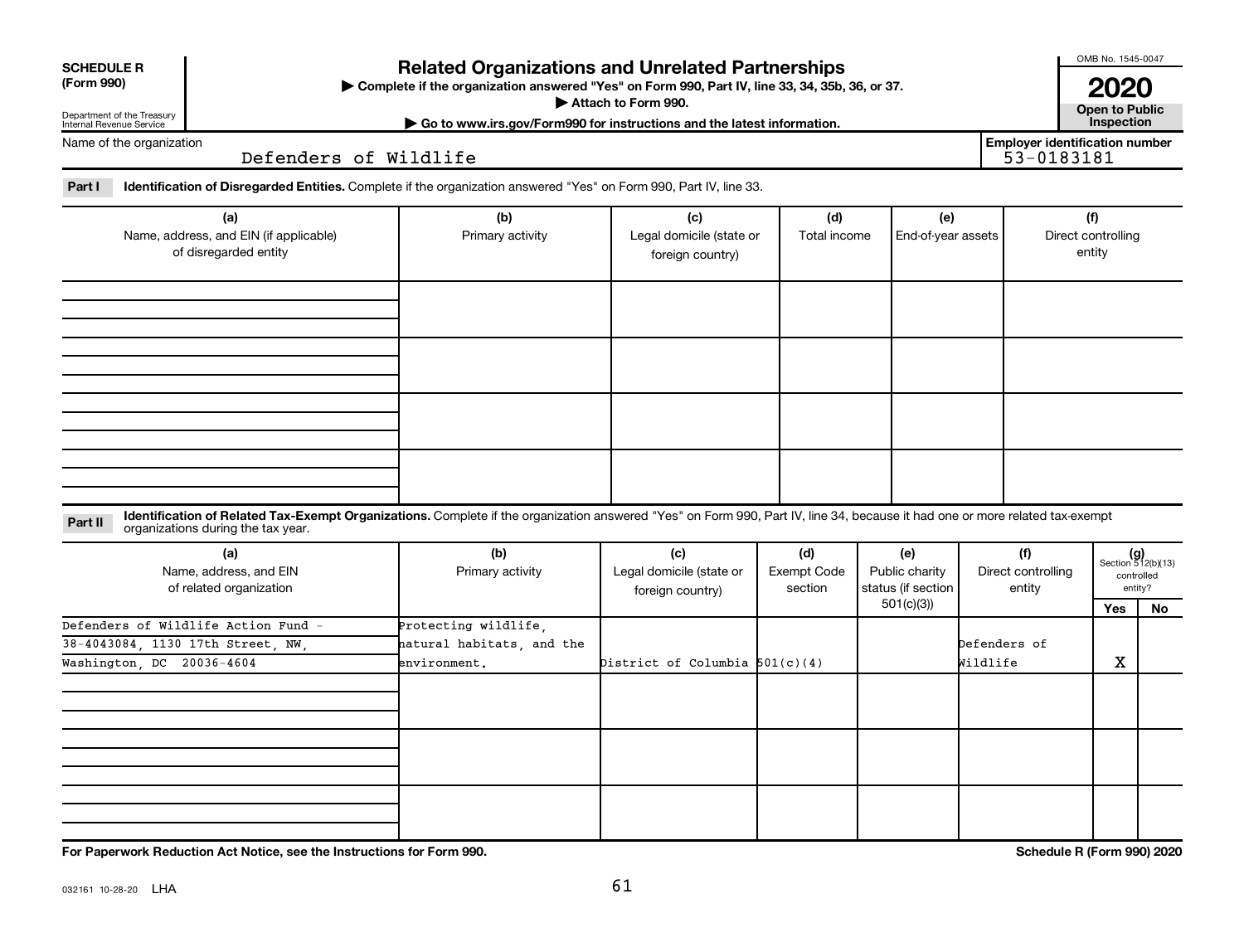**SCHEDULE R (Form 990)**

Department of the Treasury
Internal Revenue Service

# Related Organizations and Unrelated Partnerships

▶ Complete if the organization answered "Yes" on Form 990, Part IV, line 33, 34, 35b, 36, or 37.
▶ Attach to Form 990.
▶ Go to www.irs.gov/Form990 for instructions and the latest information.

OMB No. 1545-0047

**2020**

**Open to Public Inspection**

Name of the organization: Defenders of Wildlife

Employer identification number: 53-0183181

**Part I** **Identification of Disregarded Entities.** Complete if the organization answered "Yes" on Form 990, Part IV, line 33.

| (a) Name, address, and EIN (if applicable) of disregarded entity | (b) Primary activity | (c) Legal domicile (state or foreign country) | (d) Total income | (e) End-of-year assets | (f) Direct controlling entity |
|---|---|---|---|---|---|
| | | | | | |
| | | | | | |
| | | | | | |
| | | | | | |

**Part II** **Identification of Related Tax-Exempt Organizations.** Complete if the organization answered "Yes" on Form 990, Part IV, line 34, because it had one or more related tax-exempt organizations during the tax year.

| (a) Name, address, and EIN of related organization | (b) Primary activity | (c) Legal domicile (state or foreign country) | (d) Exempt Code section | (e) Public charity status (if section 501(c)(3)) | (f) Direct controlling entity | (g) Section 512(b)(13) controlled entity? Yes | No |
|---|---|---|---|---|---|---|---|
| Defenders of Wildlife Action Fund - 38-4043084, 1130 17th Street, NW, Washington, DC 20036-4604 | Protecting wildlife, natural habitats, and the environment. | District of Columbia | 501(c)(4) | | Defenders of Wildlife | X | |
| | | | | | | | |
| | | | | | | | |
| | | | | | | | |

For Paperwork Reduction Act Notice, see the Instructions for Form 990.

Schedule R (Form 990) 2020

032161 10-28-20 LHA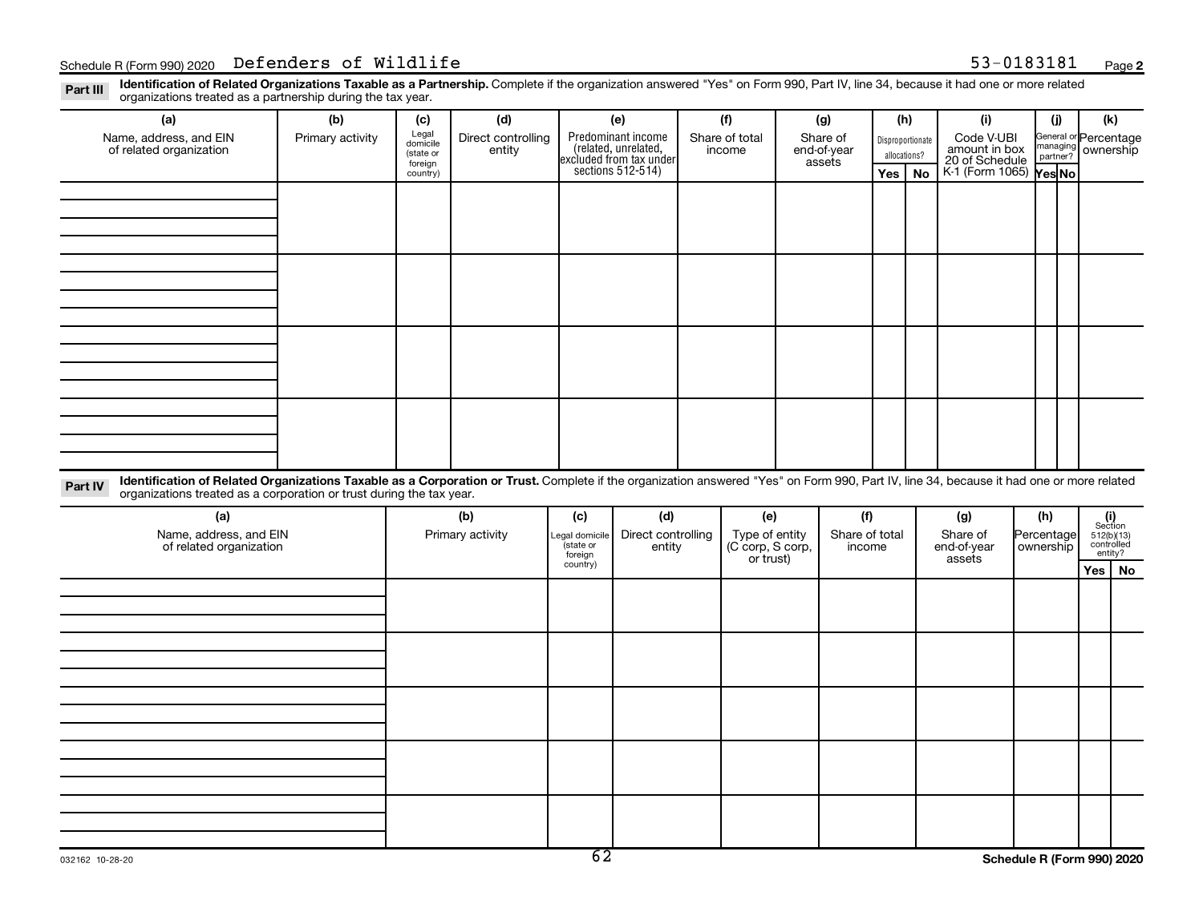Schedule R (Form 990) 2020 Defenders of Wildlife 53-0183181 Page **2**

**Part III** **Identification of Related Organizations Taxable as a Partnership.** Complete if the organization answered "Yes" on Form 990, Part IV, line 34, because it had one or more related organizations treated as a partnership during the tax year.

| (a) Name, address, and EIN of related organization | (b) Primary activity | (c) Legal domicile (state or foreign country) | (d) Direct controlling entity | (e) Predominant income (related, unrelated, excluded from tax under sections 512-514) | (f) Share of total income | (g) Share of end-of-year assets | (h) Disproportionate allocations? Yes | (h) No | (i) Code V-UBI amount in box 20 of Schedule K-1 (Form 1065) | (j) General or managing partner? Yes | (j) No | (k) Percentage ownership |
|---|---|---|---|---|---|---|---|---|---|---|---|---|
| | | | | | | | | | | | | |
| | | | | | | | | | | | | |
| | | | | | | | | | | | | |
| | | | | | | | | | | | | |

**Part IV** **Identification of Related Organizations Taxable as a Corporation or Trust.** Complete if the organization answered "Yes" on Form 990, Part IV, line 34, because it had one or more related organizations treated as a corporation or trust during the tax year.

| (a) Name, address, and EIN of related organization | (b) Primary activity | (c) Legal domicile (state or foreign country) | (d) Direct controlling entity | (e) Type of entity (C corp, S corp, or trust) | (f) Share of total income | (g) Share of end-of-year assets | (h) Percentage ownership | (i) Section 512(b)(13) controlled entity? Yes | (i) No |
|---|---|---|---|---|---|---|---|---|---|
| | | | | | | | | | |
| | | | | | | | | | |
| | | | | | | | | | |
| | | | | | | | | | |
| | | | | | | | | | |

032162 10-28-20 **Schedule R (Form 990) 2020**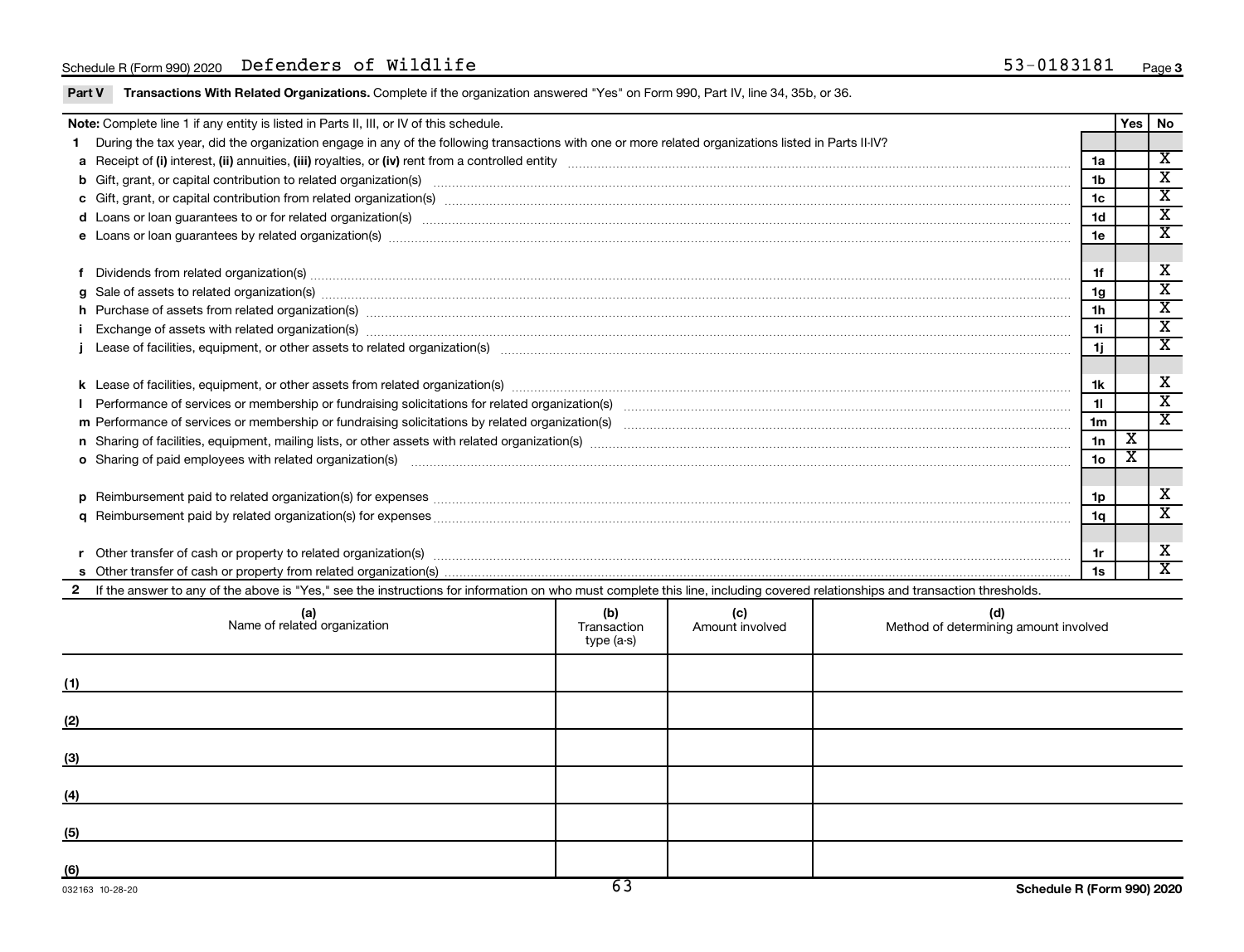Schedule R (Form 990) 2020 Defenders of Wildlife 53-0183181 Page 3

**Part V Transactions With Related Organizations.** Complete if the organization answered "Yes" on Form 990, Part IV, line 34, 35b, or 36.

| **Note:** Complete line 1 if any entity is listed in Parts II, III, or IV of this schedule. | | Yes | No |
|---|---|---|---|
| **1** During the tax year, did the organization engage in any of the following transactions with one or more related organizations listed in Parts II-IV? | | | |
| **a** Receipt of **(i)** interest, **(ii)** annuities, **(iii)** royalties, or **(iv)** rent from a controlled entity | 1a | | X |
| **b** Gift, grant, or capital contribution to related organization(s) | 1b | | X |
| **c** Gift, grant, or capital contribution from related organization(s) | 1c | | X |
| **d** Loans or loan guarantees to or for related organization(s) | 1d | | X |
| **e** Loans or loan guarantees by related organization(s) | 1e | | X |
| **f** Dividends from related organization(s) | 1f | | X |
| **g** Sale of assets to related organization(s) | 1g | | X |
| **h** Purchase of assets from related organization(s) | 1h | | X |
| **i** Exchange of assets with related organization(s) | 1i | | X |
| **j** Lease of facilities, equipment, or other assets to related organization(s) | 1j | | X |
| **k** Lease of facilities, equipment, or other assets from related organization(s) | 1k | | X |
| **l** Performance of services or membership or fundraising solicitations for related organization(s) | 1l | | X |
| **m** Performance of services or membership or fundraising solicitations by related organization(s) | 1m | | X |
| **n** Sharing of facilities, equipment, mailing lists, or other assets with related organization(s) | 1n | X | |
| **o** Sharing of paid employees with related organization(s) | 1o | X | |
| **p** Reimbursement paid to related organization(s) for expenses | 1p | | X |
| **q** Reimbursement paid by related organization(s) for expenses | 1q | | X |
| **r** Other transfer of cash or property to related organization(s) | 1r | | X |
| **s** Other transfer of cash or property from related organization(s) | 1s | | X |

**2** If the answer to any of the above is "Yes," see the instructions for information on who must complete this line, including covered relationships and transaction thresholds.

| (a) Name of related organization | (b) Transaction type (a-s) | (c) Amount involved | (d) Method of determining amount involved |
|---|---|---|---|
| (1) | | | |
| (2) | | | |
| (3) | | | |
| (4) | | | |
| (5) | | | |
| (6) | | | |

032163 10-28-20 **Schedule R (Form 990) 2020**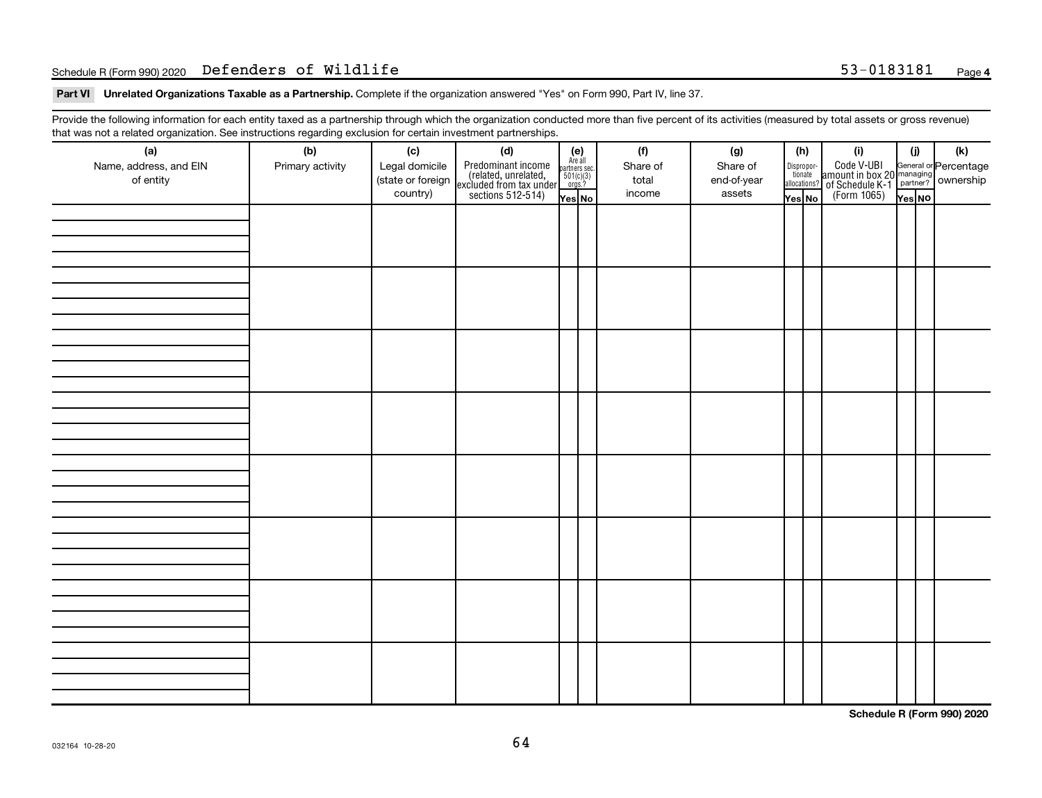Schedule R (Form 990) 2020 Defenders of Wildlife 53-0183181 Page **4**

**Part VI Unrelated Organizations Taxable as a Partnership.** Complete if the organization answered "Yes" on Form 990, Part IV, line 37.

Provide the following information for each entity taxed as a partnership through which the organization conducted more than five percent of its activities (measured by total assets or gross revenue) that was not a related organization. See instructions regarding exclusion for certain investment partnerships.

| (a) Name, address, and EIN of entity | (b) Primary activity | (c) Legal domicile (state or foreign country) | (d) Predominant income (related, unrelated, excluded from tax under sections 512-514) | (e) Are all partners sec. 501(c)(3) orgs.? Yes | (e) No | (f) Share of total income | (g) Share of end-of-year assets | (h) Disproportionate allocations? Yes | (h) No | (i) Code V-UBI amount in box 20 of Schedule K-1 (Form 1065) | (j) General or managing partner? Yes | (j) No | (k) Percentage ownership |
|---|---|---|---|---|---|---|---|---|---|---|---|---|---|
| | | | | | | | | | | | | | |
| | | | | | | | | | | | | | |
| | | | | | | | | | | | | | |
| | | | | | | | | | | | | | |
| | | | | | | | | | | | | | |
| | | | | | | | | | | | | | |
| | | | | | | | | | | | | | |
| | | | | | | | | | | | | | |

**Schedule R (Form 990) 2020**

032164 10-28-20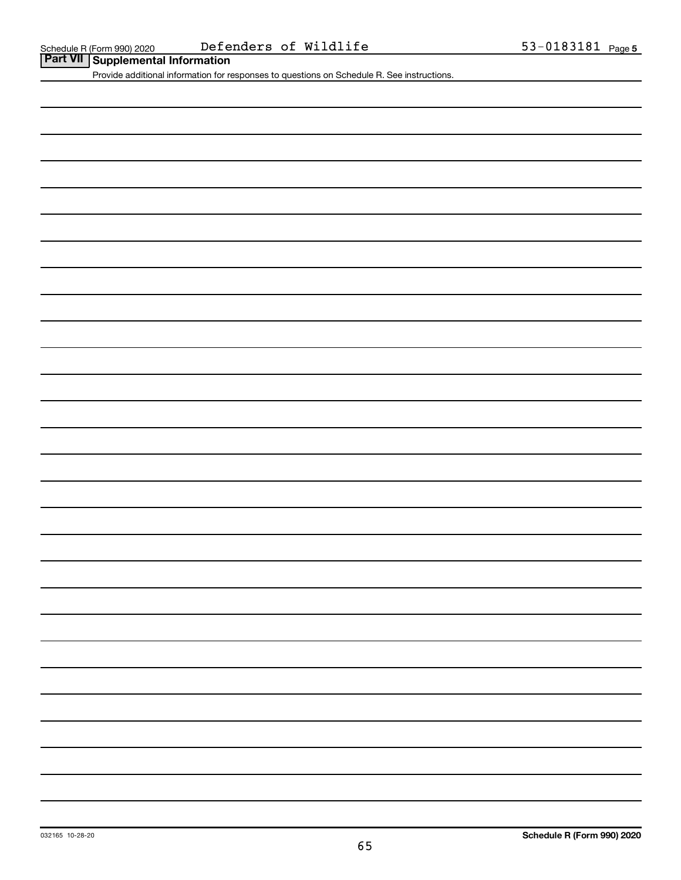Schedule R (Form 990) 2020 Defenders of Wildlife 53-0183181 Page 5

## Part VII Supplemental Information

Provide additional information for responses to questions on Schedule R. See instructions.

032165 10-28-20

**Schedule R (Form 990) 2020**